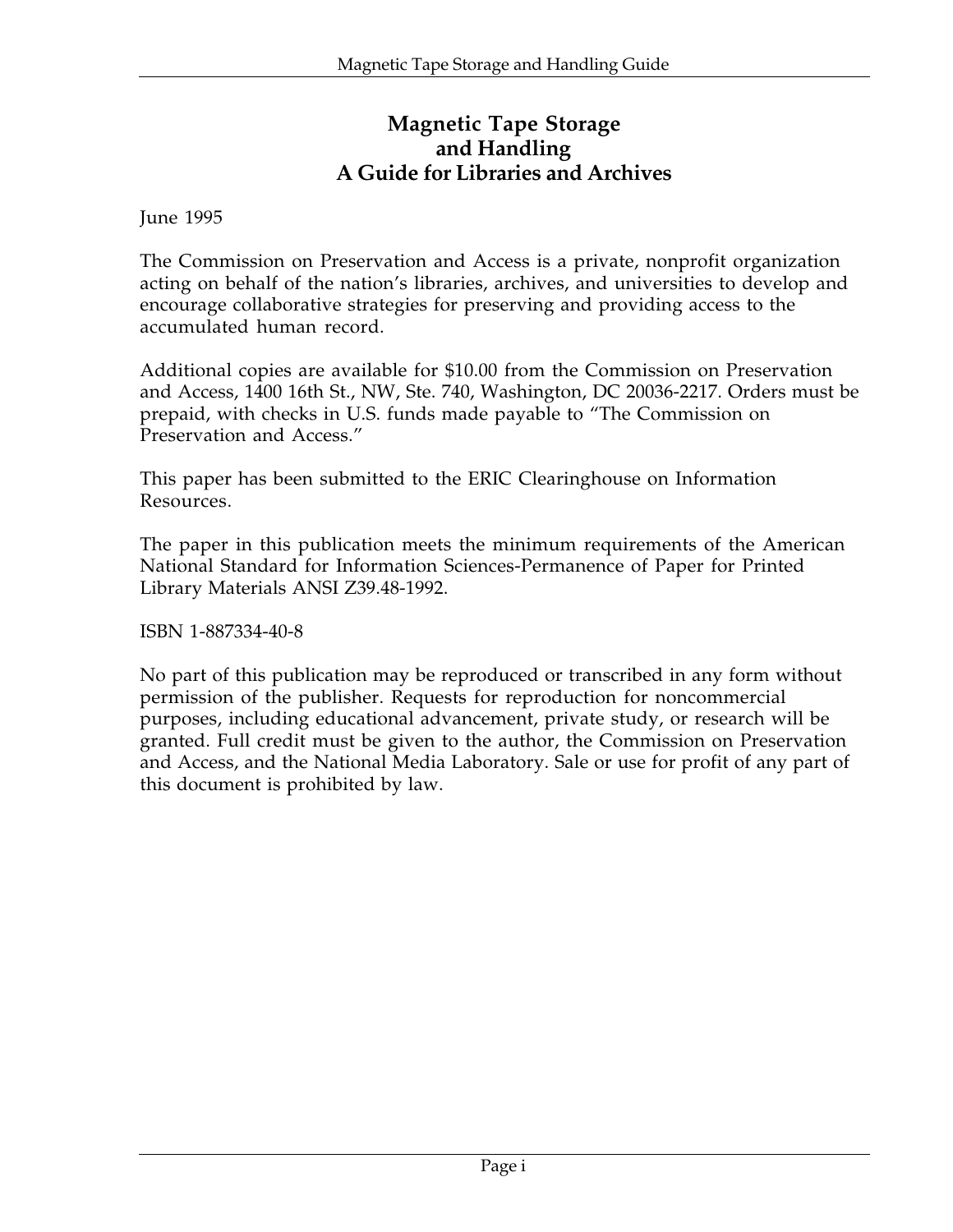# Magnetic Tape Storage and Handling
# A Guide for Libraries and Archives

June 1995

The Commission on Preservation and Access is a private, nonprofit organization acting on behalf of the nation's libraries, archives, and universities to develop and encourage collaborative strategies for preserving and providing access to the accumulated human record.

Additional copies are available for $10.00 from the Commission on Preservation and Access, 1400 16th St., NW, Ste. 740, Washington, DC 20036-2217. Orders must be prepaid, with checks in U.S. funds made payable to "The Commission on Preservation and Access."

This paper has been submitted to the ERIC Clearinghouse on Information Resources.

The paper in this publication meets the minimum requirements of the American National Standard for Information Sciences-Permanence of Paper for Printed Library Materials ANSI Z39.48-1992.

ISBN 1-887334-40-8

No part of this publication may be reproduced or transcribed in any form without permission of the publisher. Requests for reproduction for noncommercial purposes, including educational advancement, private study, or research will be granted. Full credit must be given to the author, the Commission on Preservation and Access, and the National Media Laboratory. Sale or use for profit of any part of this document is prohibited by law.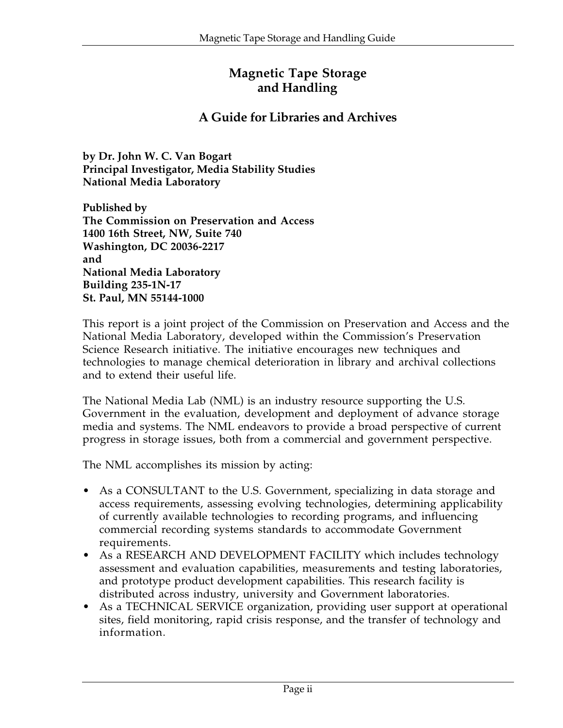# Magnetic Tape Storage and Handling

## A Guide for Libraries and Archives

**by Dr. John W. C. Van Bogart**
**Principal Investigator, Media Stability Studies**
**National Media Laboratory**

**Published by**
**The Commission on Preservation and Access**
**1400 16th Street, NW, Suite 740**
**Washington, DC 20036-2217**
**and**
**National Media Laboratory**
**Building 235-1N-17**
**St. Paul, MN 55144-1000**

This report is a joint project of the Commission on Preservation and Access and the National Media Laboratory, developed within the Commission's Preservation Science Research initiative. The initiative encourages new techniques and technologies to manage chemical deterioration in library and archival collections and to extend their useful life.

The National Media Lab (NML) is an industry resource supporting the U.S. Government in the evaluation, development and deployment of advance storage media and systems. The NML endeavors to provide a broad perspective of current progress in storage issues, both from a commercial and government perspective.

The NML accomplishes its mission by acting:

- As a CONSULTANT to the U.S. Government, specializing in data storage and access requirements, assessing evolving technologies, determining applicability of currently available technologies to recording programs, and influencing commercial recording systems standards to accommodate Government requirements.
- As a RESEARCH AND DEVELOPMENT FACILITY which includes technology assessment and evaluation capabilities, measurements and testing laboratories, and prototype product development capabilities. This research facility is distributed across industry, university and Government laboratories.
- As a TECHNICAL SERVICE organization, providing user support at operational sites, field monitoring, rapid crisis response, and the transfer of technology and information.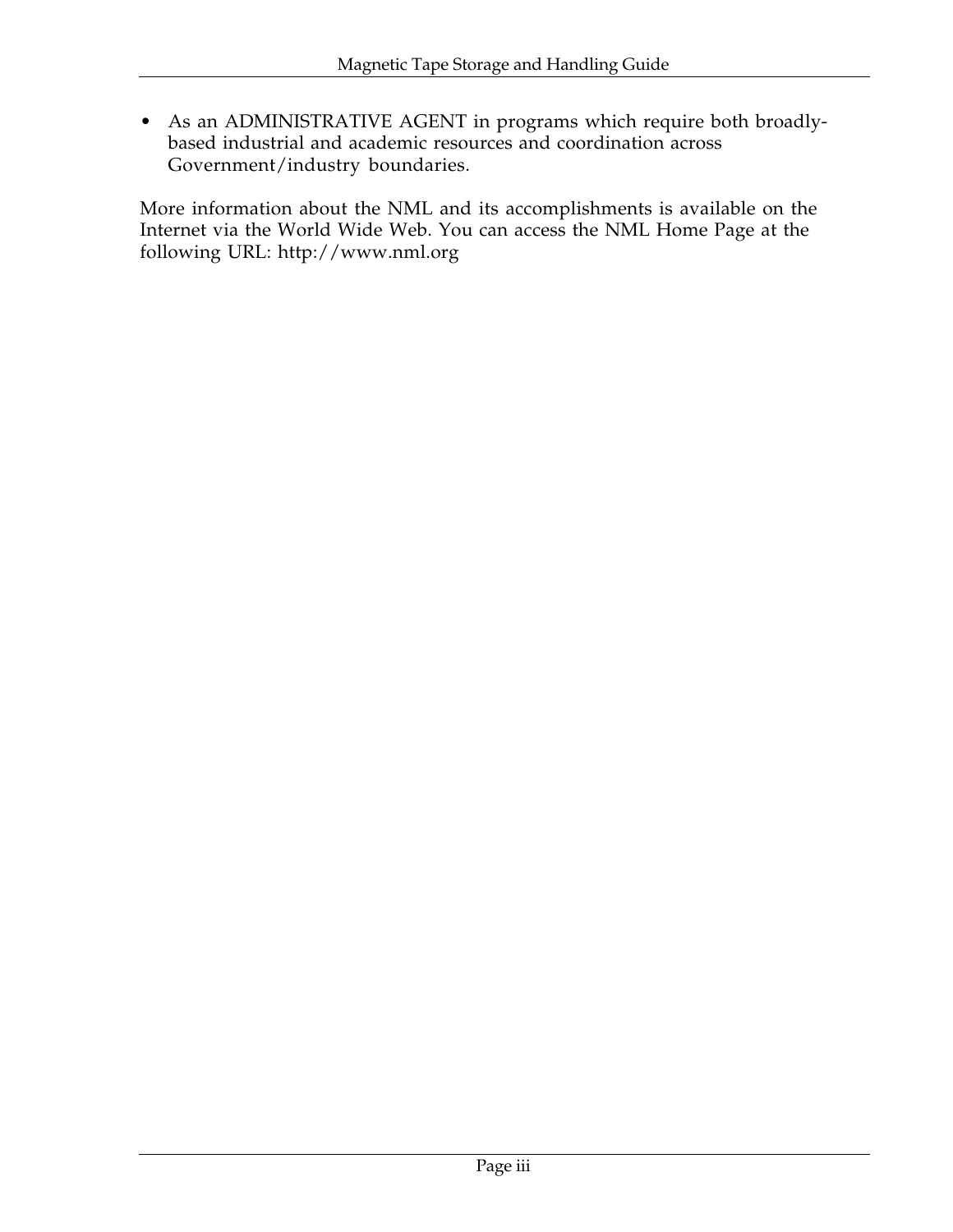- As an ADMINISTRATIVE AGENT in programs which require both broadly-based industrial and academic resources and coordination across Government/industry boundaries.

More information about the NML and its accomplishments is available on the Internet via the World Wide Web. You can access the NML Home Page at the following URL: http://www.nml.org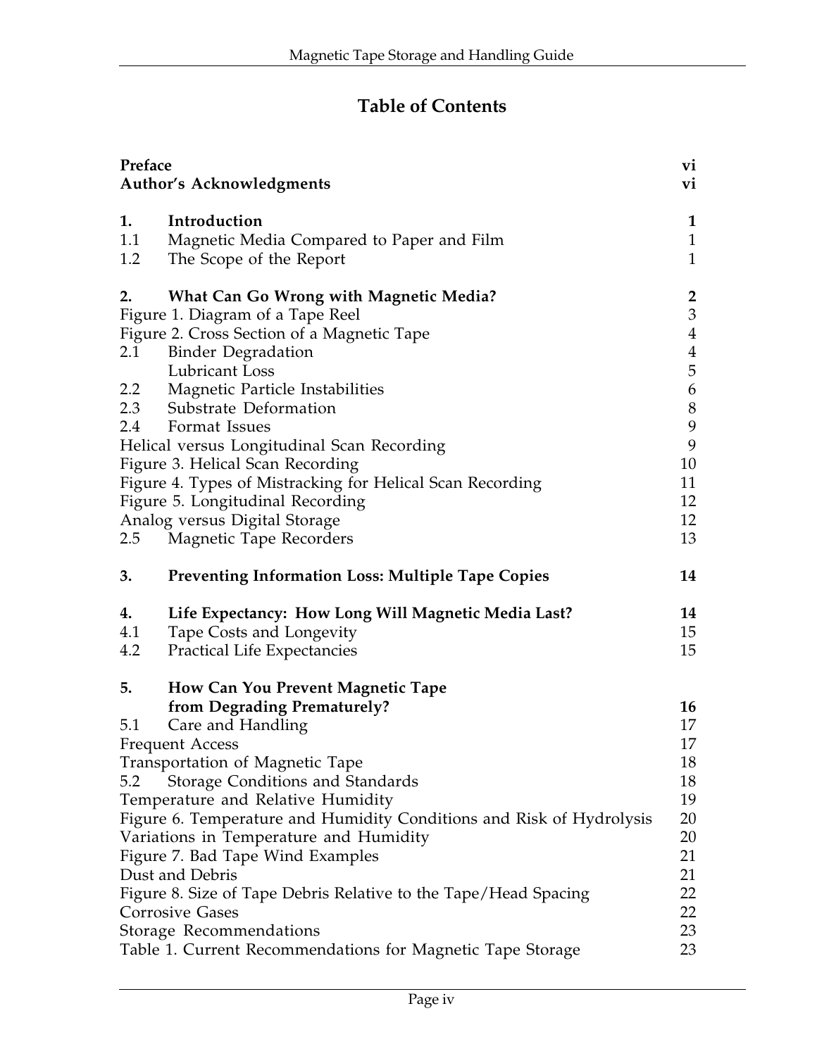# Table of Contents

| | | |
|---|---|---|
| **Preface** | | **vi** |
| **Author's Acknowledgments** | | **vi** |
| **1.** | **Introduction** | **1** |
| 1.1 | Magnetic Media Compared to Paper and Film | 1 |
| 1.2 | The Scope of the Report | 1 |
| **2.** | **What Can Go Wrong with Magnetic Media?** | **2** |
| Figure 1. Diagram of a Tape Reel | | 3 |
| Figure 2. Cross Section of a Magnetic Tape | | 4 |
| 2.1 | Binder Degradation | 4 |
| | Lubricant Loss | 5 |
| 2.2 | Magnetic Particle Instabilities | 6 |
| 2.3 | Substrate Deformation | 8 |
| 2.4 | Format Issues | 9 |
| Helical versus Longitudinal Scan Recording | | 9 |
| Figure 3. Helical Scan Recording | | 10 |
| Figure 4. Types of Mistracking for Helical Scan Recording | | 11 |
| Figure 5. Longitudinal Recording | | 12 |
| Analog versus Digital Storage | | 12 |
| 2.5 | Magnetic Tape Recorders | 13 |
| **3.** | **Preventing Information Loss: Multiple Tape Copies** | **14** |
| **4.** | **Life Expectancy: How Long Will Magnetic Media Last?** | **14** |
| 4.1 | Tape Costs and Longevity | 15 |
| 4.2 | Practical Life Expectancies | 15 |
| **5.** | **How Can You Prevent Magnetic Tape from Degrading Prematurely?** | **16** |
| 5.1 | Care and Handling | 17 |
| Frequent Access | | 17 |
| Transportation of Magnetic Tape | | 18 |
| 5.2 | Storage Conditions and Standards | 18 |
| Temperature and Relative Humidity | | 19 |
| Figure 6. Temperature and Humidity Conditions and Risk of Hydrolysis | | 20 |
| Variations in Temperature and Humidity | | 20 |
| Figure 7. Bad Tape Wind Examples | | 21 |
| Dust and Debris | | 21 |
| Figure 8. Size of Tape Debris Relative to the Tape/Head Spacing | | 22 |
| Corrosive Gases | | 22 |
| Storage Recommendations | | 23 |
| Table 1. Current Recommendations for Magnetic Tape Storage | | 23 |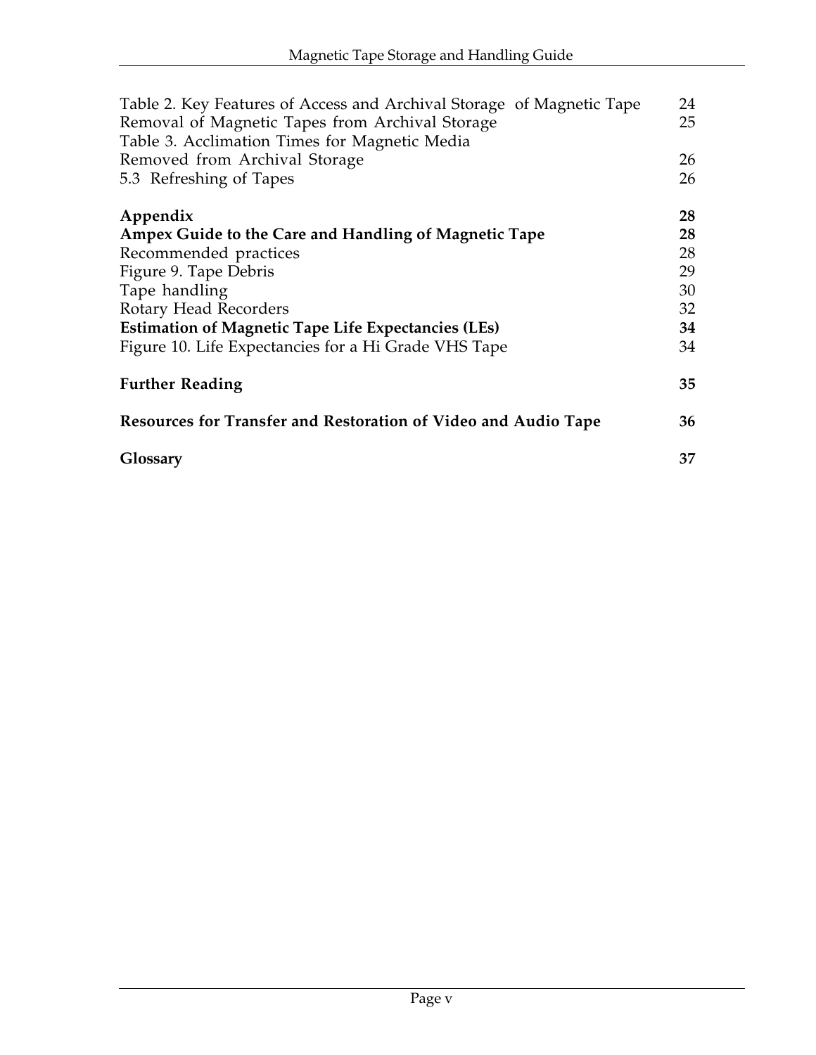| | |
|---|---|
| Table 2. Key Features of Access and Archival Storage of Magnetic Tape | 24 |
| Removal of Magnetic Tapes from Archival Storage | 25 |
| Table 3. Acclimation Times for Magnetic Media Removed from Archival Storage | 26 |
| 5.3 Refreshing of Tapes | 26 |
| **Appendix** | **28** |
| **Ampex Guide to the Care and Handling of Magnetic Tape** | **28** |
| Recommended practices | 28 |
| Figure 9. Tape Debris | 29 |
| Tape handling | 30 |
| Rotary Head Recorders | 32 |
| **Estimation of Magnetic Tape Life Expectancies (LEs)** | **34** |
| Figure 10. Life Expectancies for a Hi Grade VHS Tape | 34 |
| **Further Reading** | **35** |
| **Resources for Transfer and Restoration of Video and Audio Tape** | **36** |
| **Glossary** | **37** |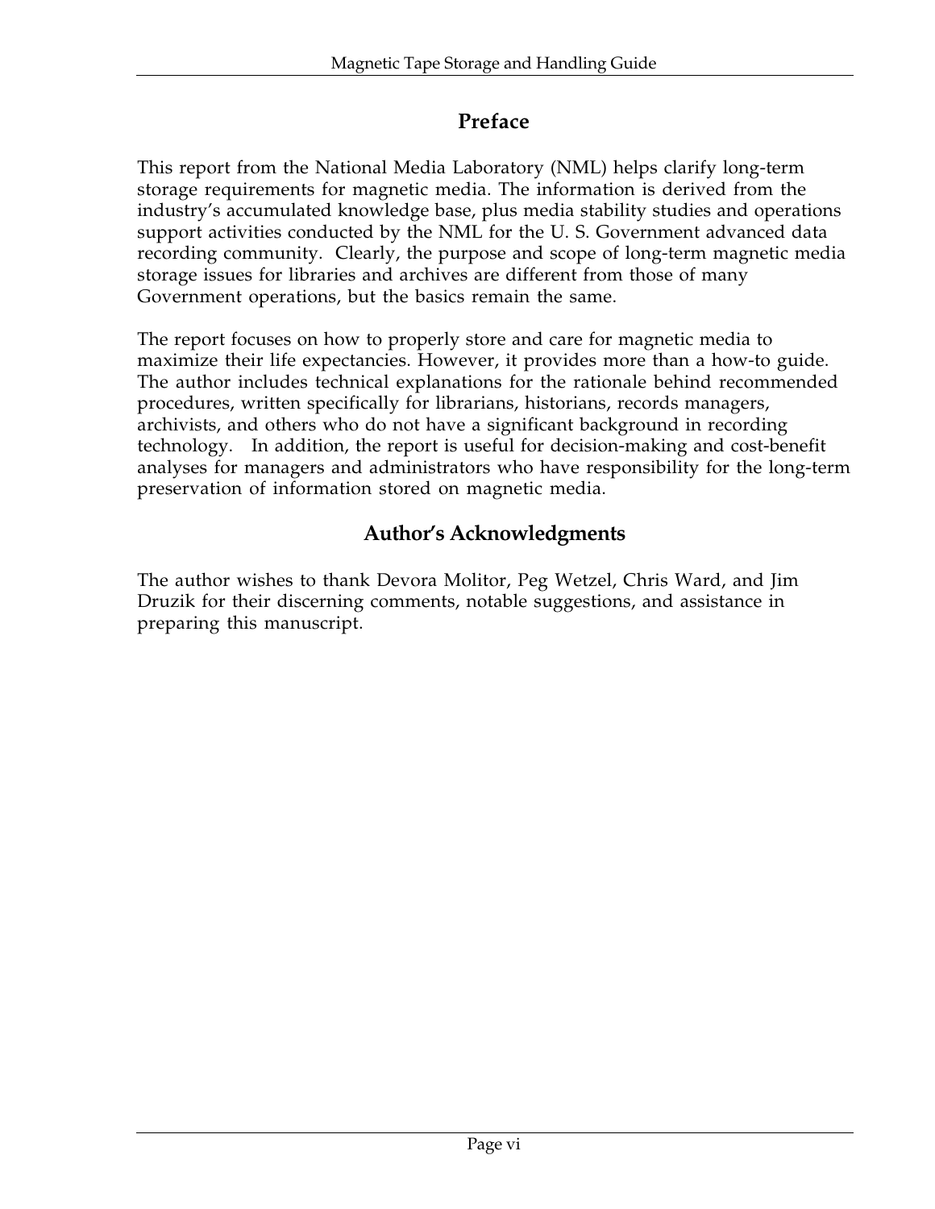## Preface

This report from the National Media Laboratory (NML) helps clarify long-term storage requirements for magnetic media. The information is derived from the industry's accumulated knowledge base, plus media stability studies and operations support activities conducted by the NML for the U. S. Government advanced data recording community. Clearly, the purpose and scope of long-term magnetic media storage issues for libraries and archives are different from those of many Government operations, but the basics remain the same.

The report focuses on how to properly store and care for magnetic media to maximize their life expectancies. However, it provides more than a how-to guide. The author includes technical explanations for the rationale behind recommended procedures, written specifically for librarians, historians, records managers, archivists, and others who do not have a significant background in recording technology. In addition, the report is useful for decision-making and cost-benefit analyses for managers and administrators who have responsibility for the long-term preservation of information stored on magnetic media.

## Author's Acknowledgments

The author wishes to thank Devora Molitor, Peg Wetzel, Chris Ward, and Jim Druzik for their discerning comments, notable suggestions, and assistance in preparing this manuscript.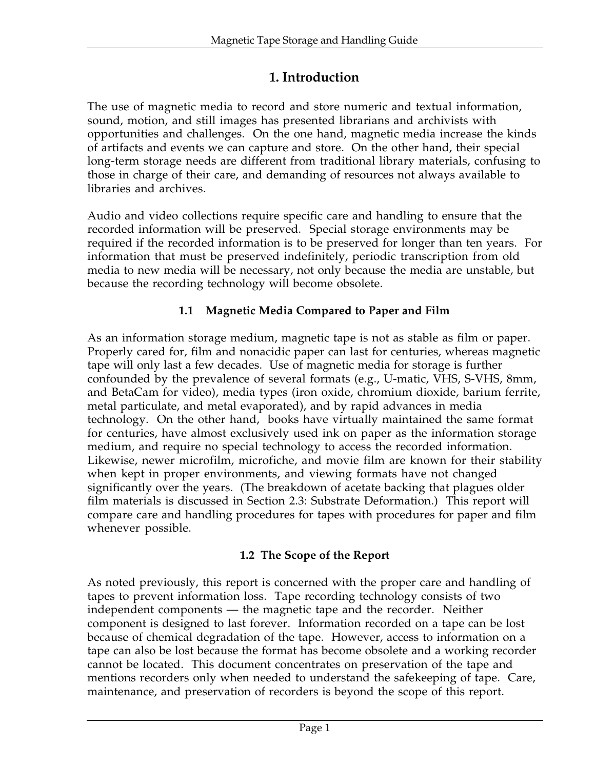# 1. Introduction

The use of magnetic media to record and store numeric and textual information, sound, motion, and still images has presented librarians and archivists with opportunities and challenges. On the one hand, magnetic media increase the kinds of artifacts and events we can capture and store. On the other hand, their special long-term storage needs are different from traditional library materials, confusing to those in charge of their care, and demanding of resources not always available to libraries and archives.

Audio and video collections require specific care and handling to ensure that the recorded information will be preserved. Special storage environments may be required if the recorded information is to be preserved for longer than ten years. For information that must be preserved indefinitely, periodic transcription from old media to new media will be necessary, not only because the media are unstable, but because the recording technology will become obsolete.

## 1.1 Magnetic Media Compared to Paper and Film

As an information storage medium, magnetic tape is not as stable as film or paper. Properly cared for, film and nonacidic paper can last for centuries, whereas magnetic tape will only last a few decades. Use of magnetic media for storage is further confounded by the prevalence of several formats (e.g., U-matic, VHS, S-VHS, 8mm, and BetaCam for video), media types (iron oxide, chromium dioxide, barium ferrite, metal particulate, and metal evaporated), and by rapid advances in media technology. On the other hand, books have virtually maintained the same format for centuries, have almost exclusively used ink on paper as the information storage medium, and require no special technology to access the recorded information. Likewise, newer microfilm, microfiche, and movie film are known for their stability when kept in proper environments, and viewing formats have not changed significantly over the years. (The breakdown of acetate backing that plagues older film materials is discussed in Section 2.3: Substrate Deformation.) This report will compare care and handling procedures for tapes with procedures for paper and film whenever possible.

## 1.2 The Scope of the Report

As noted previously, this report is concerned with the proper care and handling of tapes to prevent information loss. Tape recording technology consists of two independent components — the magnetic tape and the recorder. Neither component is designed to last forever. Information recorded on a tape can be lost because of chemical degradation of the tape. However, access to information on a tape can also be lost because the format has become obsolete and a working recorder cannot be located. This document concentrates on preservation of the tape and mentions recorders only when needed to understand the safekeeping of tape. Care, maintenance, and preservation of recorders is beyond the scope of this report.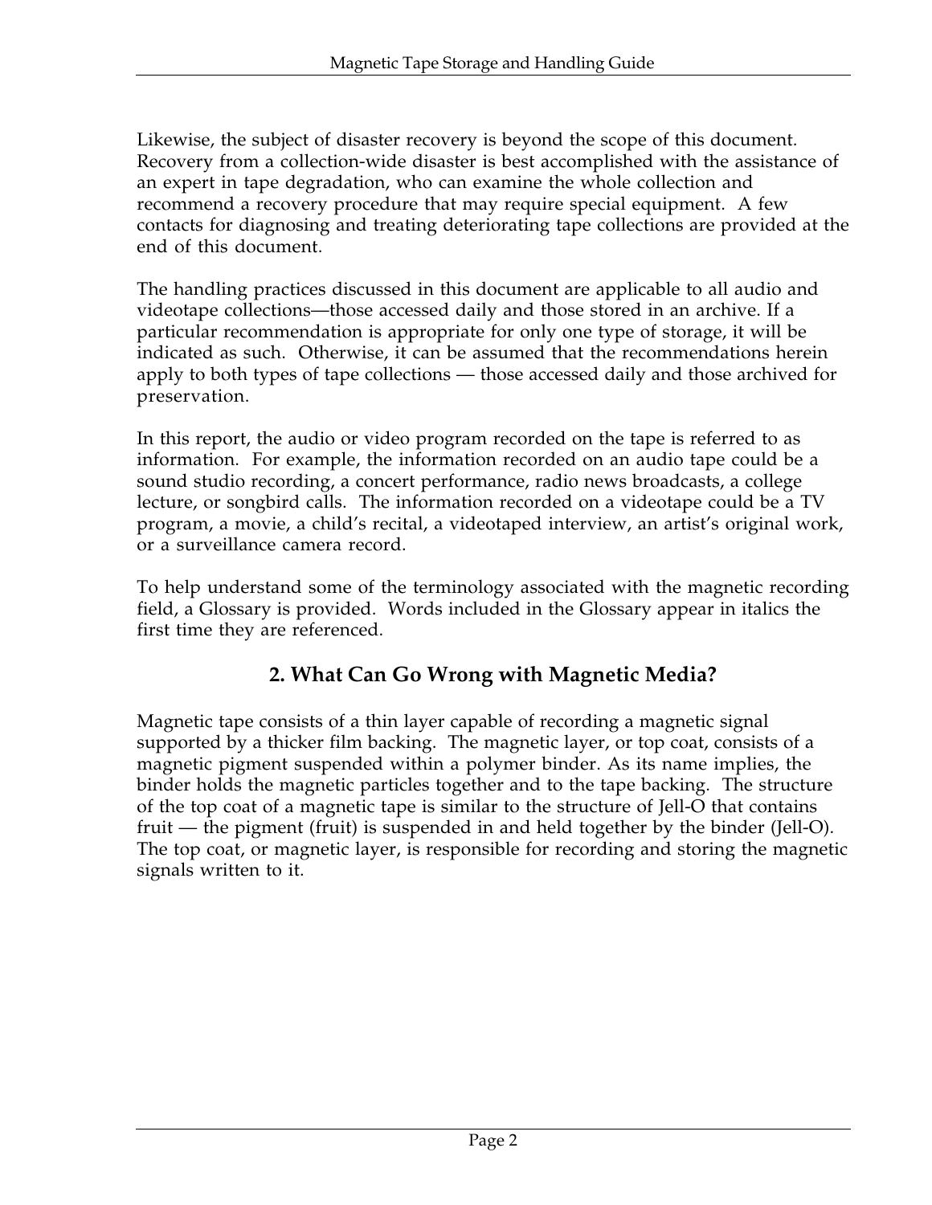Likewise, the subject of disaster recovery is beyond the scope of this document. Recovery from a collection-wide disaster is best accomplished with the assistance of an expert in tape degradation, who can examine the whole collection and recommend a recovery procedure that may require special equipment. A few contacts for diagnosing and treating deteriorating tape collections are provided at the end of this document.

The handling practices discussed in this document are applicable to all audio and videotape collections—those accessed daily and those stored in an archive. If a particular recommendation is appropriate for only one type of storage, it will be indicated as such. Otherwise, it can be assumed that the recommendations herein apply to both types of tape collections — those accessed daily and those archived for preservation.

In this report, the audio or video program recorded on the tape is referred to as information. For example, the information recorded on an audio tape could be a sound studio recording, a concert performance, radio news broadcasts, a college lecture, or songbird calls. The information recorded on a videotape could be a TV program, a movie, a child's recital, a videotaped interview, an artist's original work, or a surveillance camera record.

To help understand some of the terminology associated with the magnetic recording field, a Glossary is provided. Words included in the Glossary appear in italics the first time they are referenced.

## 2. What Can Go Wrong with Magnetic Media?

Magnetic tape consists of a thin layer capable of recording a magnetic signal supported by a thicker film backing. The magnetic layer, or top coat, consists of a magnetic pigment suspended within a polymer binder. As its name implies, the binder holds the magnetic particles together and to the tape backing. The structure of the top coat of a magnetic tape is similar to the structure of Jell-O that contains fruit — the pigment (fruit) is suspended in and held together by the binder (Jell-O). The top coat, or magnetic layer, is responsible for recording and storing the magnetic signals written to it.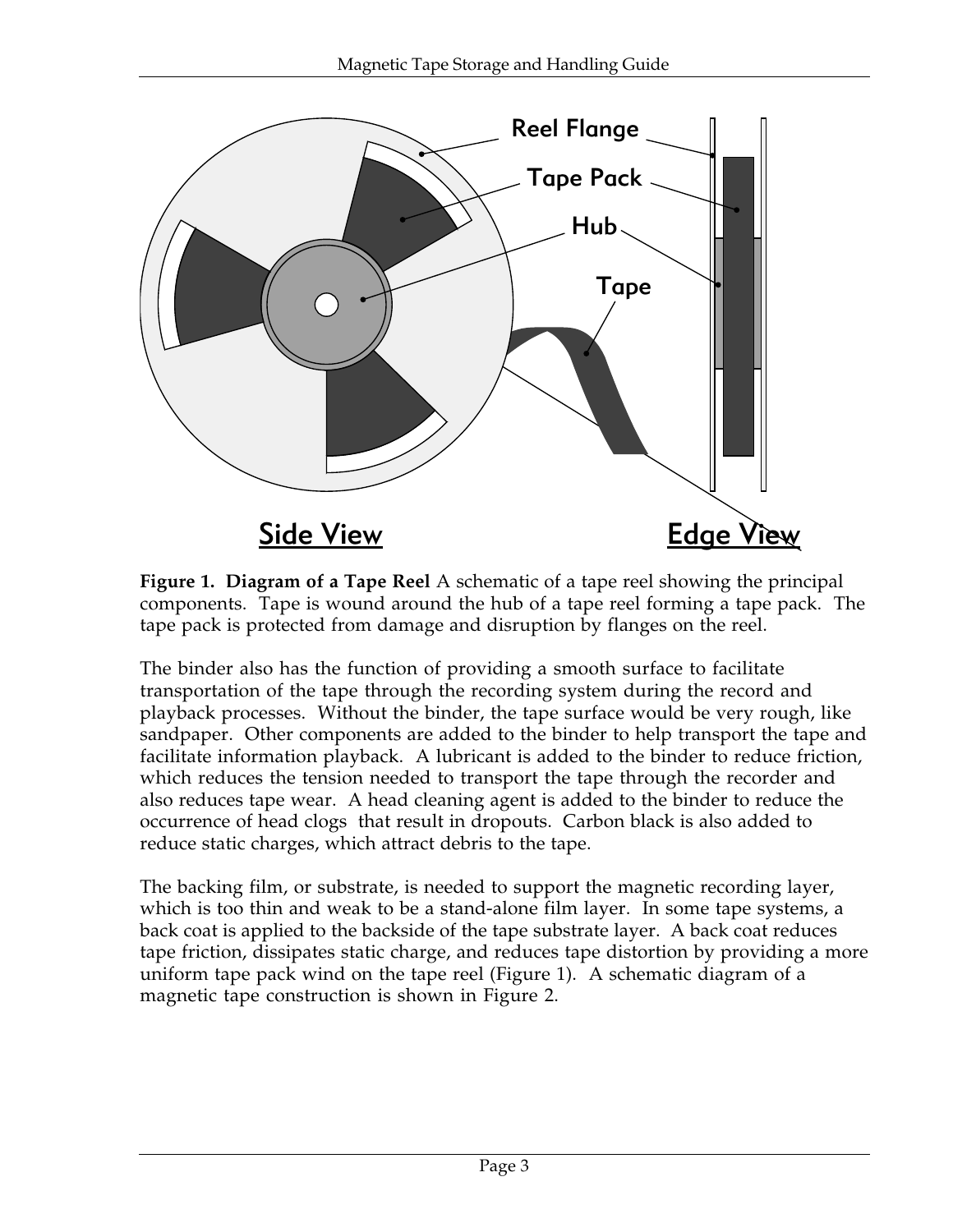**Figure 1. Diagram of a Tape Reel** A schematic of a tape reel showing the principal components. Tape is wound around the hub of a tape reel forming a tape pack. The tape pack is protected from damage and disruption by flanges on the reel.

The binder also has the function of providing a smooth surface to facilitate transportation of the tape through the recording system during the record and playback processes. Without the binder, the tape surface would be very rough, like sandpaper. Other components are added to the binder to help transport the tape and facilitate information playback. A lubricant is added to the binder to reduce friction, which reduces the tension needed to transport the tape through the recorder and also reduces tape wear. A head cleaning agent is added to the binder to reduce the occurrence of head clogs that result in dropouts. Carbon black is also added to reduce static charges, which attract debris to the tape.

The backing film, or substrate, is needed to support the magnetic recording layer, which is too thin and weak to be a stand-alone film layer. In some tape systems, a back coat is applied to the backside of the tape substrate layer. A back coat reduces tape friction, dissipates static charge, and reduces tape distortion by providing a more uniform tape pack wind on the tape reel (Figure 1). A schematic diagram of a magnetic tape construction is shown in Figure 2.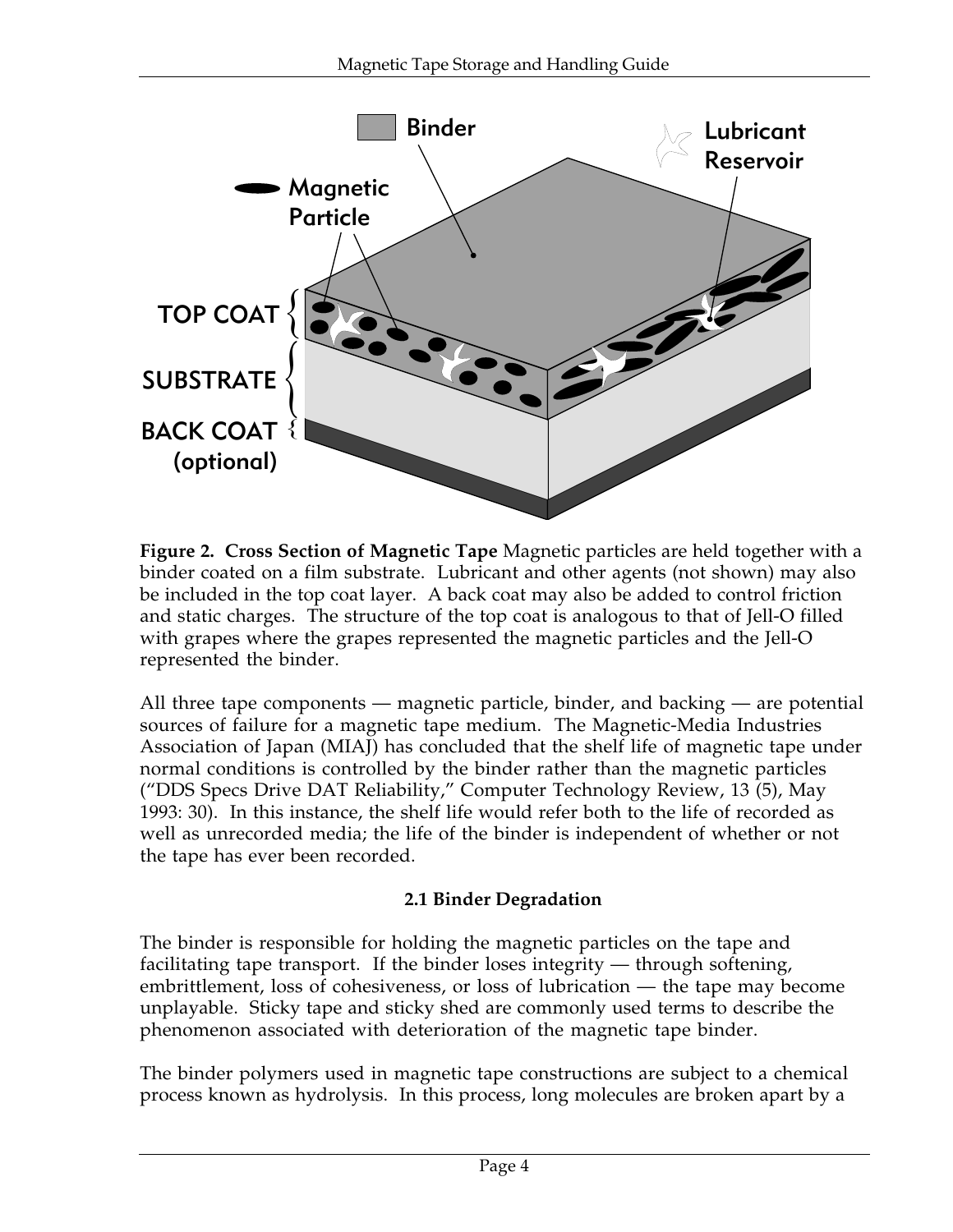**Figure 2. Cross Section of Magnetic Tape** Magnetic particles are held together with a binder coated on a film substrate. Lubricant and other agents (not shown) may also be included in the top coat layer. A back coat may also be added to control friction and static charges. The structure of the top coat is analogous to that of Jell-O filled with grapes where the grapes represented the magnetic particles and the Jell-O represented the binder.

All three tape components — magnetic particle, binder, and backing — are potential sources of failure for a magnetic tape medium. The Magnetic-Media Industries Association of Japan (MIAJ) has concluded that the shelf life of magnetic tape under normal conditions is controlled by the binder rather than the magnetic particles ("DDS Specs Drive DAT Reliability," Computer Technology Review, 13 (5), May 1993: 30). In this instance, the shelf life would refer both to the life of recorded as well as unrecorded media; the life of the binder is independent of whether or not the tape has ever been recorded.

### 2.1 Binder Degradation

The binder is responsible for holding the magnetic particles on the tape and facilitating tape transport. If the binder loses integrity — through softening, embrittlement, loss of cohesiveness, or loss of lubrication — the tape may become unplayable. Sticky tape and sticky shed are commonly used terms to describe the phenomenon associated with deterioration of the magnetic tape binder.

The binder polymers used in magnetic tape constructions are subject to a chemical process known as hydrolysis. In this process, long molecules are broken apart by a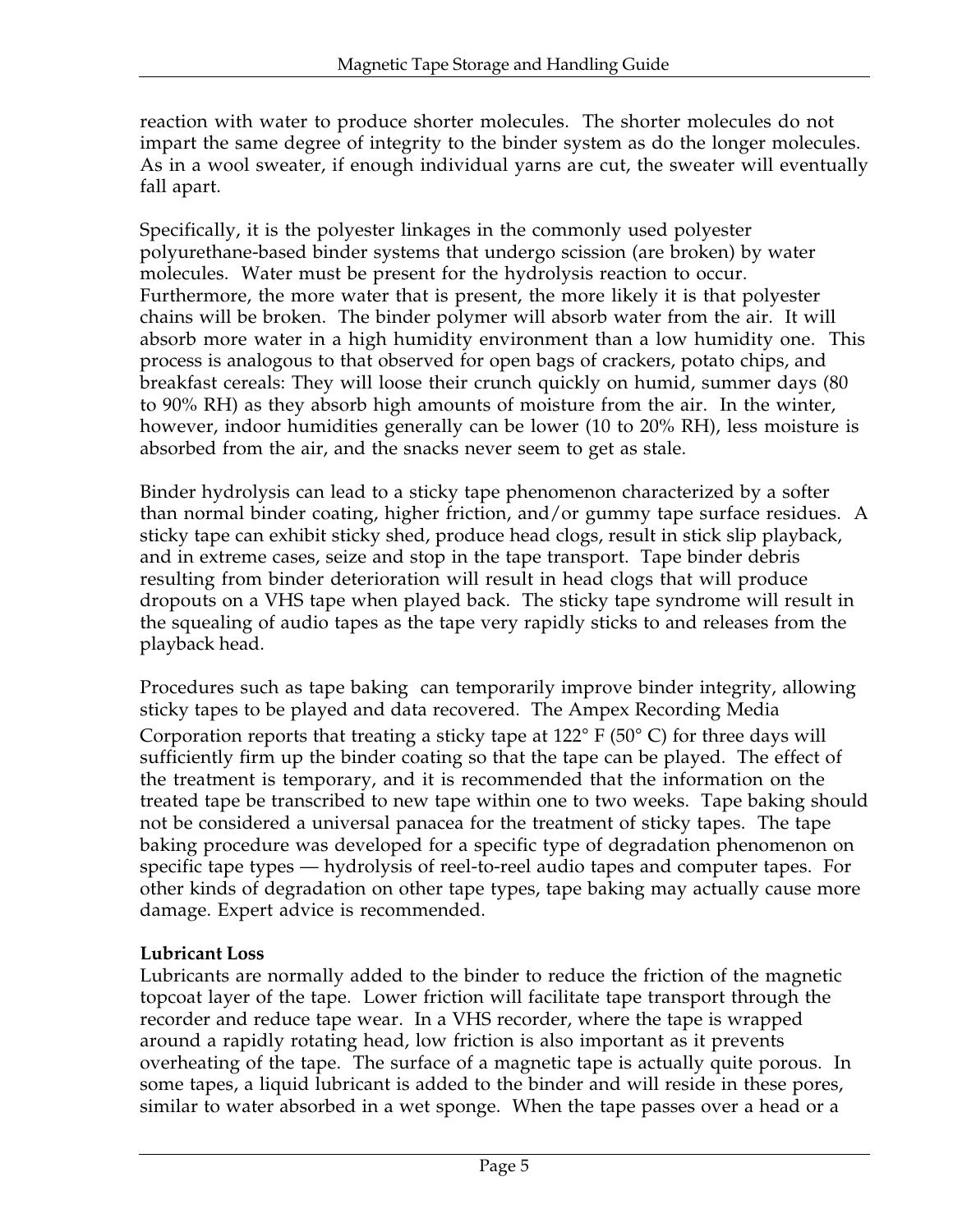reaction with water to produce shorter molecules. The shorter molecules do not impart the same degree of integrity to the binder system as do the longer molecules. As in a wool sweater, if enough individual yarns are cut, the sweater will eventually fall apart.

Specifically, it is the polyester linkages in the commonly used polyester polyurethane-based binder systems that undergo scission (are broken) by water molecules. Water must be present for the hydrolysis reaction to occur. Furthermore, the more water that is present, the more likely it is that polyester chains will be broken. The binder polymer will absorb water from the air. It will absorb more water in a high humidity environment than a low humidity one. This process is analogous to that observed for open bags of crackers, potato chips, and breakfast cereals: They will loose their crunch quickly on humid, summer days (80 to 90% RH) as they absorb high amounts of moisture from the air. In the winter, however, indoor humidities generally can be lower (10 to 20% RH), less moisture is absorbed from the air, and the snacks never seem to get as stale.

Binder hydrolysis can lead to a sticky tape phenomenon characterized by a softer than normal binder coating, higher friction, and/or gummy tape surface residues. A sticky tape can exhibit sticky shed, produce head clogs, result in stick slip playback, and in extreme cases, seize and stop in the tape transport. Tape binder debris resulting from binder deterioration will result in head clogs that will produce dropouts on a VHS tape when played back. The sticky tape syndrome will result in the squealing of audio tapes as the tape very rapidly sticks to and releases from the playback head.

Procedures such as tape baking can temporarily improve binder integrity, allowing sticky tapes to be played and data recovered. The Ampex Recording Media Corporation reports that treating a sticky tape at 122° F (50° C) for three days will sufficiently firm up the binder coating so that the tape can be played. The effect of the treatment is temporary, and it is recommended that the information on the treated tape be transcribed to new tape within one to two weeks. Tape baking should not be considered a universal panacea for the treatment of sticky tapes. The tape baking procedure was developed for a specific type of degradation phenomenon on specific tape types — hydrolysis of reel-to-reel audio tapes and computer tapes. For other kinds of degradation on other tape types, tape baking may actually cause more damage. Expert advice is recommended.

**Lubricant Loss**

Lubricants are normally added to the binder to reduce the friction of the magnetic topcoat layer of the tape. Lower friction will facilitate tape transport through the recorder and reduce tape wear. In a VHS recorder, where the tape is wrapped around a rapidly rotating head, low friction is also important as it prevents overheating of the tape. The surface of a magnetic tape is actually quite porous. In some tapes, a liquid lubricant is added to the binder and will reside in these pores, similar to water absorbed in a wet sponge. When the tape passes over a head or a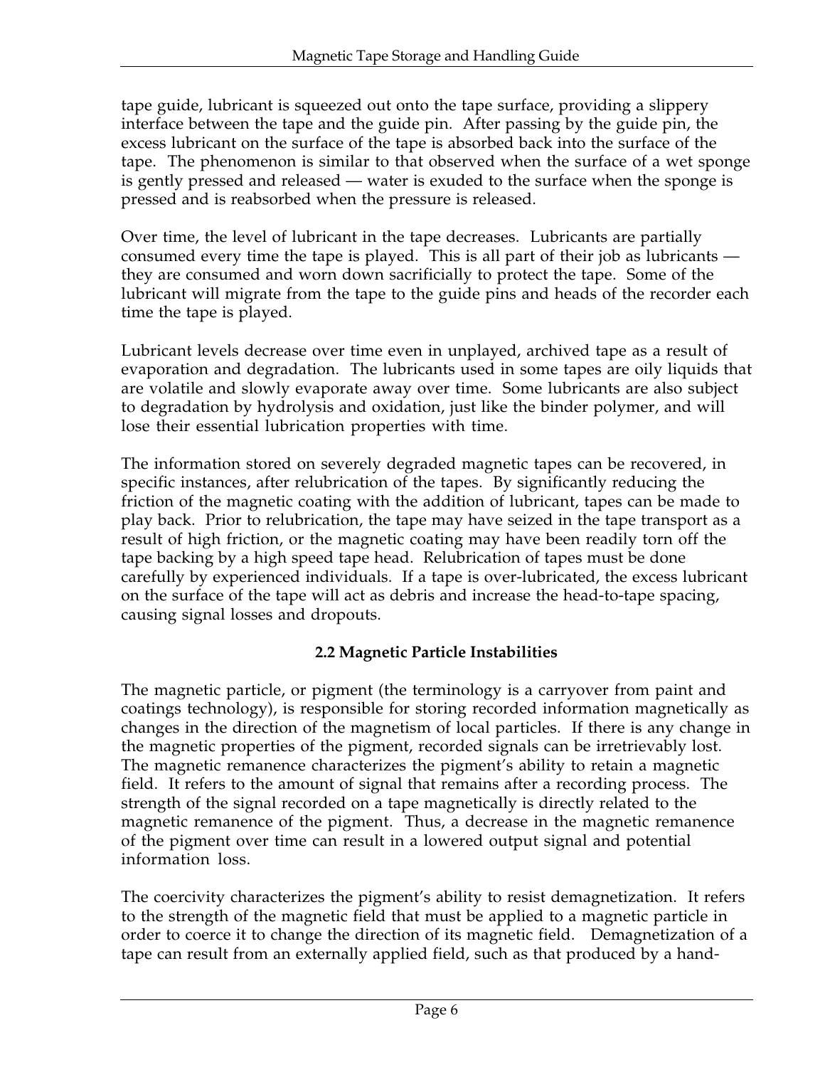tape guide, lubricant is squeezed out onto the tape surface, providing a slippery interface between the tape and the guide pin. After passing by the guide pin, the excess lubricant on the surface of the tape is absorbed back into the surface of the tape. The phenomenon is similar to that observed when the surface of a wet sponge is gently pressed and released — water is exuded to the surface when the sponge is pressed and is reabsorbed when the pressure is released.

Over time, the level of lubricant in the tape decreases. Lubricants are partially consumed every time the tape is played. This is all part of their job as lubricants — they are consumed and worn down sacrificially to protect the tape. Some of the lubricant will migrate from the tape to the guide pins and heads of the recorder each time the tape is played.

Lubricant levels decrease over time even in unplayed, archived tape as a result of evaporation and degradation. The lubricants used in some tapes are oily liquids that are volatile and slowly evaporate away over time. Some lubricants are also subject to degradation by hydrolysis and oxidation, just like the binder polymer, and will lose their essential lubrication properties with time.

The information stored on severely degraded magnetic tapes can be recovered, in specific instances, after relubrication of the tapes. By significantly reducing the friction of the magnetic coating with the addition of lubricant, tapes can be made to play back. Prior to relubrication, the tape may have seized in the tape transport as a result of high friction, or the magnetic coating may have been readily torn off the tape backing by a high speed tape head. Relubrication of tapes must be done carefully by experienced individuals. If a tape is over-lubricated, the excess lubricant on the surface of the tape will act as debris and increase the head-to-tape spacing, causing signal losses and dropouts.

### 2.2 Magnetic Particle Instabilities

The magnetic particle, or pigment (the terminology is a carryover from paint and coatings technology), is responsible for storing recorded information magnetically as changes in the direction of the magnetism of local particles. If there is any change in the magnetic properties of the pigment, recorded signals can be irretrievably lost. The magnetic remanence characterizes the pigment's ability to retain a magnetic field. It refers to the amount of signal that remains after a recording process. The strength of the signal recorded on a tape magnetically is directly related to the magnetic remanence of the pigment. Thus, a decrease in the magnetic remanence of the pigment over time can result in a lowered output signal and potential information loss.

The coercivity characterizes the pigment's ability to resist demagnetization. It refers to the strength of the magnetic field that must be applied to a magnetic particle in order to coerce it to change the direction of its magnetic field. Demagnetization of a tape can result from an externally applied field, such as that produced by a hand-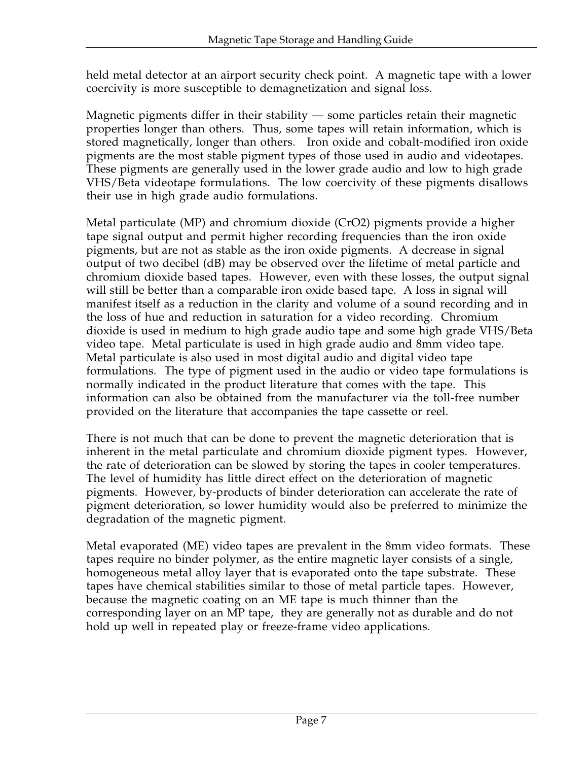held metal detector at an airport security check point. A magnetic tape with a lower coercivity is more susceptible to demagnetization and signal loss.

Magnetic pigments differ in their stability — some particles retain their magnetic properties longer than others. Thus, some tapes will retain information, which is stored magnetically, longer than others. Iron oxide and cobalt-modified iron oxide pigments are the most stable pigment types of those used in audio and videotapes. These pigments are generally used in the lower grade audio and low to high grade VHS/Beta videotape formulations. The low coercivity of these pigments disallows their use in high grade audio formulations.

Metal particulate (MP) and chromium dioxide (CrO2) pigments provide a higher tape signal output and permit higher recording frequencies than the iron oxide pigments, but are not as stable as the iron oxide pigments. A decrease in signal output of two decibel (dB) may be observed over the lifetime of metal particle and chromium dioxide based tapes. However, even with these losses, the output signal will still be better than a comparable iron oxide based tape. A loss in signal will manifest itself as a reduction in the clarity and volume of a sound recording and in the loss of hue and reduction in saturation for a video recording. Chromium dioxide is used in medium to high grade audio tape and some high grade VHS/Beta video tape. Metal particulate is used in high grade audio and 8mm video tape. Metal particulate is also used in most digital audio and digital video tape formulations. The type of pigment used in the audio or video tape formulations is normally indicated in the product literature that comes with the tape. This information can also be obtained from the manufacturer via the toll-free number provided on the literature that accompanies the tape cassette or reel.

There is not much that can be done to prevent the magnetic deterioration that is inherent in the metal particulate and chromium dioxide pigment types. However, the rate of deterioration can be slowed by storing the tapes in cooler temperatures. The level of humidity has little direct effect on the deterioration of magnetic pigments. However, by-products of binder deterioration can accelerate the rate of pigment deterioration, so lower humidity would also be preferred to minimize the degradation of the magnetic pigment.

Metal evaporated (ME) video tapes are prevalent in the 8mm video formats. These tapes require no binder polymer, as the entire magnetic layer consists of a single, homogeneous metal alloy layer that is evaporated onto the tape substrate. These tapes have chemical stabilities similar to those of metal particle tapes. However, because the magnetic coating on an ME tape is much thinner than the corresponding layer on an MP tape, they are generally not as durable and do not hold up well in repeated play or freeze-frame video applications.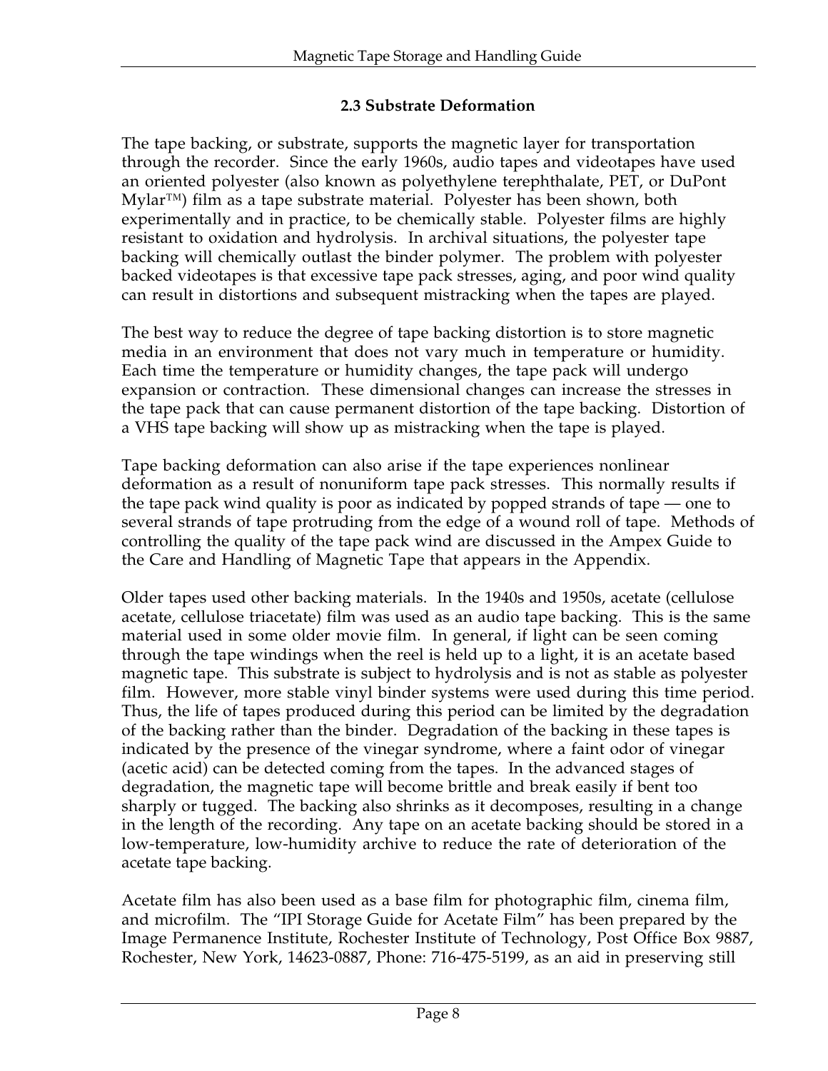### 2.3 Substrate Deformation

The tape backing, or substrate, supports the magnetic layer for transportation through the recorder. Since the early 1960s, audio tapes and videotapes have used an oriented polyester (also known as polyethylene terephthalate, PET, or DuPont Mylar™) film as a tape substrate material. Polyester has been shown, both experimentally and in practice, to be chemically stable. Polyester films are highly resistant to oxidation and hydrolysis. In archival situations, the polyester tape backing will chemically outlast the binder polymer. The problem with polyester backed videotapes is that excessive tape pack stresses, aging, and poor wind quality can result in distortions and subsequent mistracking when the tapes are played.

The best way to reduce the degree of tape backing distortion is to store magnetic media in an environment that does not vary much in temperature or humidity. Each time the temperature or humidity changes, the tape pack will undergo expansion or contraction. These dimensional changes can increase the stresses in the tape pack that can cause permanent distortion of the tape backing. Distortion of a VHS tape backing will show up as mistracking when the tape is played.

Tape backing deformation can also arise if the tape experiences nonlinear deformation as a result of nonuniform tape pack stresses. This normally results if the tape pack wind quality is poor as indicated by popped strands of tape — one to several strands of tape protruding from the edge of a wound roll of tape. Methods of controlling the quality of the tape pack wind are discussed in the Ampex Guide to the Care and Handling of Magnetic Tape that appears in the Appendix.

Older tapes used other backing materials. In the 1940s and 1950s, acetate (cellulose acetate, cellulose triacetate) film was used as an audio tape backing. This is the same material used in some older movie film. In general, if light can be seen coming through the tape windings when the reel is held up to a light, it is an acetate based magnetic tape. This substrate is subject to hydrolysis and is not as stable as polyester film. However, more stable vinyl binder systems were used during this time period. Thus, the life of tapes produced during this period can be limited by the degradation of the backing rather than the binder. Degradation of the backing in these tapes is indicated by the presence of the vinegar syndrome, where a faint odor of vinegar (acetic acid) can be detected coming from the tapes. In the advanced stages of degradation, the magnetic tape will become brittle and break easily if bent too sharply or tugged. The backing also shrinks as it decomposes, resulting in a change in the length of the recording. Any tape on an acetate backing should be stored in a low-temperature, low-humidity archive to reduce the rate of deterioration of the acetate tape backing.

Acetate film has also been used as a base film for photographic film, cinema film, and microfilm. The "IPI Storage Guide for Acetate Film" has been prepared by the Image Permanence Institute, Rochester Institute of Technology, Post Office Box 9887, Rochester, New York, 14623-0887, Phone: 716-475-5199, as an aid in preserving still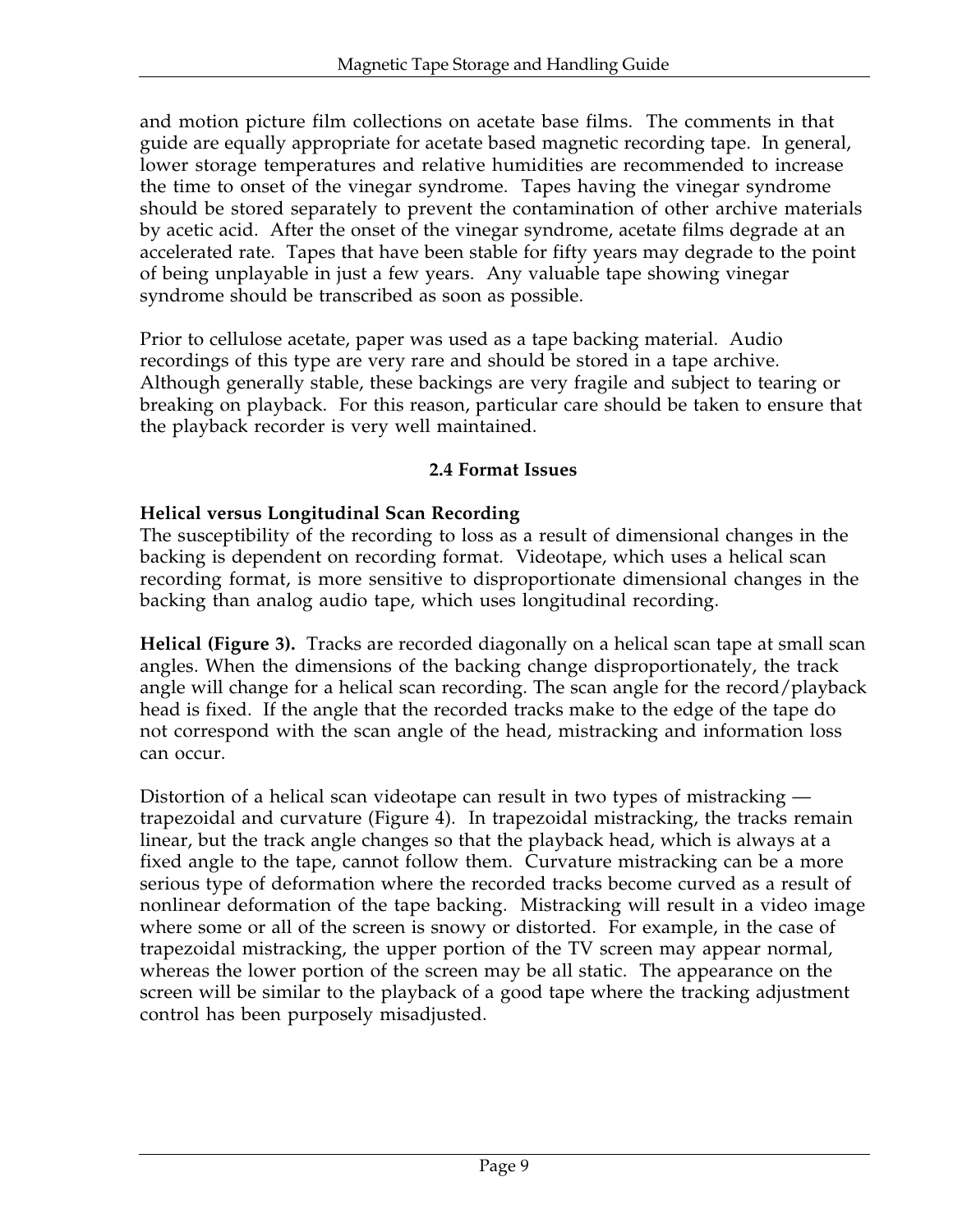and motion picture film collections on acetate base films. The comments in that guide are equally appropriate for acetate based magnetic recording tape. In general, lower storage temperatures and relative humidities are recommended to increase the time to onset of the vinegar syndrome. Tapes having the vinegar syndrome should be stored separately to prevent the contamination of other archive materials by acetic acid. After the onset of the vinegar syndrome, acetate films degrade at an accelerated rate. Tapes that have been stable for fifty years may degrade to the point of being unplayable in just a few years. Any valuable tape showing vinegar syndrome should be transcribed as soon as possible.

Prior to cellulose acetate, paper was used as a tape backing material. Audio recordings of this type are very rare and should be stored in a tape archive. Although generally stable, these backings are very fragile and subject to tearing or breaking on playback. For this reason, particular care should be taken to ensure that the playback recorder is very well maintained.

## 2.4 Format Issues

**Helical versus Longitudinal Scan Recording**

The susceptibility of the recording to loss as a result of dimensional changes in the backing is dependent on recording format. Videotape, which uses a helical scan recording format, is more sensitive to disproportionate dimensional changes in the backing than analog audio tape, which uses longitudinal recording.

**Helical (Figure 3).** Tracks are recorded diagonally on a helical scan tape at small scan angles. When the dimensions of the backing change disproportionately, the track angle will change for a helical scan recording. The scan angle for the record/playback head is fixed. If the angle that the recorded tracks make to the edge of the tape do not correspond with the scan angle of the head, mistracking and information loss can occur.

Distortion of a helical scan videotape can result in two types of mistracking — trapezoidal and curvature (Figure 4). In trapezoidal mistracking, the tracks remain linear, but the track angle changes so that the playback head, which is always at a fixed angle to the tape, cannot follow them. Curvature mistracking can be a more serious type of deformation where the recorded tracks become curved as a result of nonlinear deformation of the tape backing. Mistracking will result in a video image where some or all of the screen is snowy or distorted. For example, in the case of trapezoidal mistracking, the upper portion of the TV screen may appear normal, whereas the lower portion of the screen may be all static. The appearance on the screen will be similar to the playback of a good tape where the tracking adjustment control has been purposely misadjusted.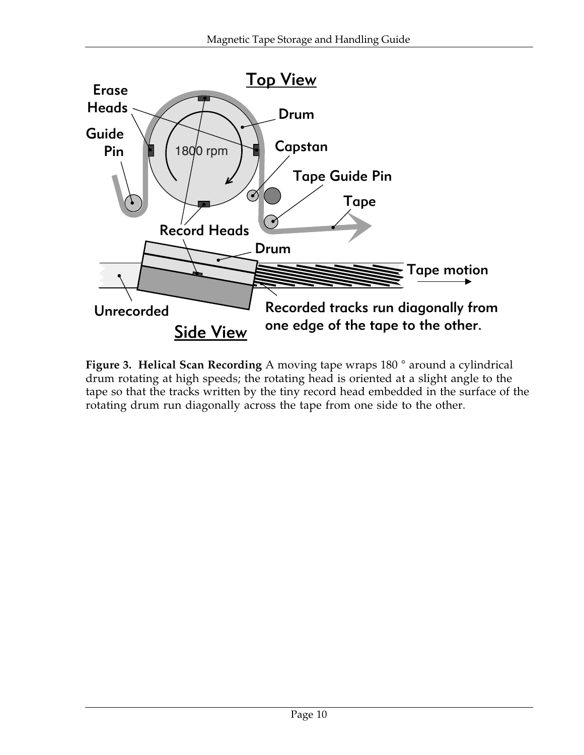**Figure 3. Helical Scan Recording** A moving tape wraps 180 ° around a cylindrical drum rotating at high speeds; the rotating head is oriented at a slight angle to the tape so that the tracks written by the tiny record head embedded in the surface of the rotating drum run diagonally across the tape from one side to the other.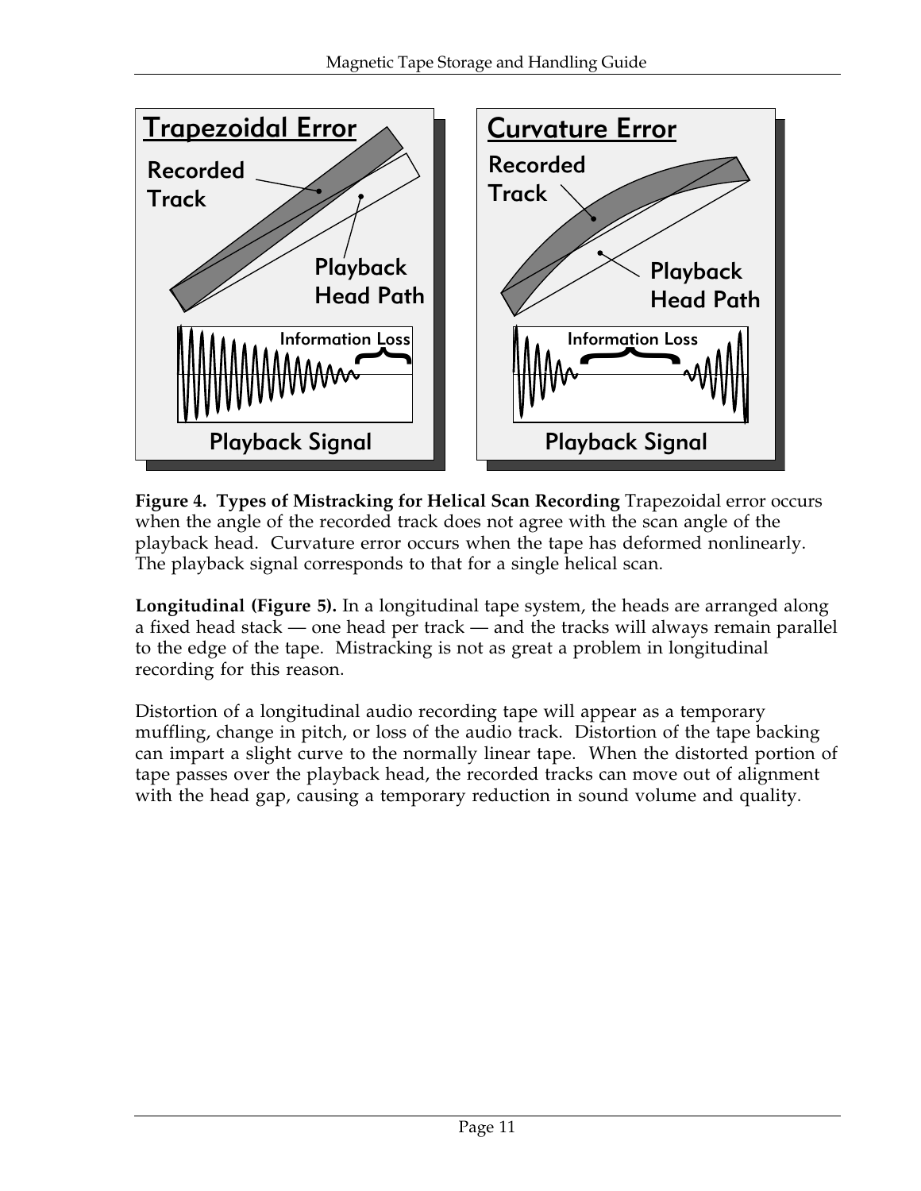**Figure 4. Types of Mistracking for Helical Scan Recording** Trapezoidal error occurs when the angle of the recorded track does not agree with the scan angle of the playback head. Curvature error occurs when the tape has deformed nonlinearly. The playback signal corresponds to that for a single helical scan.

**Longitudinal (Figure 5).** In a longitudinal tape system, the heads are arranged along a fixed head stack — one head per track — and the tracks will always remain parallel to the edge of the tape. Mistracking is not as great a problem in longitudinal recording for this reason.

Distortion of a longitudinal audio recording tape will appear as a temporary muffling, change in pitch, or loss of the audio track. Distortion of the tape backing can impart a slight curve to the normally linear tape. When the distorted portion of tape passes over the playback head, the recorded tracks can move out of alignment with the head gap, causing a temporary reduction in sound volume and quality.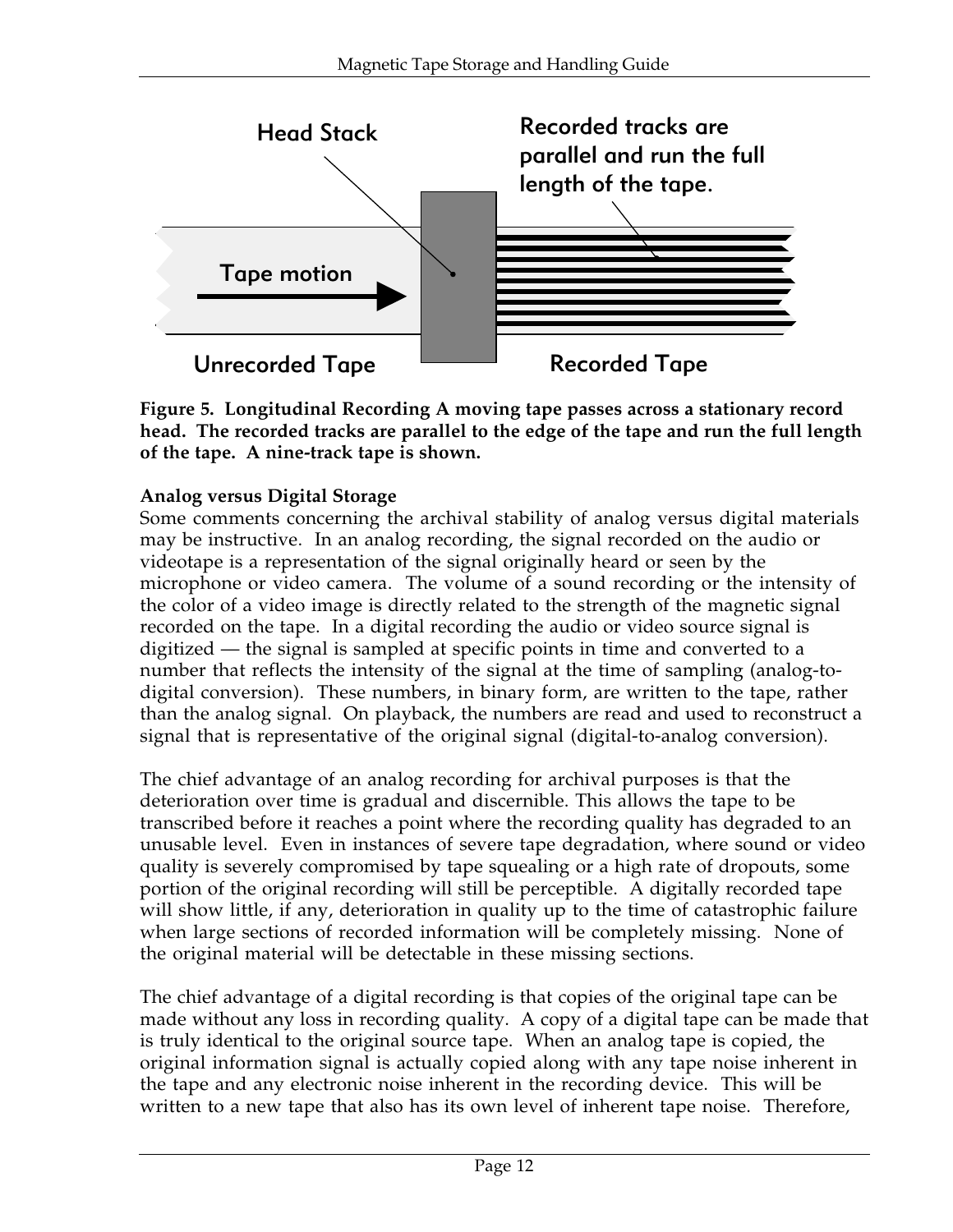**Figure 5. Longitudinal Recording A moving tape passes across a stationary record head. The recorded tracks are parallel to the edge of the tape and run the full length of the tape. A nine-track tape is shown.**

**Analog versus Digital Storage**

Some comments concerning the archival stability of analog versus digital materials may be instructive. In an analog recording, the signal recorded on the audio or videotape is a representation of the signal originally heard or seen by the microphone or video camera. The volume of a sound recording or the intensity of the color of a video image is directly related to the strength of the magnetic signal recorded on the tape. In a digital recording the audio or video source signal is digitized — the signal is sampled at specific points in time and converted to a number that reflects the intensity of the signal at the time of sampling (analog-to-digital conversion). These numbers, in binary form, are written to the tape, rather than the analog signal. On playback, the numbers are read and used to reconstruct a signal that is representative of the original signal (digital-to-analog conversion).

The chief advantage of an analog recording for archival purposes is that the deterioration over time is gradual and discernible. This allows the tape to be transcribed before it reaches a point where the recording quality has degraded to an unusable level. Even in instances of severe tape degradation, where sound or video quality is severely compromised by tape squealing or a high rate of dropouts, some portion of the original recording will still be perceptible. A digitally recorded tape will show little, if any, deterioration in quality up to the time of catastrophic failure when large sections of recorded information will be completely missing. None of the original material will be detectable in these missing sections.

The chief advantage of a digital recording is that copies of the original tape can be made without any loss in recording quality. A copy of a digital tape can be made that is truly identical to the original source tape. When an analog tape is copied, the original information signal is actually copied along with any tape noise inherent in the tape and any electronic noise inherent in the recording device. This will be written to a new tape that also has its own level of inherent tape noise. Therefore,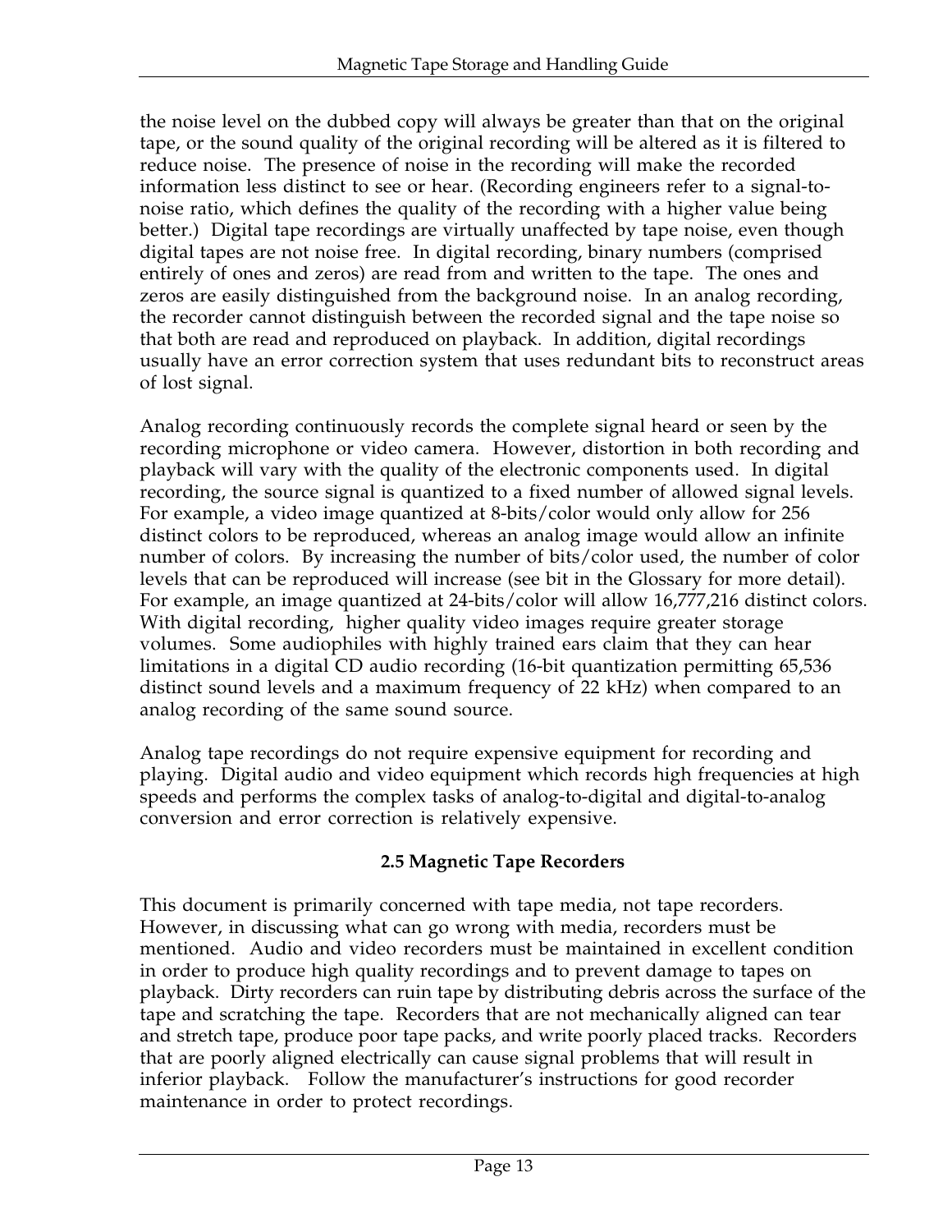the noise level on the dubbed copy will always be greater than that on the original tape, or the sound quality of the original recording will be altered as it is filtered to reduce noise. The presence of noise in the recording will make the recorded information less distinct to see or hear. (Recording engineers refer to a signal-to-noise ratio, which defines the quality of the recording with a higher value being better.) Digital tape recordings are virtually unaffected by tape noise, even though digital tapes are not noise free. In digital recording, binary numbers (comprised entirely of ones and zeros) are read from and written to the tape. The ones and zeros are easily distinguished from the background noise. In an analog recording, the recorder cannot distinguish between the recorded signal and the tape noise so that both are read and reproduced on playback. In addition, digital recordings usually have an error correction system that uses redundant bits to reconstruct areas of lost signal.

Analog recording continuously records the complete signal heard or seen by the recording microphone or video camera. However, distortion in both recording and playback will vary with the quality of the electronic components used. In digital recording, the source signal is quantized to a fixed number of allowed signal levels. For example, a video image quantized at 8-bits/color would only allow for 256 distinct colors to be reproduced, whereas an analog image would allow an infinite number of colors. By increasing the number of bits/color used, the number of color levels that can be reproduced will increase (see bit in the Glossary for more detail). For example, an image quantized at 24-bits/color will allow 16,777,216 distinct colors. With digital recording, higher quality video images require greater storage volumes. Some audiophiles with highly trained ears claim that they can hear limitations in a digital CD audio recording (16-bit quantization permitting 65,536 distinct sound levels and a maximum frequency of 22 kHz) when compared to an analog recording of the same sound source.

Analog tape recordings do not require expensive equipment for recording and playing. Digital audio and video equipment which records high frequencies at high speeds and performs the complex tasks of analog-to-digital and digital-to-analog conversion and error correction is relatively expensive.

### 2.5 Magnetic Tape Recorders

This document is primarily concerned with tape media, not tape recorders. However, in discussing what can go wrong with media, recorders must be mentioned. Audio and video recorders must be maintained in excellent condition in order to produce high quality recordings and to prevent damage to tapes on playback. Dirty recorders can ruin tape by distributing debris across the surface of the tape and scratching the tape. Recorders that are not mechanically aligned can tear and stretch tape, produce poor tape packs, and write poorly placed tracks. Recorders that are poorly aligned electrically can cause signal problems that will result in inferior playback. Follow the manufacturer's instructions for good recorder maintenance in order to protect recordings.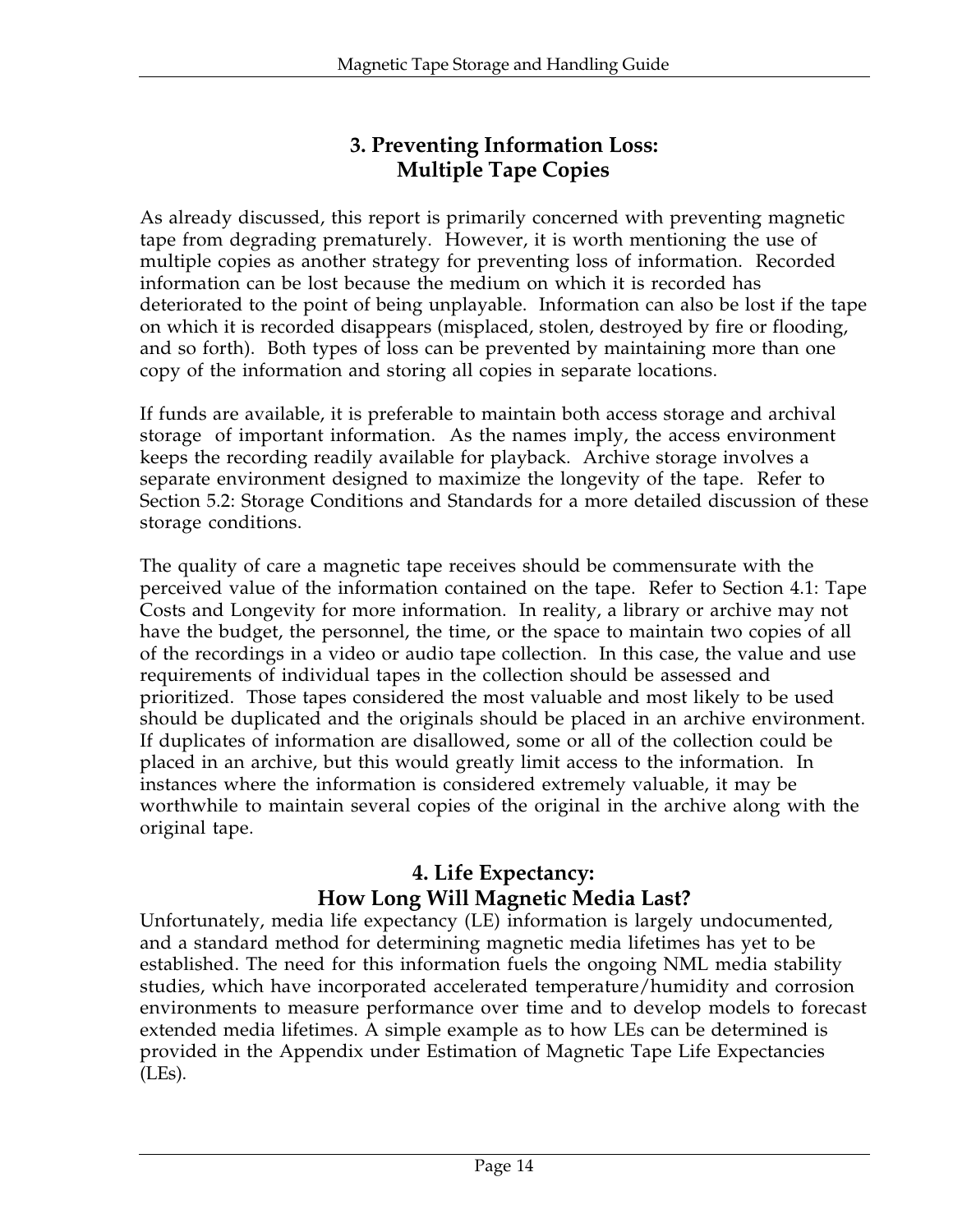## 3. Preventing Information Loss: Multiple Tape Copies

As already discussed, this report is primarily concerned with preventing magnetic tape from degrading prematurely. However, it is worth mentioning the use of multiple copies as another strategy for preventing loss of information. Recorded information can be lost because the medium on which it is recorded has deteriorated to the point of being unplayable. Information can also be lost if the tape on which it is recorded disappears (misplaced, stolen, destroyed by fire or flooding, and so forth). Both types of loss can be prevented by maintaining more than one copy of the information and storing all copies in separate locations.

If funds are available, it is preferable to maintain both access storage and archival storage of important information. As the names imply, the access environment keeps the recording readily available for playback. Archive storage involves a separate environment designed to maximize the longevity of the tape. Refer to Section 5.2: Storage Conditions and Standards for a more detailed discussion of these storage conditions.

The quality of care a magnetic tape receives should be commensurate with the perceived value of the information contained on the tape. Refer to Section 4.1: Tape Costs and Longevity for more information. In reality, a library or archive may not have the budget, the personnel, the time, or the space to maintain two copies of all of the recordings in a video or audio tape collection. In this case, the value and use requirements of individual tapes in the collection should be assessed and prioritized. Those tapes considered the most valuable and most likely to be used should be duplicated and the originals should be placed in an archive environment. If duplicates of information are disallowed, some or all of the collection could be placed in an archive, but this would greatly limit access to the information. In instances where the information is considered extremely valuable, it may be worthwhile to maintain several copies of the original in the archive along with the original tape.

## 4. Life Expectancy: How Long Will Magnetic Media Last?

Unfortunately, media life expectancy (LE) information is largely undocumented, and a standard method for determining magnetic media lifetimes has yet to be established. The need for this information fuels the ongoing NML media stability studies, which have incorporated accelerated temperature/humidity and corrosion environments to measure performance over time and to develop models to forecast extended media lifetimes. A simple example as to how LEs can be determined is provided in the Appendix under Estimation of Magnetic Tape Life Expectancies (LEs).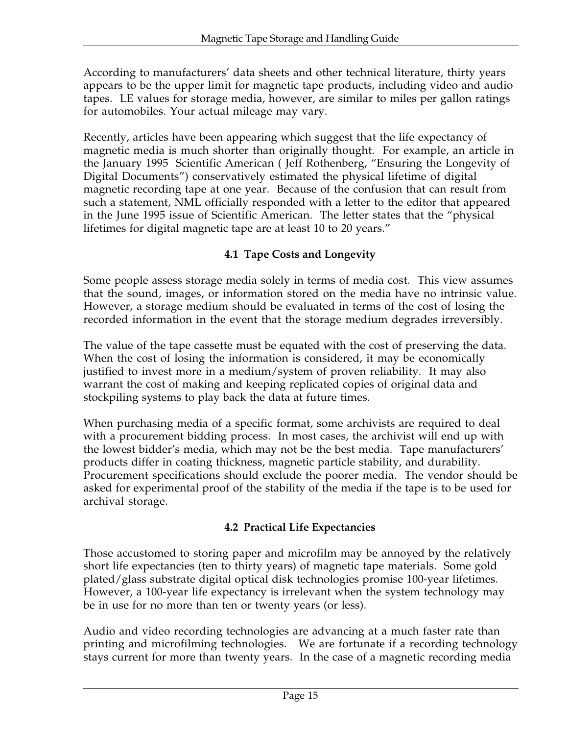According to manufacturers' data sheets and other technical literature, thirty years appears to be the upper limit for magnetic tape products, including video and audio tapes. LE values for storage media, however, are similar to miles per gallon ratings for automobiles. Your actual mileage may vary.

Recently, articles have been appearing which suggest that the life expectancy of magnetic media is much shorter than originally thought. For example, an article in the January 1995 Scientific American ( Jeff Rothenberg, "Ensuring the Longevity of Digital Documents") conservatively estimated the physical lifetime of digital magnetic recording tape at one year. Because of the confusion that can result from such a statement, NML officially responded with a letter to the editor that appeared in the June 1995 issue of Scientific American. The letter states that the "physical lifetimes for digital magnetic tape are at least 10 to 20 years."

### 4.1 Tape Costs and Longevity

Some people assess storage media solely in terms of media cost. This view assumes that the sound, images, or information stored on the media have no intrinsic value. However, a storage medium should be evaluated in terms of the cost of losing the recorded information in the event that the storage medium degrades irreversibly.

The value of the tape cassette must be equated with the cost of preserving the data. When the cost of losing the information is considered, it may be economically justified to invest more in a medium/system of proven reliability. It may also warrant the cost of making and keeping replicated copies of original data and stockpiling systems to play back the data at future times.

When purchasing media of a specific format, some archivists are required to deal with a procurement bidding process. In most cases, the archivist will end up with the lowest bidder's media, which may not be the best media. Tape manufacturers' products differ in coating thickness, magnetic particle stability, and durability. Procurement specifications should exclude the poorer media. The vendor should be asked for experimental proof of the stability of the media if the tape is to be used for archival storage.

### 4.2 Practical Life Expectancies

Those accustomed to storing paper and microfilm may be annoyed by the relatively short life expectancies (ten to thirty years) of magnetic tape materials. Some gold plated/glass substrate digital optical disk technologies promise 100-year lifetimes. However, a 100-year life expectancy is irrelevant when the system technology may be in use for no more than ten or twenty years (or less).

Audio and video recording technologies are advancing at a much faster rate than printing and microfilming technologies. We are fortunate if a recording technology stays current for more than twenty years. In the case of a magnetic recording media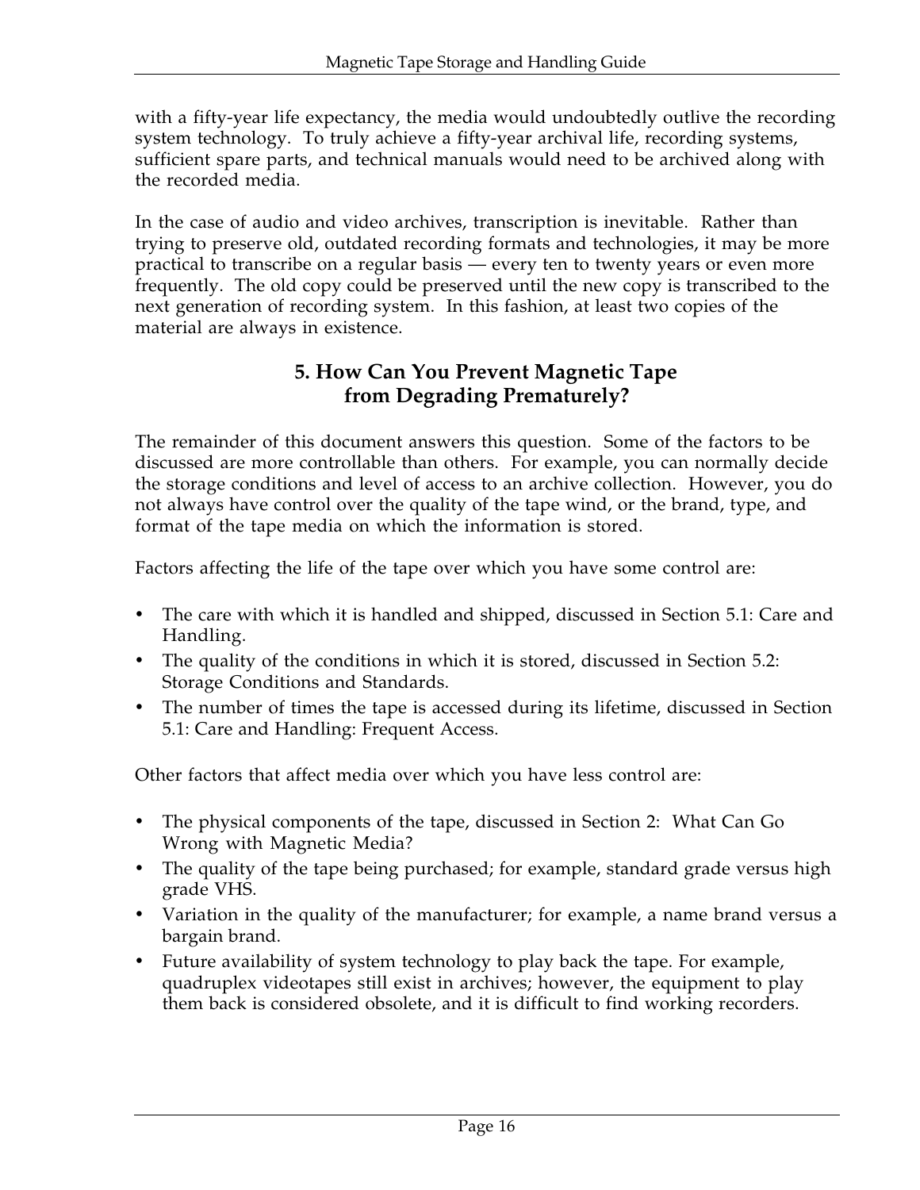with a fifty-year life expectancy, the media would undoubtedly outlive the recording system technology. To truly achieve a fifty-year archival life, recording systems, sufficient spare parts, and technical manuals would need to be archived along with the recorded media.

In the case of audio and video archives, transcription is inevitable. Rather than trying to preserve old, outdated recording formats and technologies, it may be more practical to transcribe on a regular basis — every ten to twenty years or even more frequently. The old copy could be preserved until the new copy is transcribed to the next generation of recording system. In this fashion, at least two copies of the material are always in existence.

## 5. How Can You Prevent Magnetic Tape from Degrading Prematurely?

The remainder of this document answers this question. Some of the factors to be discussed are more controllable than others. For example, you can normally decide the storage conditions and level of access to an archive collection. However, you do not always have control over the quality of the tape wind, or the brand, type, and format of the tape media on which the information is stored.

Factors affecting the life of the tape over which you have some control are:

- The care with which it is handled and shipped, discussed in Section 5.1: Care and Handling.
- The quality of the conditions in which it is stored, discussed in Section 5.2: Storage Conditions and Standards.
- The number of times the tape is accessed during its lifetime, discussed in Section 5.1: Care and Handling: Frequent Access.

Other factors that affect media over which you have less control are:

- The physical components of the tape, discussed in Section 2: What Can Go Wrong with Magnetic Media?
- The quality of the tape being purchased; for example, standard grade versus high grade VHS.
- Variation in the quality of the manufacturer; for example, a name brand versus a bargain brand.
- Future availability of system technology to play back the tape. For example, quadruplex videotapes still exist in archives; however, the equipment to play them back is considered obsolete, and it is difficult to find working recorders.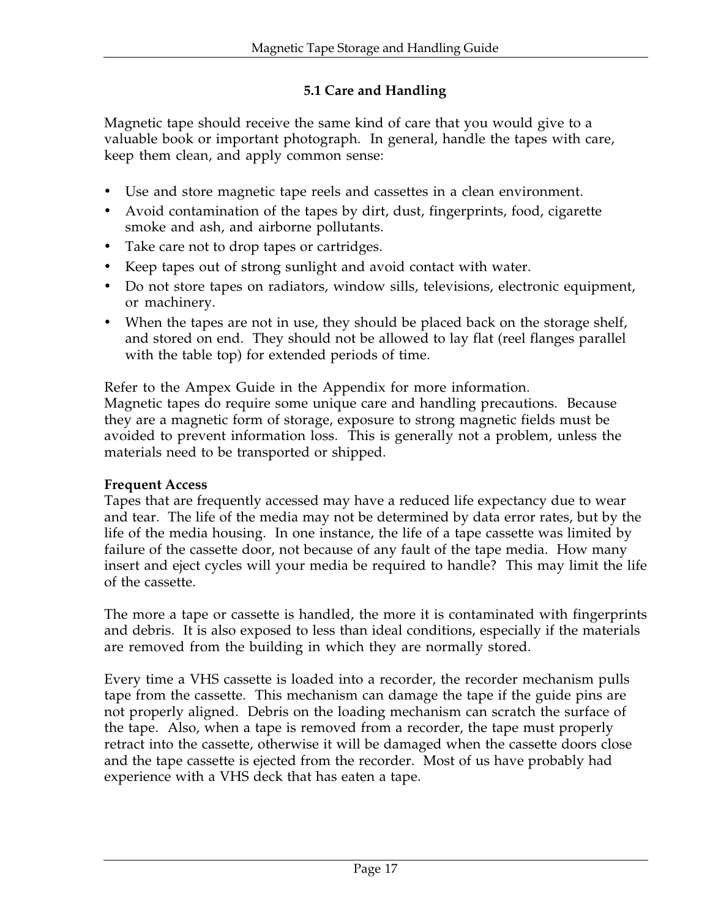## 5.1 Care and Handling

Magnetic tape should receive the same kind of care that you would give to a valuable book or important photograph. In general, handle the tapes with care, keep them clean, and apply common sense:

- Use and store magnetic tape reels and cassettes in a clean environment.
- Avoid contamination of the tapes by dirt, dust, fingerprints, food, cigarette smoke and ash, and airborne pollutants.
- Take care not to drop tapes or cartridges.
- Keep tapes out of strong sunlight and avoid contact with water.
- Do not store tapes on radiators, window sills, televisions, electronic equipment, or machinery.
- When the tapes are not in use, they should be placed back on the storage shelf, and stored on end. They should not be allowed to lay flat (reel flanges parallel with the table top) for extended periods of time.

Refer to the Ampex Guide in the Appendix for more information.
Magnetic tapes do require some unique care and handling precautions. Because they are a magnetic form of storage, exposure to strong magnetic fields must be avoided to prevent information loss. This is generally not a problem, unless the materials need to be transported or shipped.

**Frequent Access**
Tapes that are frequently accessed may have a reduced life expectancy due to wear and tear. The life of the media may not be determined by data error rates, but by the life of the media housing. In one instance, the life of a tape cassette was limited by failure of the cassette door, not because of any fault of the tape media. How many insert and eject cycles will your media be required to handle? This may limit the life of the cassette.

The more a tape or cassette is handled, the more it is contaminated with fingerprints and debris. It is also exposed to less than ideal conditions, especially if the materials are removed from the building in which they are normally stored.

Every time a VHS cassette is loaded into a recorder, the recorder mechanism pulls tape from the cassette. This mechanism can damage the tape if the guide pins are not properly aligned. Debris on the loading mechanism can scratch the surface of the tape. Also, when a tape is removed from a recorder, the tape must properly retract into the cassette, otherwise it will be damaged when the cassette doors close and the tape cassette is ejected from the recorder. Most of us have probably had experience with a VHS deck that has eaten a tape.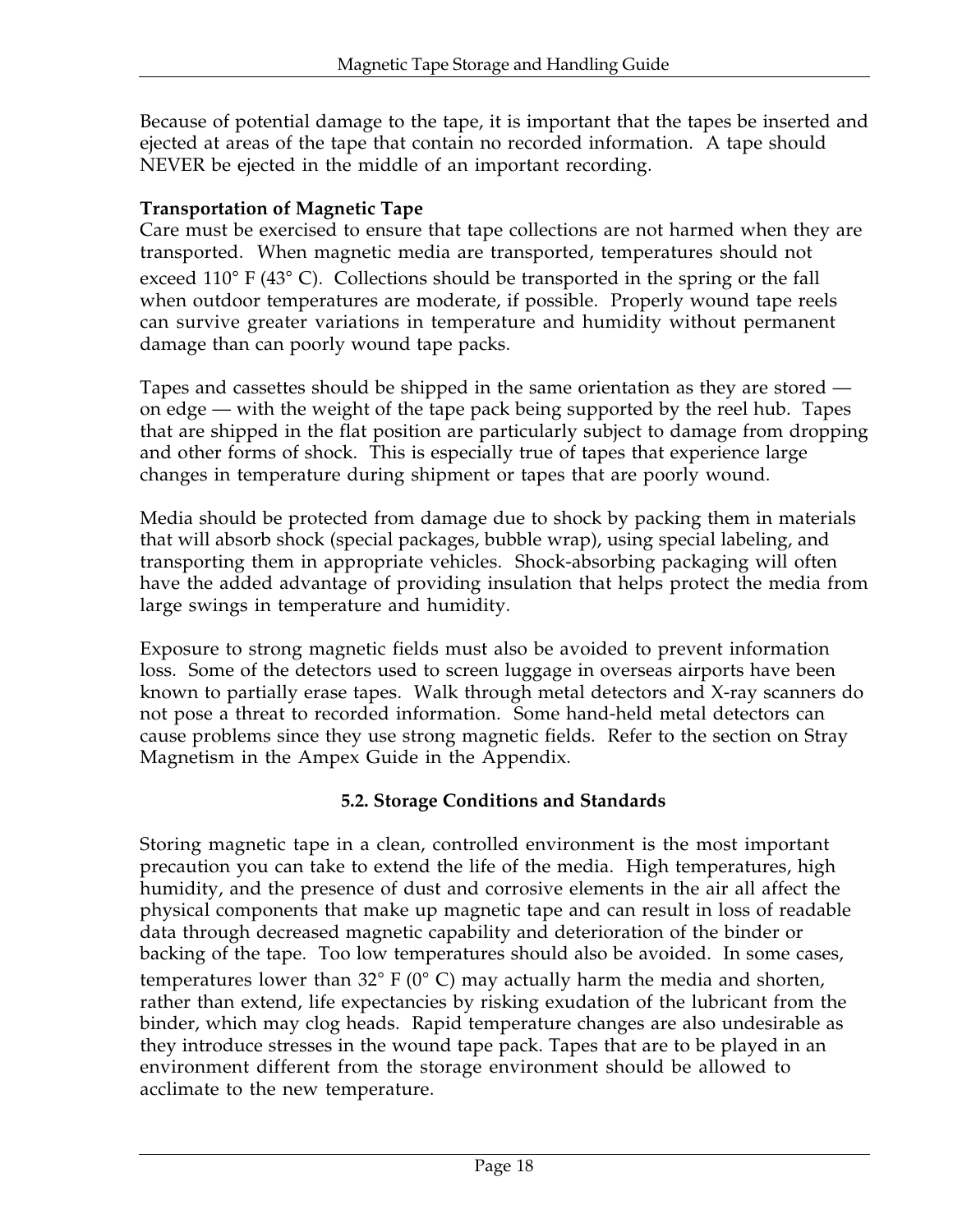Because of potential damage to the tape, it is important that the tapes be inserted and ejected at areas of the tape that contain no recorded information. A tape should NEVER be ejected in the middle of an important recording.

**Transportation of Magnetic Tape**

Care must be exercised to ensure that tape collections are not harmed when they are transported. When magnetic media are transported, temperatures should not exceed 110° F (43° C). Collections should be transported in the spring or the fall when outdoor temperatures are moderate, if possible. Properly wound tape reels can survive greater variations in temperature and humidity without permanent damage than can poorly wound tape packs.

Tapes and cassettes should be shipped in the same orientation as they are stored — on edge — with the weight of the tape pack being supported by the reel hub. Tapes that are shipped in the flat position are particularly subject to damage from dropping and other forms of shock. This is especially true of tapes that experience large changes in temperature during shipment or tapes that are poorly wound.

Media should be protected from damage due to shock by packing them in materials that will absorb shock (special packages, bubble wrap), using special labeling, and transporting them in appropriate vehicles. Shock-absorbing packaging will often have the added advantage of providing insulation that helps protect the media from large swings in temperature and humidity.

Exposure to strong magnetic fields must also be avoided to prevent information loss. Some of the detectors used to screen luggage in overseas airports have been known to partially erase tapes. Walk through metal detectors and X-ray scanners do not pose a threat to recorded information. Some hand-held metal detectors can cause problems since they use strong magnetic fields. Refer to the section on Stray Magnetism in the Ampex Guide in the Appendix.

## 5.2. Storage Conditions and Standards

Storing magnetic tape in a clean, controlled environment is the most important precaution you can take to extend the life of the media. High temperatures, high humidity, and the presence of dust and corrosive elements in the air all affect the physical components that make up magnetic tape and can result in loss of readable data through decreased magnetic capability and deterioration of the binder or backing of the tape. Too low temperatures should also be avoided. In some cases, temperatures lower than 32° F (0° C) may actually harm the media and shorten, rather than extend, life expectancies by risking exudation of the lubricant from the binder, which may clog heads. Rapid temperature changes are also undesirable as they introduce stresses in the wound tape pack. Tapes that are to be played in an environment different from the storage environment should be allowed to acclimate to the new temperature.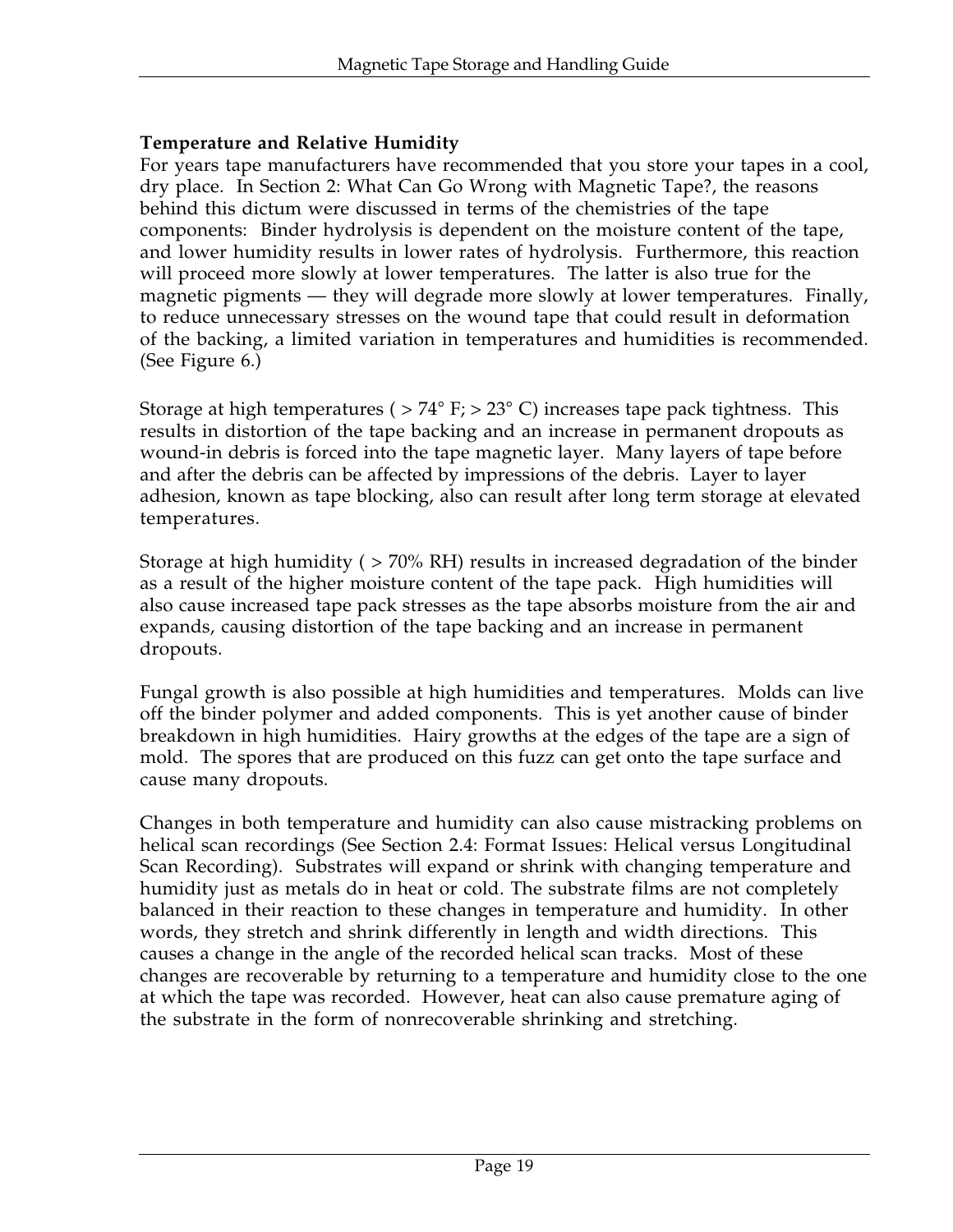**Temperature and Relative Humidity**

For years tape manufacturers have recommended that you store your tapes in a cool, dry place. In Section 2: What Can Go Wrong with Magnetic Tape?, the reasons behind this dictum were discussed in terms of the chemistries of the tape components: Binder hydrolysis is dependent on the moisture content of the tape, and lower humidity results in lower rates of hydrolysis. Furthermore, this reaction will proceed more slowly at lower temperatures. The latter is also true for the magnetic pigments — they will degrade more slowly at lower temperatures. Finally, to reduce unnecessary stresses on the wound tape that could result in deformation of the backing, a limited variation in temperatures and humidities is recommended. (See Figure 6.)

Storage at high temperatures ( > 74° F; > 23° C) increases tape pack tightness. This results in distortion of the tape backing and an increase in permanent dropouts as wound-in debris is forced into the tape magnetic layer. Many layers of tape before and after the debris can be affected by impressions of the debris. Layer to layer adhesion, known as tape blocking, also can result after long term storage at elevated temperatures.

Storage at high humidity ( > 70% RH) results in increased degradation of the binder as a result of the higher moisture content of the tape pack. High humidities will also cause increased tape pack stresses as the tape absorbs moisture from the air and expands, causing distortion of the tape backing and an increase in permanent dropouts.

Fungal growth is also possible at high humidities and temperatures. Molds can live off the binder polymer and added components. This is yet another cause of binder breakdown in high humidities. Hairy growths at the edges of the tape are a sign of mold. The spores that are produced on this fuzz can get onto the tape surface and cause many dropouts.

Changes in both temperature and humidity can also cause mistracking problems on helical scan recordings (See Section 2.4: Format Issues: Helical versus Longitudinal Scan Recording). Substrates will expand or shrink with changing temperature and humidity just as metals do in heat or cold. The substrate films are not completely balanced in their reaction to these changes in temperature and humidity. In other words, they stretch and shrink differently in length and width directions. This causes a change in the angle of the recorded helical scan tracks. Most of these changes are recoverable by returning to a temperature and humidity close to the one at which the tape was recorded. However, heat can also cause premature aging of the substrate in the form of nonrecoverable shrinking and stretching.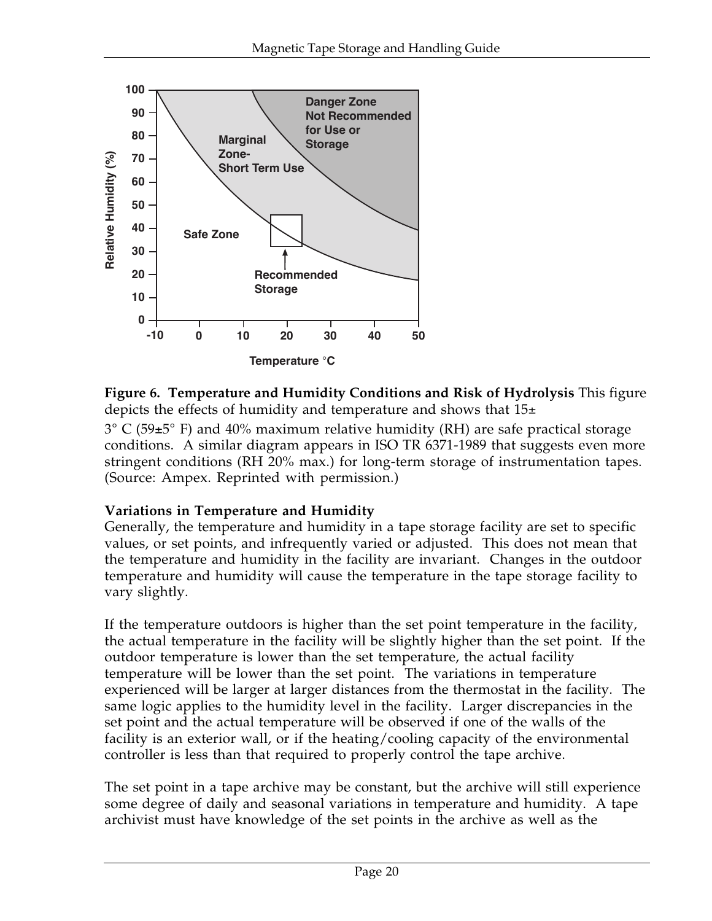**Figure 6. Temperature and Humidity Conditions and Risk of Hydrolysis** This figure depicts the effects of humidity and temperature and shows that 15± 3° C (59±5° F) and 40% maximum relative humidity (RH) are safe practical storage conditions. A similar diagram appears in ISO TR 6371-1989 that suggests even more stringent conditions (RH 20% max.) for long-term storage of instrumentation tapes. (Source: Ampex. Reprinted with permission.)

**Variations in Temperature and Humidity**

Generally, the temperature and humidity in a tape storage facility are set to specific values, or set points, and infrequently varied or adjusted. This does not mean that the temperature and humidity in the facility are invariant. Changes in the outdoor temperature and humidity will cause the temperature in the tape storage facility to vary slightly.

If the temperature outdoors is higher than the set point temperature in the facility, the actual temperature in the facility will be slightly higher than the set point. If the outdoor temperature is lower than the set temperature, the actual facility temperature will be lower than the set point. The variations in temperature experienced will be larger at larger distances from the thermostat in the facility. The same logic applies to the humidity level in the facility. Larger discrepancies in the set point and the actual temperature will be observed if one of the walls of the facility is an exterior wall, or if the heating/cooling capacity of the environmental controller is less than that required to properly control the tape archive.

The set point in a tape archive may be constant, but the archive will still experience some degree of daily and seasonal variations in temperature and humidity. A tape archivist must have knowledge of the set points in the archive as well as the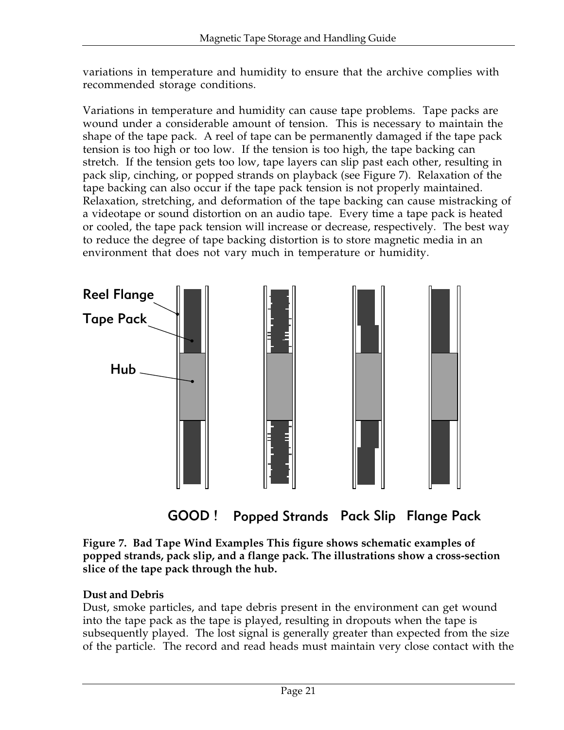variations in temperature and humidity to ensure that the archive complies with recommended storage conditions.

Variations in temperature and humidity can cause tape problems. Tape packs are wound under a considerable amount of tension. This is necessary to maintain the shape of the tape pack. A reel of tape can be permanently damaged if the tape pack tension is too high or too low. If the tension is too high, the tape backing can stretch. If the tension gets too low, tape layers can slip past each other, resulting in pack slip, cinching, or popped strands on playback (see Figure 7). Relaxation of the tape backing can also occur if the tape pack tension is not properly maintained. Relaxation, stretching, and deformation of the tape backing can cause mistracking of a videotape or sound distortion on an audio tape. Every time a tape pack is heated or cooled, the tape pack tension will increase or decrease, respectively. The best way to reduce the degree of tape backing distortion is to store magnetic media in an environment that does not vary much in temperature or humidity.

Reel Flange

Tape Pack

Hub

GOOD ! Popped Strands Pack Slip Flange Pack

**Figure 7. Bad Tape Wind Examples This figure shows schematic examples of popped strands, pack slip, and a flange pack. The illustrations show a cross-section slice of the tape pack through the hub.**

**Dust and Debris**

Dust, smoke particles, and tape debris present in the environment can get wound into the tape pack as the tape is played, resulting in dropouts when the tape is subsequently played. The lost signal is generally greater than expected from the size of the particle. The record and read heads must maintain very close contact with the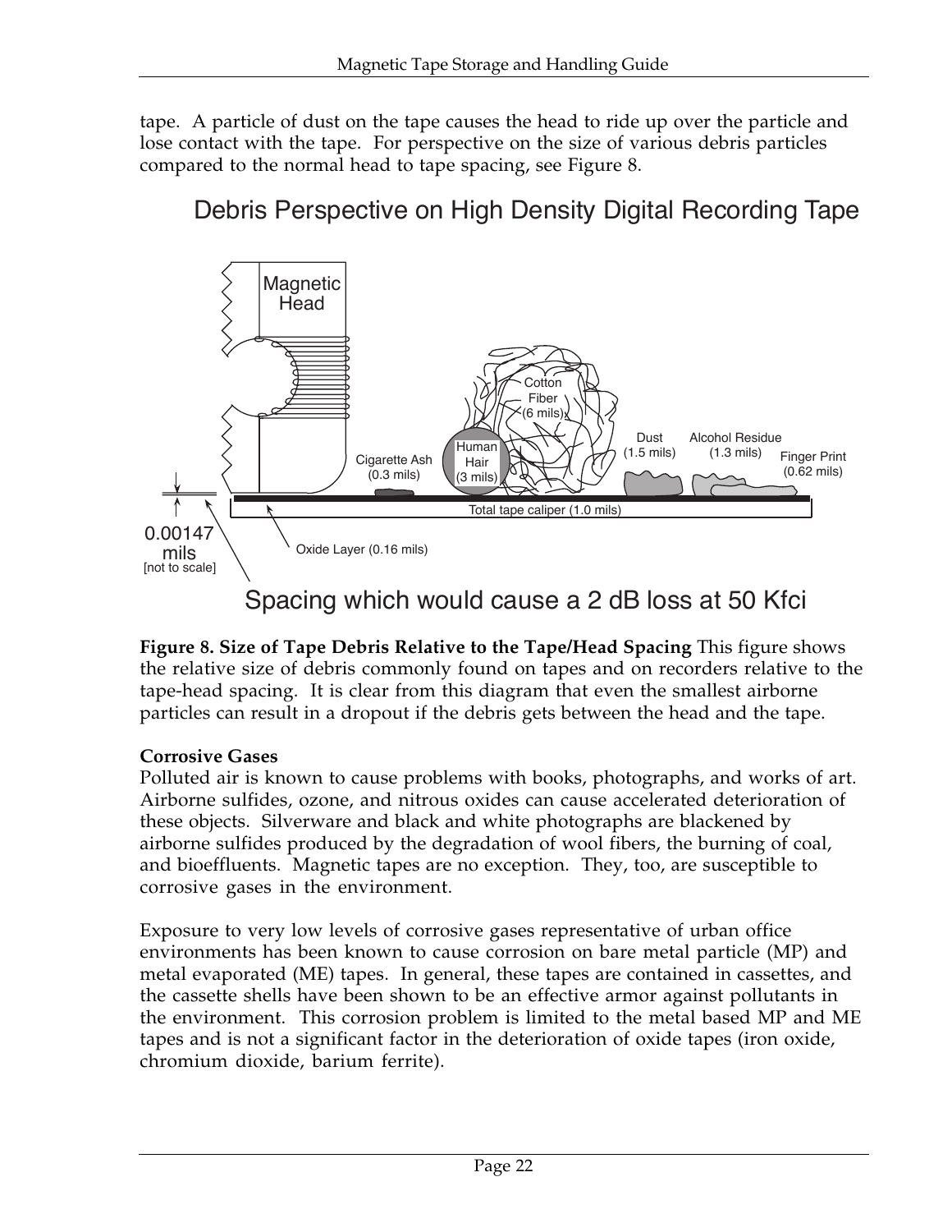tape. A particle of dust on the tape causes the head to ride up over the particle and lose contact with the tape. For perspective on the size of various debris particles compared to the normal head to tape spacing, see Figure 8.

Debris Perspective on High Density Digital Recording Tape

Magnetic Head

Cotton Fiber (6 mils)

Human Hair (3 mils)

Cigarette Ash (0.3 mils)

Dust (1.5 mils)

Alcohol Residue (1.3 mils)

Finger Print (0.62 mils)

Total tape caliper (1.0 mils)

0.00147 mils [not to scale]

Oxide Layer (0.16 mils)

Spacing which would cause a 2 dB loss at 50 Kfci

**Figure 8. Size of Tape Debris Relative to the Tape/Head Spacing** This figure shows the relative size of debris commonly found on tapes and on recorders relative to the tape-head spacing. It is clear from this diagram that even the smallest airborne particles can result in a dropout if the debris gets between the head and the tape.

**Corrosive Gases**

Polluted air is known to cause problems with books, photographs, and works of art. Airborne sulfides, ozone, and nitrous oxides can cause accelerated deterioration of these objects. Silverware and black and white photographs are blackened by airborne sulfides produced by the degradation of wool fibers, the burning of coal, and bioeffluents. Magnetic tapes are no exception. They, too, are susceptible to corrosive gases in the environment.

Exposure to very low levels of corrosive gases representative of urban office environments has been known to cause corrosion on bare metal particle (MP) and metal evaporated (ME) tapes. In general, these tapes are contained in cassettes, and the cassette shells have been shown to be an effective armor against pollutants in the environment. This corrosion problem is limited to the metal based MP and ME tapes and is not a significant factor in the deterioration of oxide tapes (iron oxide, chromium dioxide, barium ferrite).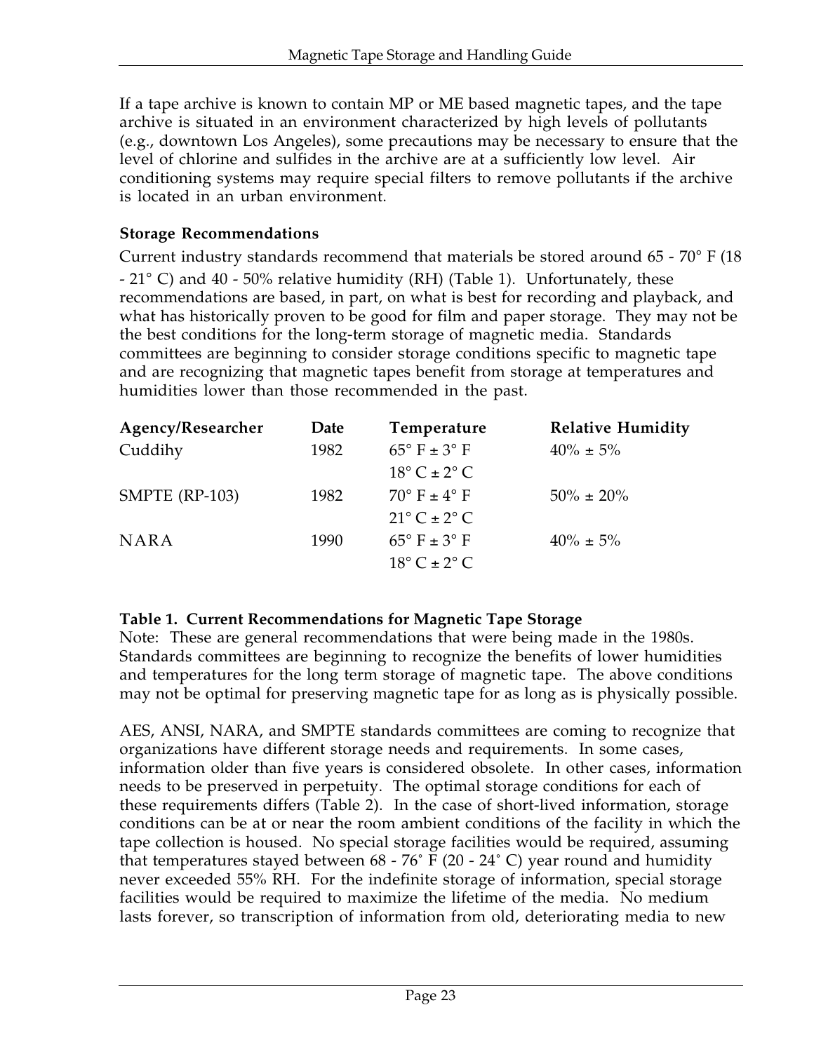If a tape archive is known to contain MP or ME based magnetic tapes, and the tape archive is situated in an environment characterized by high levels of pollutants (e.g., downtown Los Angeles), some precautions may be necessary to ensure that the level of chlorine and sulfides in the archive are at a sufficiently low level. Air conditioning systems may require special filters to remove pollutants if the archive is located in an urban environment.

### Storage Recommendations

Current industry standards recommend that materials be stored around 65 - 70° F (18 - 21° C) and 40 - 50% relative humidity (RH) (Table 1). Unfortunately, these recommendations are based, in part, on what is best for recording and playback, and what has historically proven to be good for film and paper storage. They may not be the best conditions for the long-term storage of magnetic media. Standards committees are beginning to consider storage conditions specific to magnetic tape and are recognizing that magnetic tapes benefit from storage at temperatures and humidities lower than those recommended in the past.

| Agency/Researcher | Date | Temperature | Relative Humidity |
|---|---|---|---|
| Cuddihy | 1982 | 65° F ± 3° F<br>18° C ± 2° C | 40% ± 5% |
| SMPTE (RP-103) | 1982 | 70° F ± 4° F<br>21° C ± 2° C | 50% ± 20% |
| NARA | 1990 | 65° F ± 3° F<br>18° C ± 2° C | 40% ± 5% |

**Table 1. Current Recommendations for Magnetic Tape Storage**

Note: These are general recommendations that were being made in the 1980s. Standards committees are beginning to recognize the benefits of lower humidities and temperatures for the long term storage of magnetic tape. The above conditions may not be optimal for preserving magnetic tape for as long as is physically possible.

AES, ANSI, NARA, and SMPTE standards committees are coming to recognize that organizations have different storage needs and requirements. In some cases, information older than five years is considered obsolete. In other cases, information needs to be preserved in perpetuity. The optimal storage conditions for each of these requirements differs (Table 2). In the case of short-lived information, storage conditions can be at or near the room ambient conditions of the facility in which the tape collection is housed. No special storage facilities would be required, assuming that temperatures stayed between 68 - 76˚ F (20 - 24˚ C) year round and humidity never exceeded 55% RH. For the indefinite storage of information, special storage facilities would be required to maximize the lifetime of the media. No medium lasts forever, so transcription of information from old, deteriorating media to new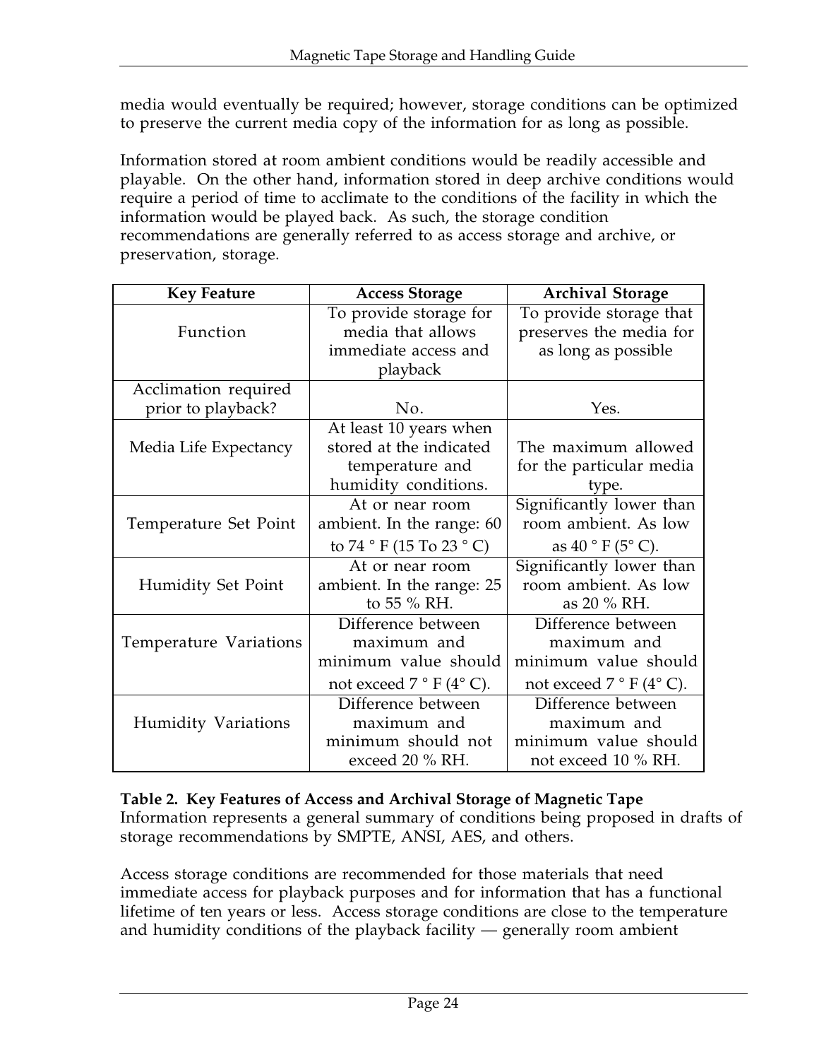media would eventually be required; however, storage conditions can be optimized to preserve the current media copy of the information for as long as possible.

Information stored at room ambient conditions would be readily accessible and playable. On the other hand, information stored in deep archive conditions would require a period of time to acclimate to the conditions of the facility in which the information would be played back. As such, the storage condition recommendations are generally referred to as access storage and archive, or preservation, storage.

| Key Feature | Access Storage | Archival Storage |
|---|---|---|
| Function | To provide storage for media that allows immediate access and playback | To provide storage that preserves the media for as long as possible |
| Acclimation required prior to playback? | No. | Yes. |
| Media Life Expectancy | At least 10 years when stored at the indicated temperature and humidity conditions. | The maximum allowed for the particular media type. |
| Temperature Set Point | At or near room ambient. In the range: 60 to 74 ° F (15 To 23 ° C) | Significantly lower than room ambient. As low as 40 ° F (5° C). |
| Humidity Set Point | At or near room ambient. In the range: 25 to 55 % RH. | Significantly lower than room ambient. As low as 20 % RH. |
| Temperature Variations | Difference between maximum and minimum value should not exceed 7 ° F (4° C). | Difference between maximum and minimum value should not exceed 7 ° F (4° C). |
| Humidity Variations | Difference between maximum and minimum should not exceed 20 % RH. | Difference between maximum and minimum value should not exceed 10 % RH. |

**Table 2. Key Features of Access and Archival Storage of Magnetic Tape**
Information represents a general summary of conditions being proposed in drafts of storage recommendations by SMPTE, ANSI, AES, and others.

Access storage conditions are recommended for those materials that need immediate access for playback purposes and for information that has a functional lifetime of ten years or less. Access storage conditions are close to the temperature and humidity conditions of the playback facility — generally room ambient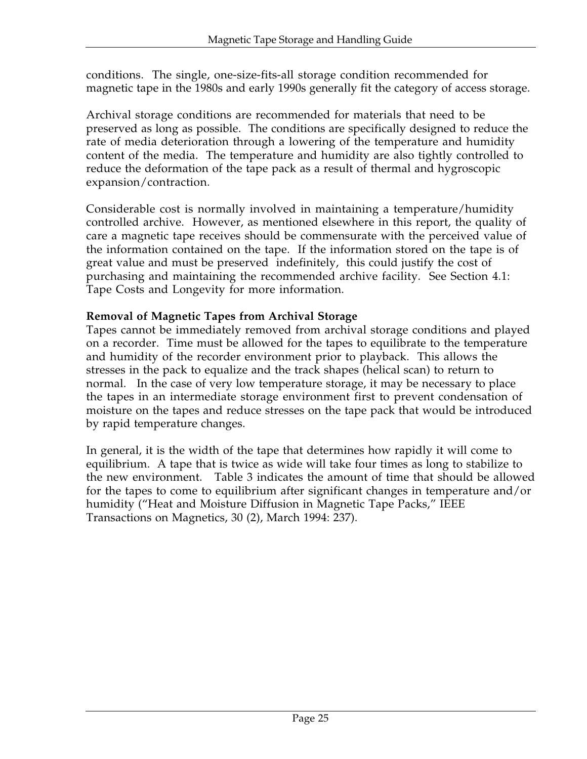conditions. The single, one-size-fits-all storage condition recommended for magnetic tape in the 1980s and early 1990s generally fit the category of access storage.

Archival storage conditions are recommended for materials that need to be preserved as long as possible. The conditions are specifically designed to reduce the rate of media deterioration through a lowering of the temperature and humidity content of the media. The temperature and humidity are also tightly controlled to reduce the deformation of the tape pack as a result of thermal and hygroscopic expansion/contraction.

Considerable cost is normally involved in maintaining a temperature/humidity controlled archive. However, as mentioned elsewhere in this report, the quality of care a magnetic tape receives should be commensurate with the perceived value of the information contained on the tape. If the information stored on the tape is of great value and must be preserved indefinitely, this could justify the cost of purchasing and maintaining the recommended archive facility. See Section 4.1: Tape Costs and Longevity for more information.

**Removal of Magnetic Tapes from Archival Storage**

Tapes cannot be immediately removed from archival storage conditions and played on a recorder. Time must be allowed for the tapes to equilibrate to the temperature and humidity of the recorder environment prior to playback. This allows the stresses in the pack to equalize and the track shapes (helical scan) to return to normal. In the case of very low temperature storage, it may be necessary to place the tapes in an intermediate storage environment first to prevent condensation of moisture on the tapes and reduce stresses on the tape pack that would be introduced by rapid temperature changes.

In general, it is the width of the tape that determines how rapidly it will come to equilibrium. A tape that is twice as wide will take four times as long to stabilize to the new environment. Table 3 indicates the amount of time that should be allowed for the tapes to come to equilibrium after significant changes in temperature and/or humidity ("Heat and Moisture Diffusion in Magnetic Tape Packs," IEEE Transactions on Magnetics, 30 (2), March 1994: 237).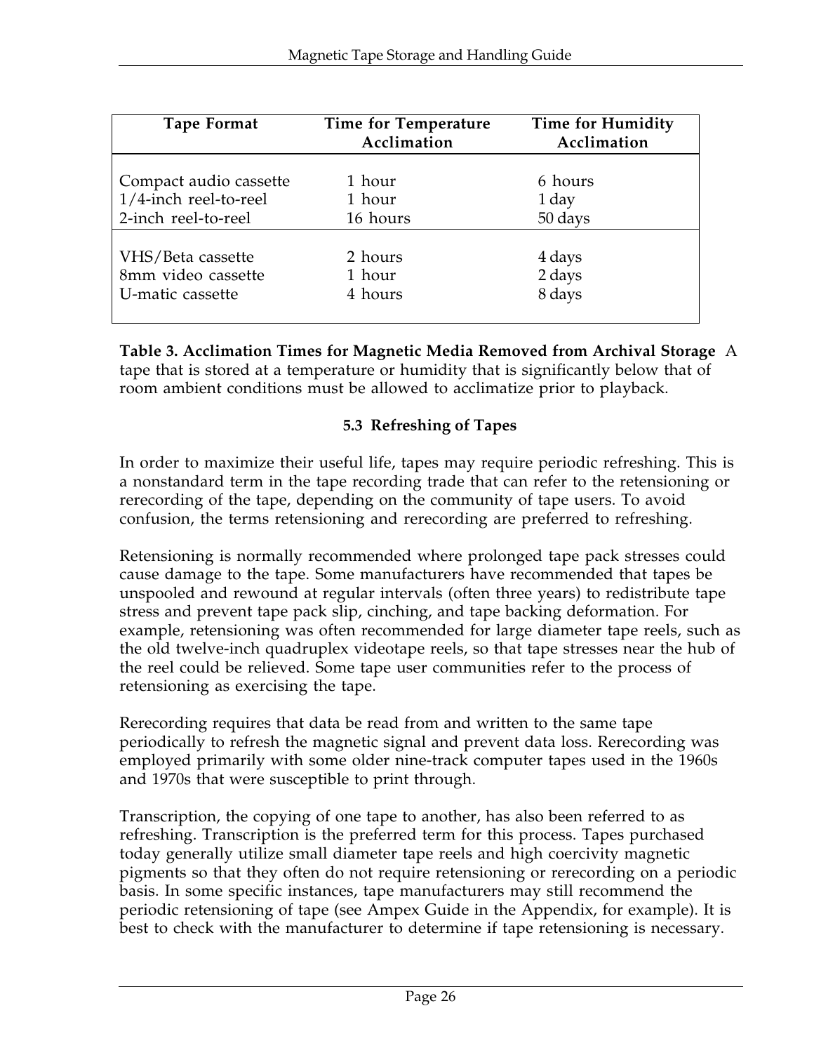| Tape Format | Time for Temperature Acclimation | Time for Humidity Acclimation |
|---|---|---|
| Compact audio cassette | 1 hour | 6 hours |
| 1/4-inch reel-to-reel | 1 hour | 1 day |
| 2-inch reel-to-reel | 16 hours | 50 days |
| VHS/Beta cassette | 2 hours | 4 days |
| 8mm video cassette | 1 hour | 2 days |
| U-matic cassette | 4 hours | 8 days |

**Table 3. Acclimation Times for Magnetic Media Removed from Archival Storage** A tape that is stored at a temperature or humidity that is significantly below that of room ambient conditions must be allowed to acclimatize prior to playback.

### 5.3 Refreshing of Tapes

In order to maximize their useful life, tapes may require periodic refreshing. This is a nonstandard term in the tape recording trade that can refer to the retensioning or rerecording of the tape, depending on the community of tape users. To avoid confusion, the terms retensioning and rerecording are preferred to refreshing.

Retensioning is normally recommended where prolonged tape pack stresses could cause damage to the tape. Some manufacturers have recommended that tapes be unspooled and rewound at regular intervals (often three years) to redistribute tape stress and prevent tape pack slip, cinching, and tape backing deformation. For example, retensioning was often recommended for large diameter tape reels, such as the old twelve-inch quadruplex videotape reels, so that tape stresses near the hub of the reel could be relieved. Some tape user communities refer to the process of retensioning as exercising the tape.

Rerecording requires that data be read from and written to the same tape periodically to refresh the magnetic signal and prevent data loss. Rerecording was employed primarily with some older nine-track computer tapes used in the 1960s and 1970s that were susceptible to print through.

Transcription, the copying of one tape to another, has also been referred to as refreshing. Transcription is the preferred term for this process. Tapes purchased today generally utilize small diameter tape reels and high coercivity magnetic pigments so that they often do not require retensioning or rerecording on a periodic basis. In some specific instances, tape manufacturers may still recommend the periodic retensioning of tape (see Ampex Guide in the Appendix, for example). It is best to check with the manufacturer to determine if tape retensioning is necessary.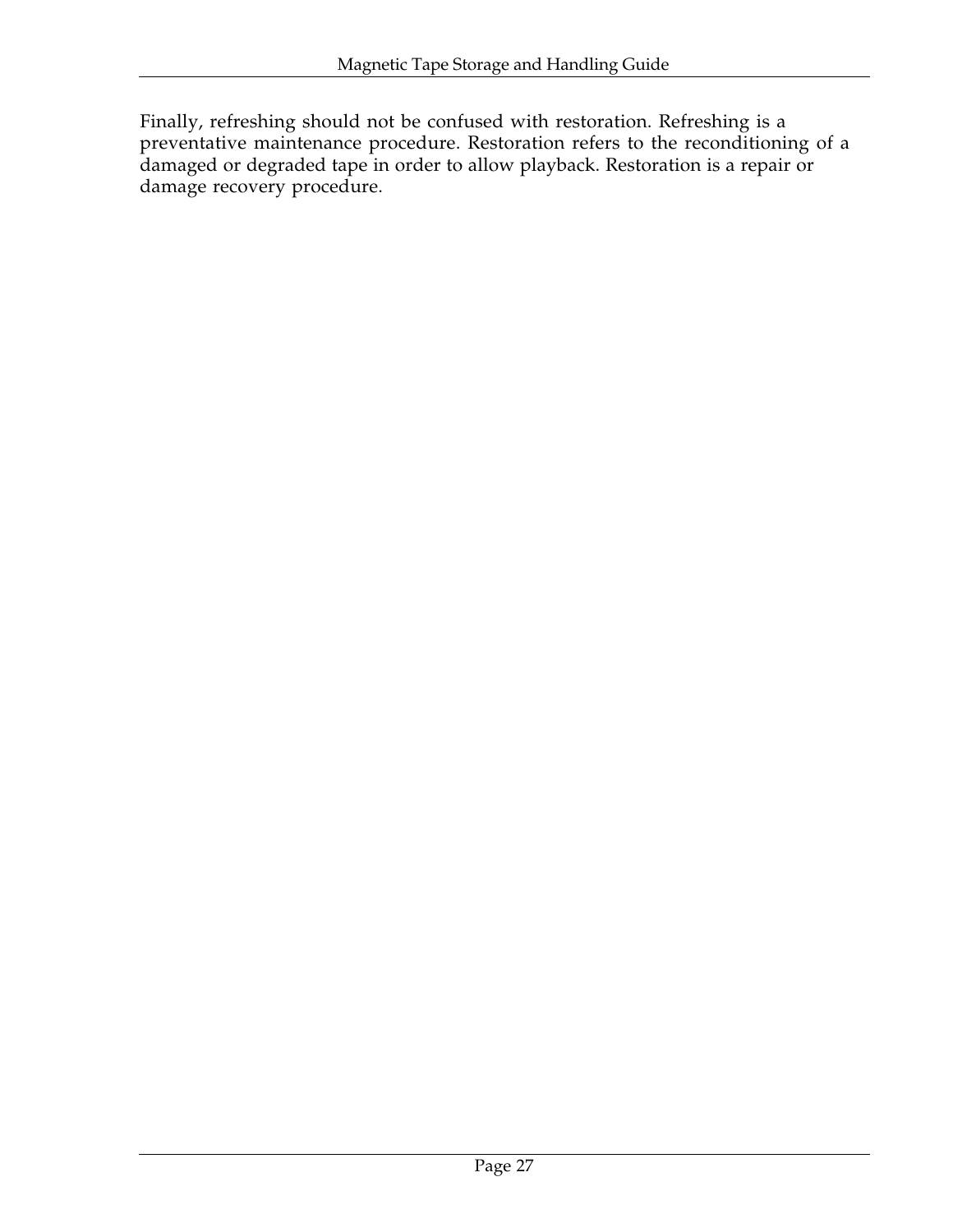Finally, refreshing should not be confused with restoration. Refreshing is a preventative maintenance procedure. Restoration refers to the reconditioning of a damaged or degraded tape in order to allow playback. Restoration is a repair or damage recovery procedure.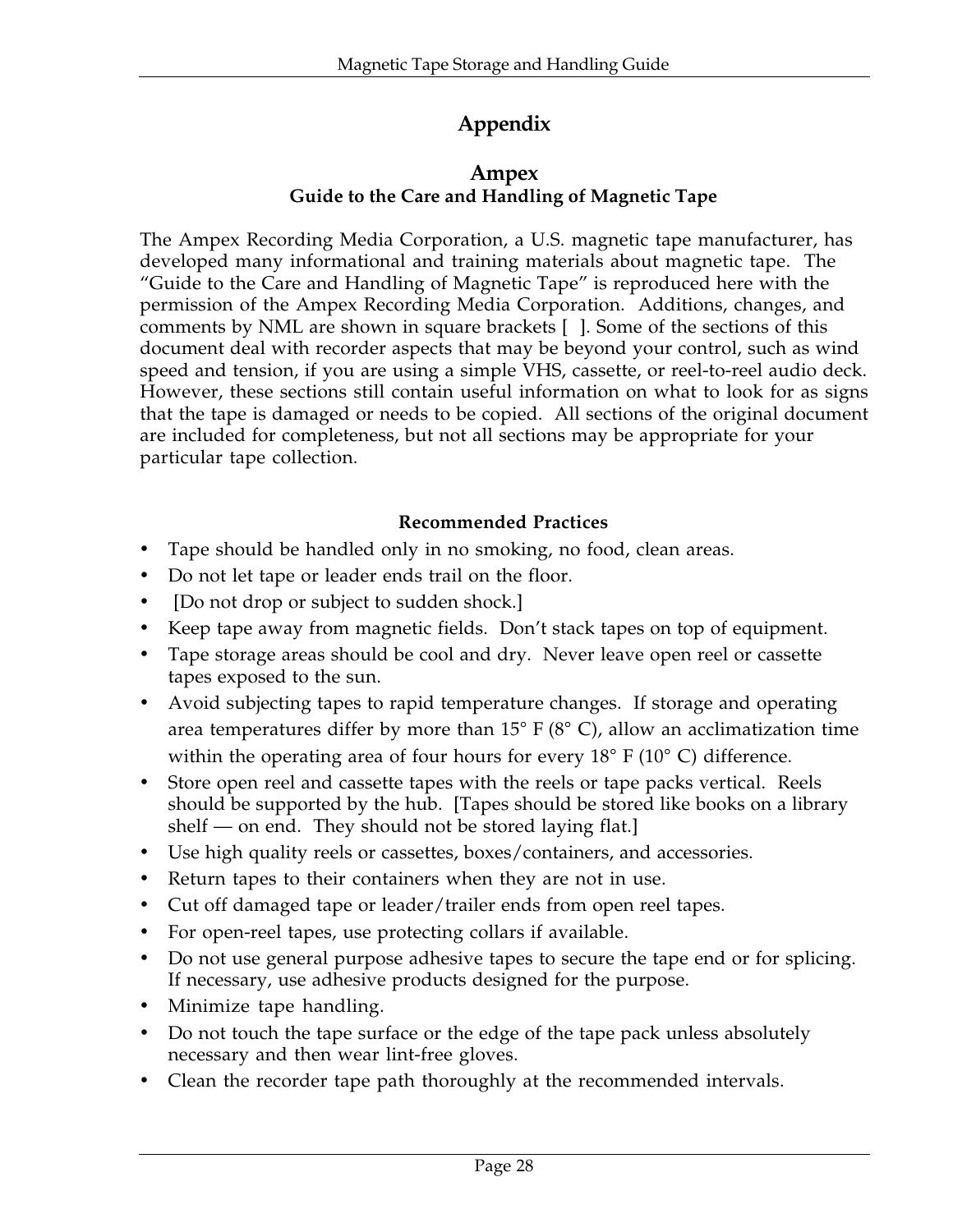# Appendix

## Ampex

### Guide to the Care and Handling of Magnetic Tape

The Ampex Recording Media Corporation, a U.S. magnetic tape manufacturer, has developed many informational and training materials about magnetic tape. The "Guide to the Care and Handling of Magnetic Tape" is reproduced here with the permission of the Ampex Recording Media Corporation. Additions, changes, and comments by NML are shown in square brackets [ ]. Some of the sections of this document deal with recorder aspects that may be beyond your control, such as wind speed and tension, if you are using a simple VHS, cassette, or reel-to-reel audio deck. However, these sections still contain useful information on what to look for as signs that the tape is damaged or needs to be copied. All sections of the original document are included for completeness, but not all sections may be appropriate for your particular tape collection.

**Recommended Practices**

- Tape should be handled only in no smoking, no food, clean areas.
- Do not let tape or leader ends trail on the floor.
- [Do not drop or subject to sudden shock.]
- Keep tape away from magnetic fields. Don't stack tapes on top of equipment.
- Tape storage areas should be cool and dry. Never leave open reel or cassette tapes exposed to the sun.
- Avoid subjecting tapes to rapid temperature changes. If storage and operating area temperatures differ by more than 15° F (8° C), allow an acclimatization time within the operating area of four hours for every 18° F (10° C) difference.
- Store open reel and cassette tapes with the reels or tape packs vertical. Reels should be supported by the hub. [Tapes should be stored like books on a library shelf — on end. They should not be stored laying flat.]
- Use high quality reels or cassettes, boxes/containers, and accessories.
- Return tapes to their containers when they are not in use.
- Cut off damaged tape or leader/trailer ends from open reel tapes.
- For open-reel tapes, use protecting collars if available.
- Do not use general purpose adhesive tapes to secure the tape end or for splicing. If necessary, use adhesive products designed for the purpose.
- Minimize tape handling.
- Do not touch the tape surface or the edge of the tape pack unless absolutely necessary and then wear lint-free gloves.
- Clean the recorder tape path thoroughly at the recommended intervals.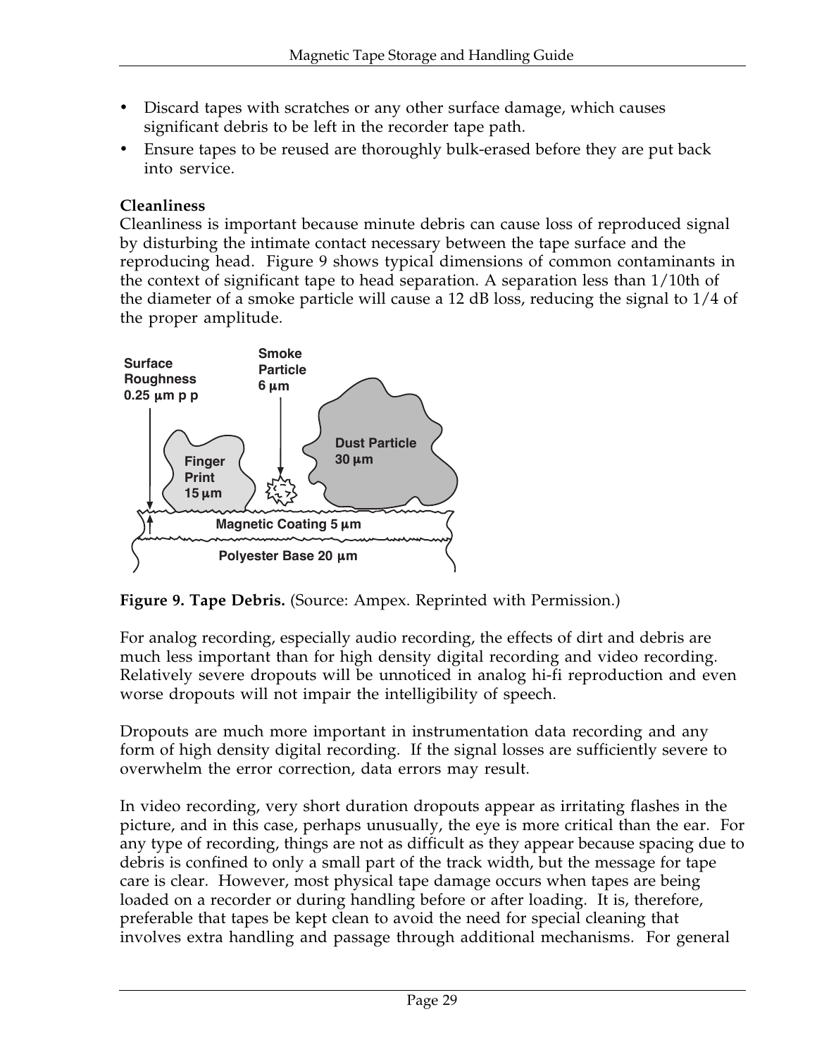- Discard tapes with scratches or any other surface damage, which causes significant debris to be left in the recorder tape path.
- Ensure tapes to be reused are thoroughly bulk-erased before they are put back into service.

**Cleanliness**

Cleanliness is important because minute debris can cause loss of reproduced signal by disturbing the intimate contact necessary between the tape surface and the reproducing head. Figure 9 shows typical dimensions of common contaminants in the context of significant tape to head separation. A separation less than 1/10th of the diameter of a smoke particle will cause a 12 dB loss, reducing the signal to 1/4 of the proper amplitude.

**Figure 9. Tape Debris.** (Source: Ampex. Reprinted with Permission.)

For analog recording, especially audio recording, the effects of dirt and debris are much less important than for high density digital recording and video recording. Relatively severe dropouts will be unnoticed in analog hi-fi reproduction and even worse dropouts will not impair the intelligibility of speech.

Dropouts are much more important in instrumentation data recording and any form of high density digital recording. If the signal losses are sufficiently severe to overwhelm the error correction, data errors may result.

In video recording, very short duration dropouts appear as irritating flashes in the picture, and in this case, perhaps unusually, the eye is more critical than the ear. For any type of recording, things are not as difficult as they appear because spacing due to debris is confined to only a small part of the track width, but the message for tape care is clear. However, most physical tape damage occurs when tapes are being loaded on a recorder or during handling before or after loading. It is, therefore, preferable that tapes be kept clean to avoid the need for special cleaning that involves extra handling and passage through additional mechanisms. For general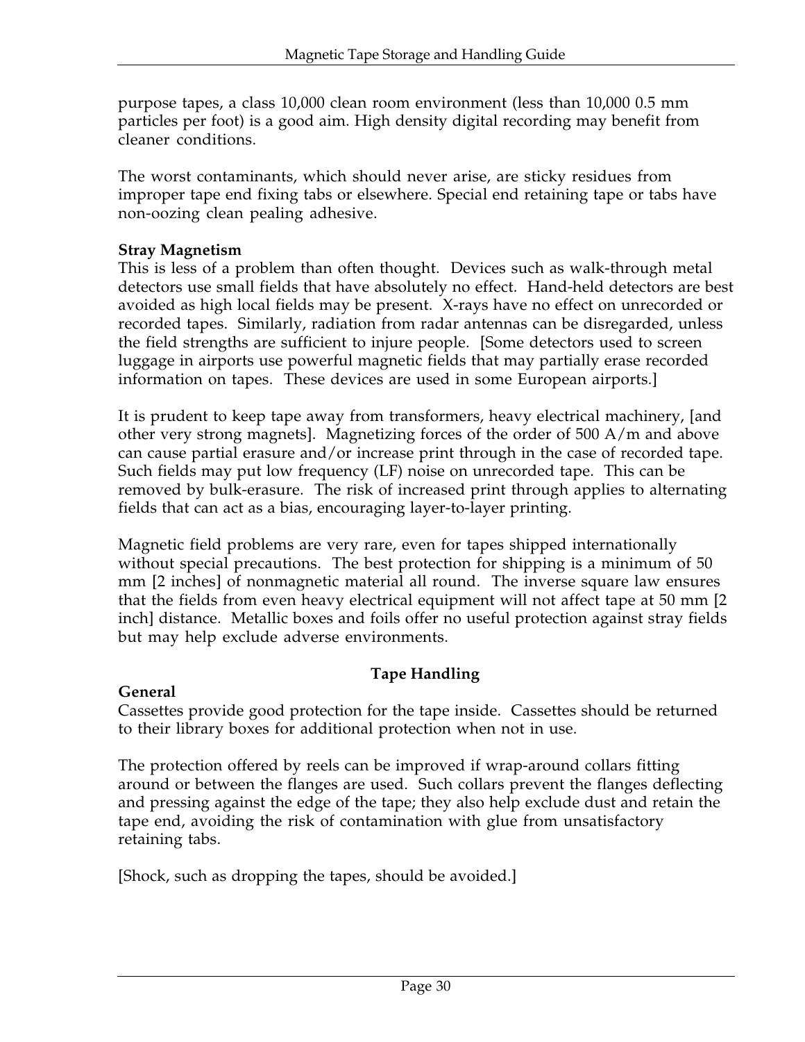purpose tapes, a class 10,000 clean room environment (less than 10,000 0.5 mm particles per foot) is a good aim. High density digital recording may benefit from cleaner conditions.

The worst contaminants, which should never arise, are sticky residues from improper tape end fixing tabs or elsewhere. Special end retaining tape or tabs have non-oozing clean pealing adhesive.

**Stray Magnetism**

This is less of a problem than often thought. Devices such as walk-through metal detectors use small fields that have absolutely no effect. Hand-held detectors are best avoided as high local fields may be present. X-rays have no effect on unrecorded or recorded tapes. Similarly, radiation from radar antennas can be disregarded, unless the field strengths are sufficient to injure people. [Some detectors used to screen luggage in airports use powerful magnetic fields that may partially erase recorded information on tapes. These devices are used in some European airports.]

It is prudent to keep tape away from transformers, heavy electrical machinery, [and other very strong magnets]. Magnetizing forces of the order of 500 A/m and above can cause partial erasure and/or increase print through in the case of recorded tape. Such fields may put low frequency (LF) noise on unrecorded tape. This can be removed by bulk-erasure. The risk of increased print through applies to alternating fields that can act as a bias, encouraging layer-to-layer printing.

Magnetic field problems are very rare, even for tapes shipped internationally without special precautions. The best protection for shipping is a minimum of 50 mm [2 inches] of nonmagnetic material all round. The inverse square law ensures that the fields from even heavy electrical equipment will not affect tape at 50 mm [2 inch] distance. Metallic boxes and foils offer no useful protection against stray fields but may help exclude adverse environments.

## Tape Handling

**General**

Cassettes provide good protection for the tape inside. Cassettes should be returned to their library boxes for additional protection when not in use.

The protection offered by reels can be improved if wrap-around collars fitting around or between the flanges are used. Such collars prevent the flanges deflecting and pressing against the edge of the tape; they also help exclude dust and retain the tape end, avoiding the risk of contamination with glue from unsatisfactory retaining tabs.

[Shock, such as dropping the tapes, should be avoided.]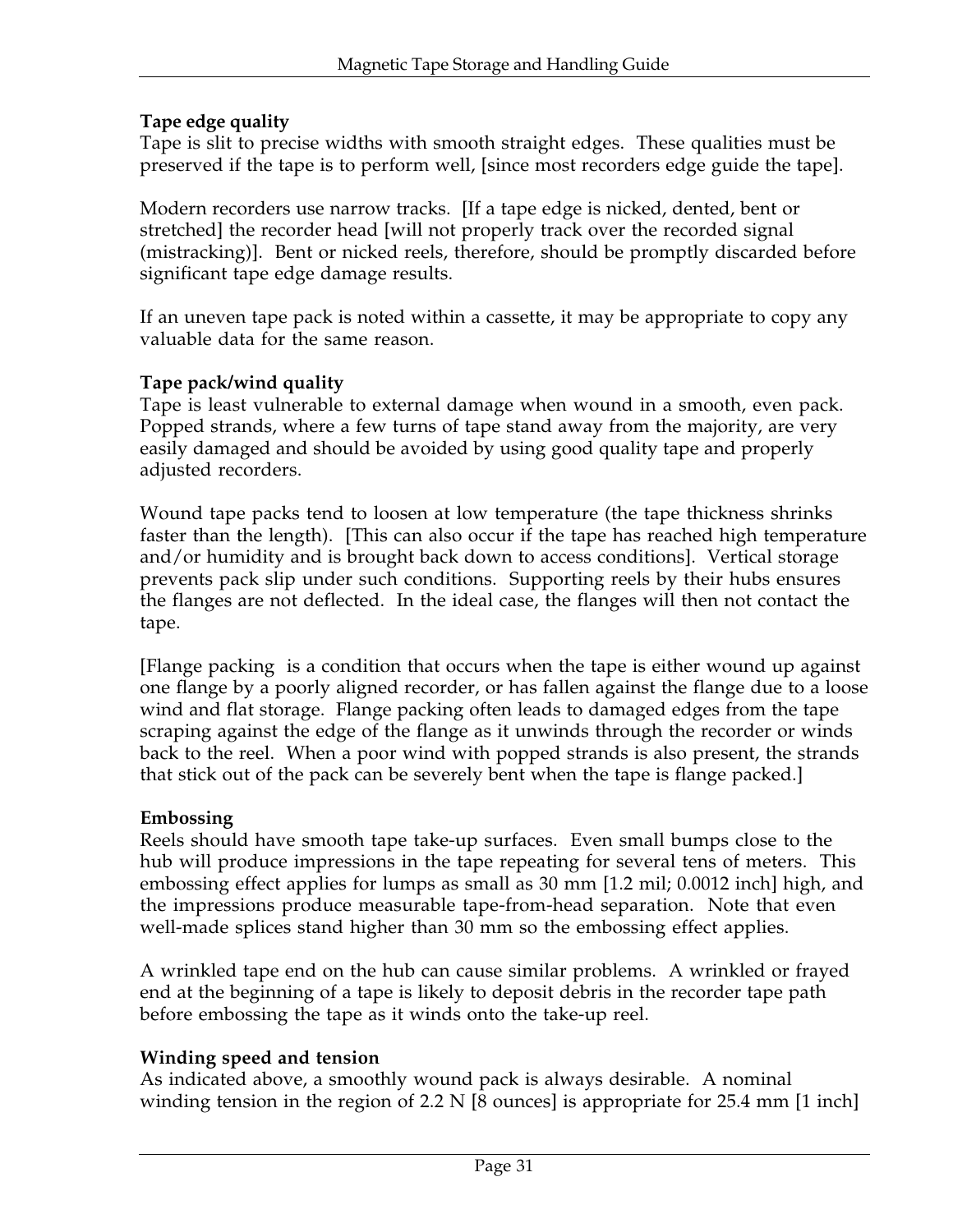**Tape edge quality**

Tape is slit to precise widths with smooth straight edges. These qualities must be preserved if the tape is to perform well, [since most recorders edge guide the tape].

Modern recorders use narrow tracks. [If a tape edge is nicked, dented, bent or stretched] the recorder head [will not properly track over the recorded signal (mistracking)]. Bent or nicked reels, therefore, should be promptly discarded before significant tape edge damage results.

If an uneven tape pack is noted within a cassette, it may be appropriate to copy any valuable data for the same reason.

**Tape pack/wind quality**

Tape is least vulnerable to external damage when wound in a smooth, even pack. Popped strands, where a few turns of tape stand away from the majority, are very easily damaged and should be avoided by using good quality tape and properly adjusted recorders.

Wound tape packs tend to loosen at low temperature (the tape thickness shrinks faster than the length). [This can also occur if the tape has reached high temperature and/or humidity and is brought back down to access conditions]. Vertical storage prevents pack slip under such conditions. Supporting reels by their hubs ensures the flanges are not deflected. In the ideal case, the flanges will then not contact the tape.

[Flange packing is a condition that occurs when the tape is either wound up against one flange by a poorly aligned recorder, or has fallen against the flange due to a loose wind and flat storage. Flange packing often leads to damaged edges from the tape scraping against the edge of the flange as it unwinds through the recorder or winds back to the reel. When a poor wind with popped strands is also present, the strands that stick out of the pack can be severely bent when the tape is flange packed.]

**Embossing**

Reels should have smooth tape take-up surfaces. Even small bumps close to the hub will produce impressions in the tape repeating for several tens of meters. This embossing effect applies for lumps as small as 30 mm [1.2 mil; 0.0012 inch] high, and the impressions produce measurable tape-from-head separation. Note that even well-made splices stand higher than 30 mm so the embossing effect applies.

A wrinkled tape end on the hub can cause similar problems. A wrinkled or frayed end at the beginning of a tape is likely to deposit debris in the recorder tape path before embossing the tape as it winds onto the take-up reel.

**Winding speed and tension**

As indicated above, a smoothly wound pack is always desirable. A nominal winding tension in the region of 2.2 N [8 ounces] is appropriate for 25.4 mm [1 inch]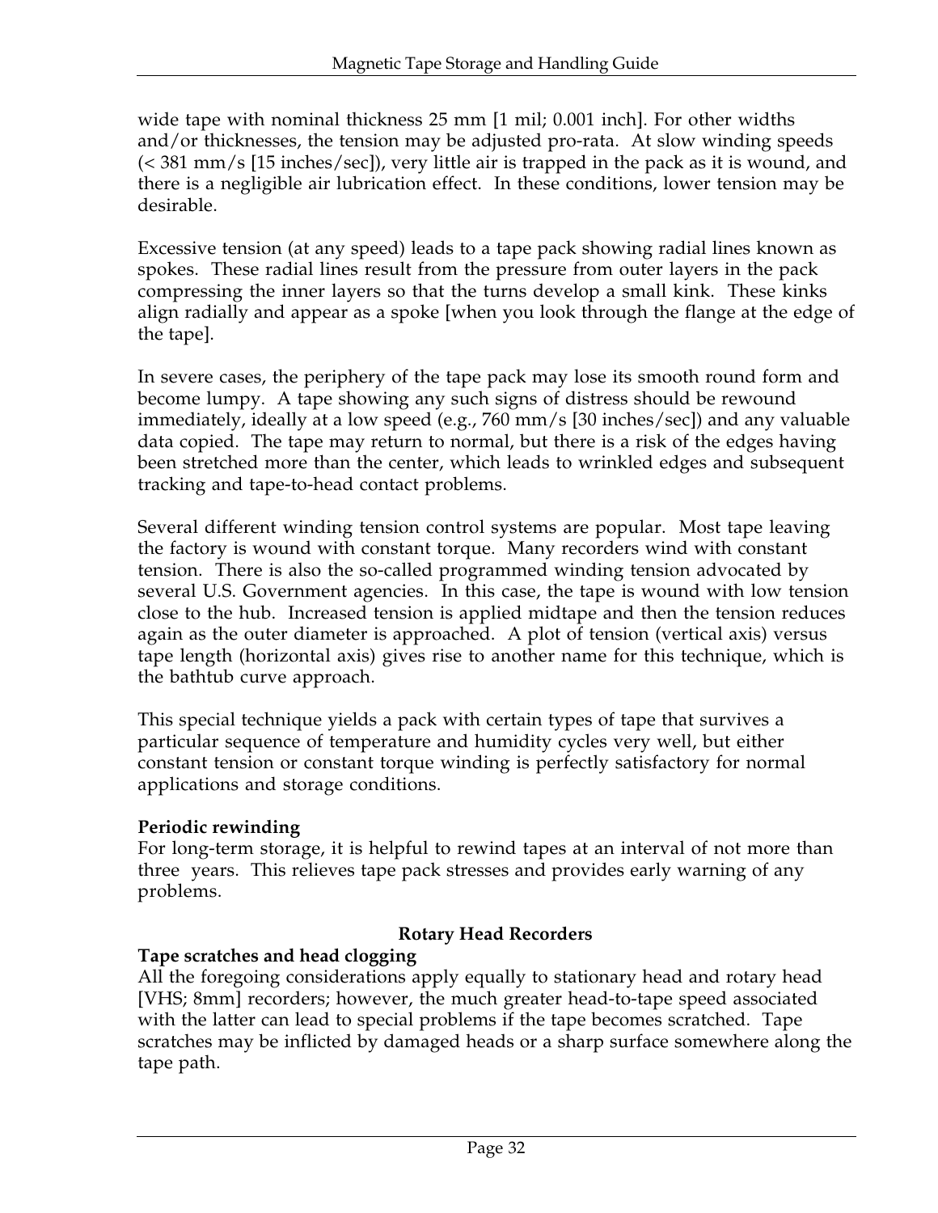wide tape with nominal thickness 25 mm [1 mil; 0.001 inch]. For other widths and/or thicknesses, the tension may be adjusted pro-rata. At slow winding speeds (< 381 mm/s [15 inches/sec]), very little air is trapped in the pack as it is wound, and there is a negligible air lubrication effect. In these conditions, lower tension may be desirable.

Excessive tension (at any speed) leads to a tape pack showing radial lines known as spokes. These radial lines result from the pressure from outer layers in the pack compressing the inner layers so that the turns develop a small kink. These kinks align radially and appear as a spoke [when you look through the flange at the edge of the tape].

In severe cases, the periphery of the tape pack may lose its smooth round form and become lumpy. A tape showing any such signs of distress should be rewound immediately, ideally at a low speed (e.g., 760 mm/s [30 inches/sec]) and any valuable data copied. The tape may return to normal, but there is a risk of the edges having been stretched more than the center, which leads to wrinkled edges and subsequent tracking and tape-to-head contact problems.

Several different winding tension control systems are popular. Most tape leaving the factory is wound with constant torque. Many recorders wind with constant tension. There is also the so-called programmed winding tension advocated by several U.S. Government agencies. In this case, the tape is wound with low tension close to the hub. Increased tension is applied midtape and then the tension reduces again as the outer diameter is approached. A plot of tension (vertical axis) versus tape length (horizontal axis) gives rise to another name for this technique, which is the bathtub curve approach.

This special technique yields a pack with certain types of tape that survives a particular sequence of temperature and humidity cycles very well, but either constant tension or constant torque winding is perfectly satisfactory for normal applications and storage conditions.

**Periodic rewinding**
For long-term storage, it is helpful to rewind tapes at an interval of not more than three years. This relieves tape pack stresses and provides early warning of any problems.

## Rotary Head Recorders

**Tape scratches and head clogging**
All the foregoing considerations apply equally to stationary head and rotary head [VHS; 8mm] recorders; however, the much greater head-to-tape speed associated with the latter can lead to special problems if the tape becomes scratched. Tape scratches may be inflicted by damaged heads or a sharp surface somewhere along the tape path.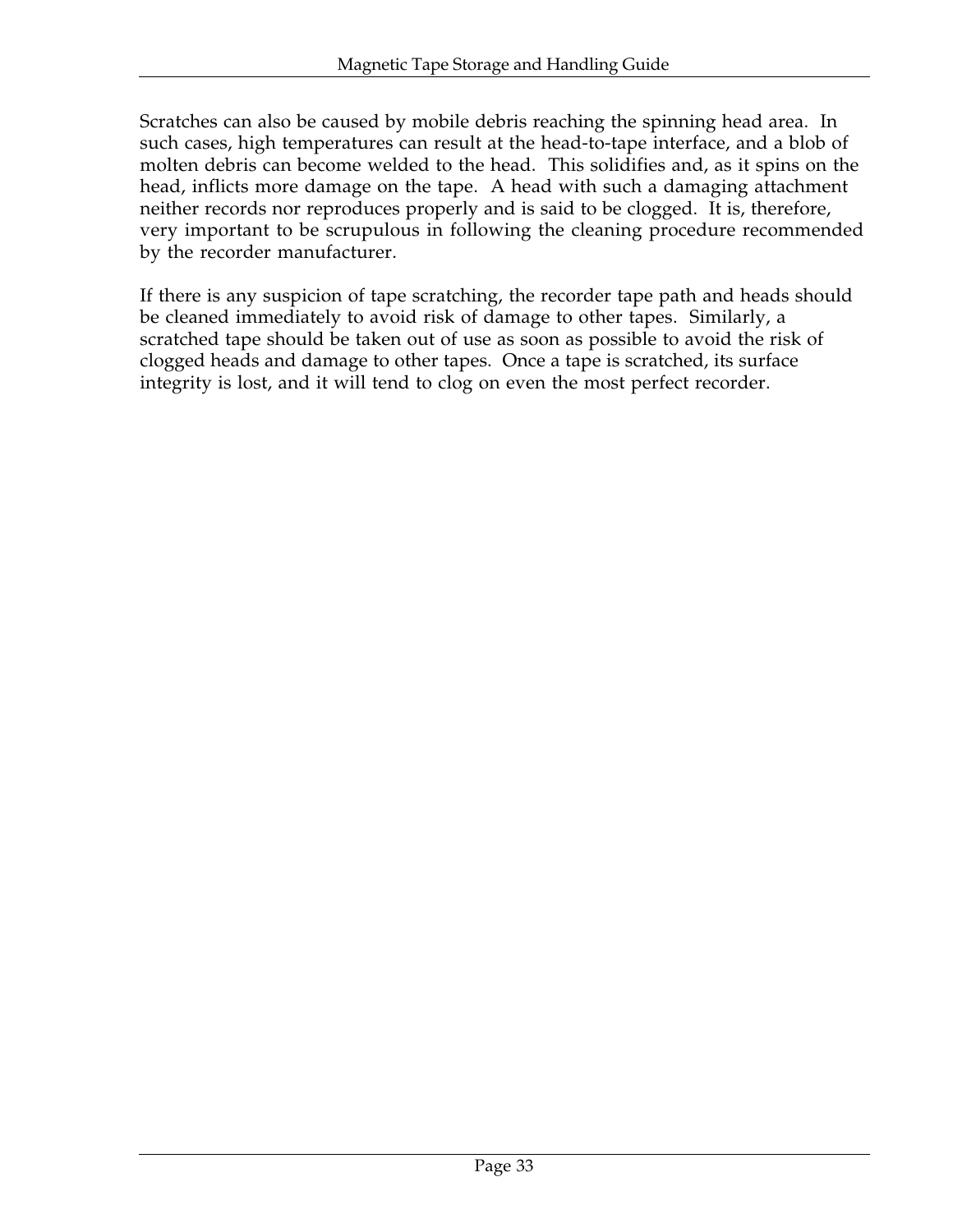Scratches can also be caused by mobile debris reaching the spinning head area. In such cases, high temperatures can result at the head-to-tape interface, and a blob of molten debris can become welded to the head. This solidifies and, as it spins on the head, inflicts more damage on the tape. A head with such a damaging attachment neither records nor reproduces properly and is said to be clogged. It is, therefore, very important to be scrupulous in following the cleaning procedure recommended by the recorder manufacturer.

If there is any suspicion of tape scratching, the recorder tape path and heads should be cleaned immediately to avoid risk of damage to other tapes. Similarly, a scratched tape should be taken out of use as soon as possible to avoid the risk of clogged heads and damage to other tapes. Once a tape is scratched, its surface integrity is lost, and it will tend to clog on even the most perfect recorder.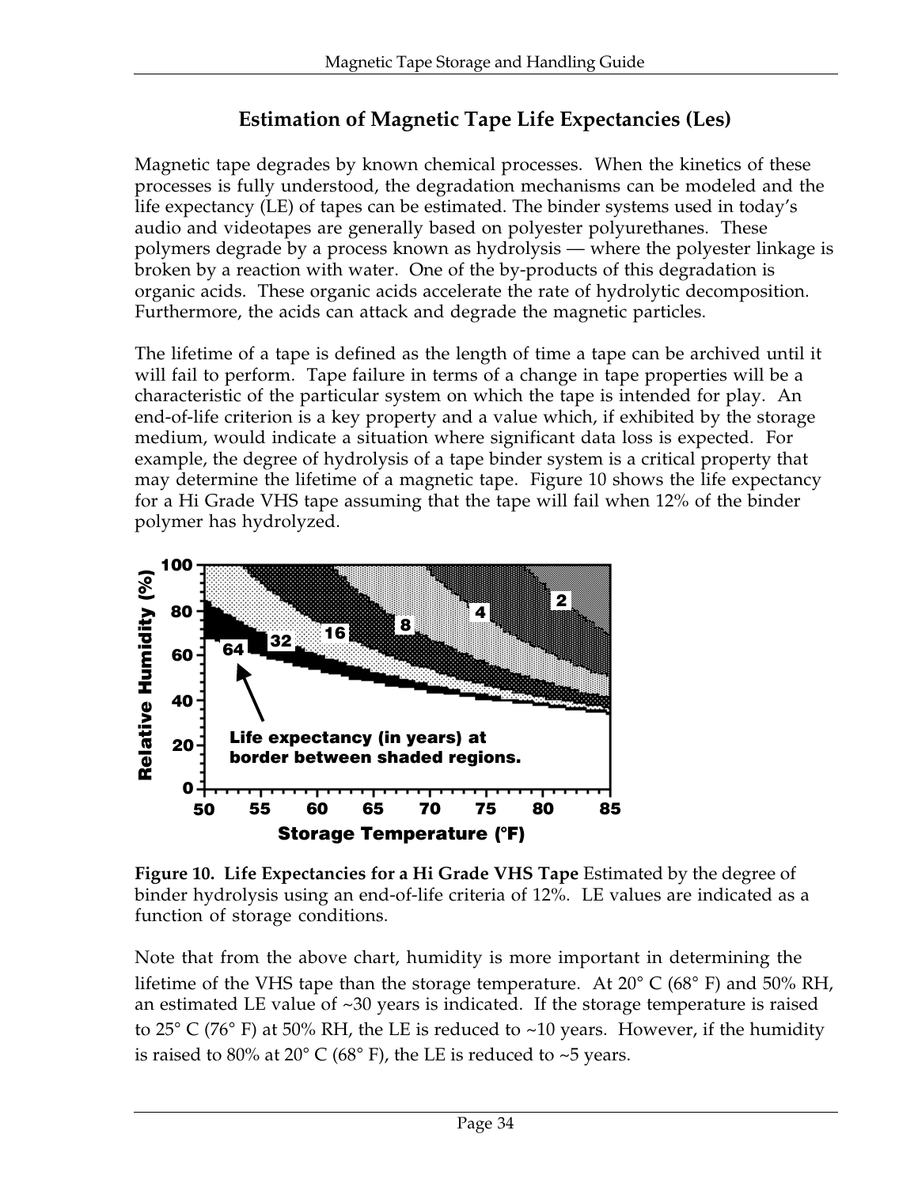## Estimation of Magnetic Tape Life Expectancies (Les)

Magnetic tape degrades by known chemical processes. When the kinetics of these processes is fully understood, the degradation mechanisms can be modeled and the life expectancy (LE) of tapes can be estimated. The binder systems used in today's audio and videotapes are generally based on polyester polyurethanes. These polymers degrade by a process known as hydrolysis — where the polyester linkage is broken by a reaction with water. One of the by-products of this degradation is organic acids. These organic acids accelerate the rate of hydrolytic decomposition. Furthermore, the acids can attack and degrade the magnetic particles.

The lifetime of a tape is defined as the length of time a tape can be archived until it will fail to perform. Tape failure in terms of a change in tape properties will be a characteristic of the particular system on which the tape is intended for play. An end-of-life criterion is a key property and a value which, if exhibited by the storage medium, would indicate a situation where significant data loss is expected. For example, the degree of hydrolysis of a tape binder system is a critical property that may determine the lifetime of a magnetic tape. Figure 10 shows the life expectancy for a Hi Grade VHS tape assuming that the tape will fail when 12% of the binder polymer has hydrolyzed.

**Figure 10. Life Expectancies for a Hi Grade VHS Tape** Estimated by the degree of binder hydrolysis using an end-of-life criteria of 12%. LE values are indicated as a function of storage conditions.

Note that from the above chart, humidity is more important in determining the lifetime of the VHS tape than the storage temperature. At 20° C (68° F) and 50% RH, an estimated LE value of ~30 years is indicated. If the storage temperature is raised to 25° C (76° F) at 50% RH, the LE is reduced to ~10 years. However, if the humidity is raised to 80% at 20° C (68° F), the LE is reduced to ~5 years.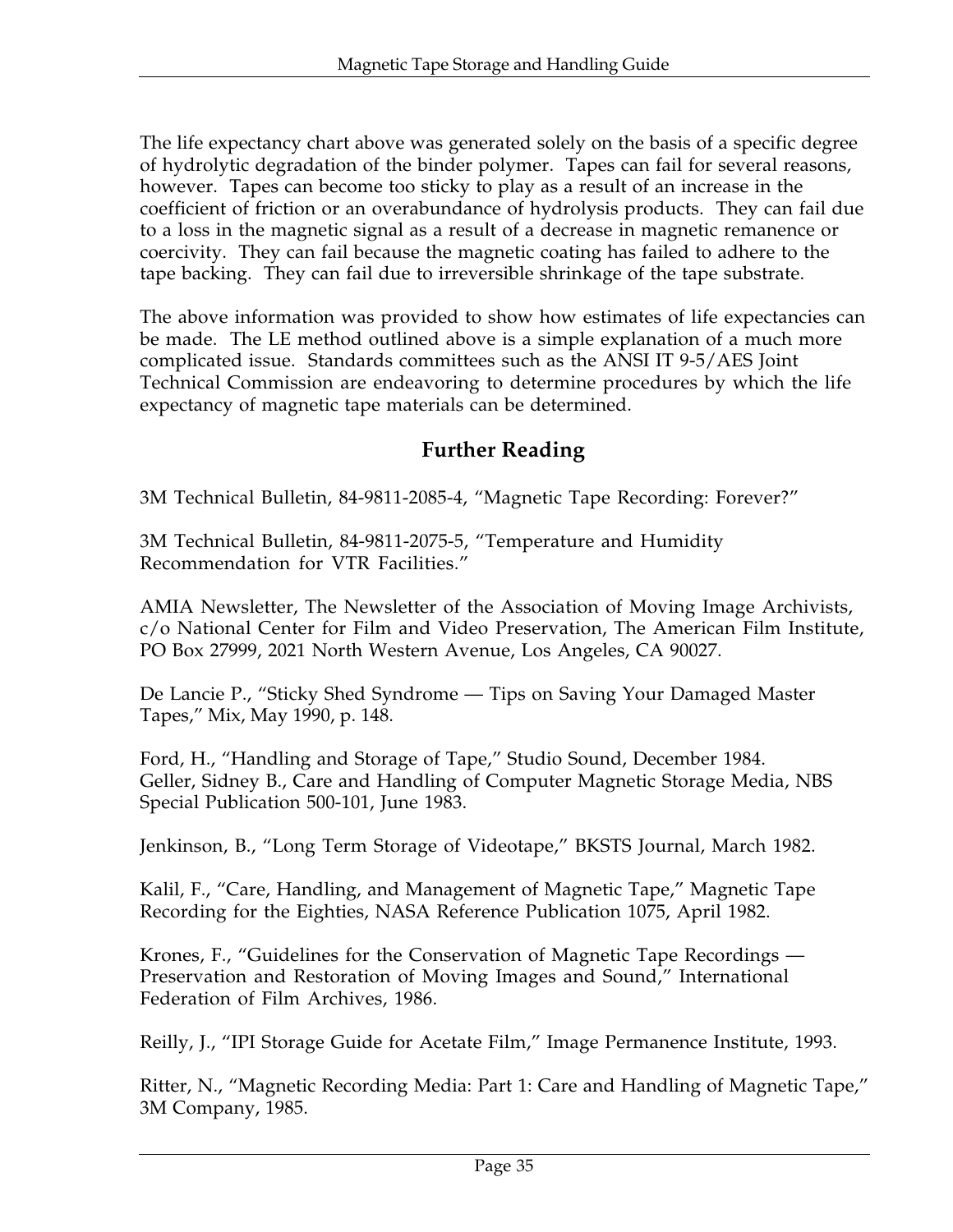The life expectancy chart above was generated solely on the basis of a specific degree of hydrolytic degradation of the binder polymer. Tapes can fail for several reasons, however. Tapes can become too sticky to play as a result of an increase in the coefficient of friction or an overabundance of hydrolysis products. They can fail due to a loss in the magnetic signal as a result of a decrease in magnetic remanence or coercivity. They can fail because the magnetic coating has failed to adhere to the tape backing. They can fail due to irreversible shrinkage of the tape substrate.

The above information was provided to show how estimates of life expectancies can be made. The LE method outlined above is a simple explanation of a much more complicated issue. Standards committees such as the ANSI IT 9-5/AES Joint Technical Commission are endeavoring to determine procedures by which the life expectancy of magnetic tape materials can be determined.

## Further Reading

3M Technical Bulletin, 84-9811-2085-4, "Magnetic Tape Recording: Forever?"

3M Technical Bulletin, 84-9811-2075-5, "Temperature and Humidity Recommendation for VTR Facilities."

AMIA Newsletter, The Newsletter of the Association of Moving Image Archivists, c/o National Center for Film and Video Preservation, The American Film Institute, PO Box 27999, 2021 North Western Avenue, Los Angeles, CA 90027.

De Lancie P., "Sticky Shed Syndrome — Tips on Saving Your Damaged Master Tapes," Mix, May 1990, p. 148.

Ford, H., "Handling and Storage of Tape," Studio Sound, December 1984.
Geller, Sidney B., Care and Handling of Computer Magnetic Storage Media, NBS Special Publication 500-101, June 1983.

Jenkinson, B., "Long Term Storage of Videotape," BKSTS Journal, March 1982.

Kalil, F., "Care, Handling, and Management of Magnetic Tape," Magnetic Tape Recording for the Eighties, NASA Reference Publication 1075, April 1982.

Krones, F., "Guidelines for the Conservation of Magnetic Tape Recordings — Preservation and Restoration of Moving Images and Sound," International Federation of Film Archives, 1986.

Reilly, J., "IPI Storage Guide for Acetate Film," Image Permanence Institute, 1993.

Ritter, N., "Magnetic Recording Media: Part 1: Care and Handling of Magnetic Tape," 3M Company, 1985.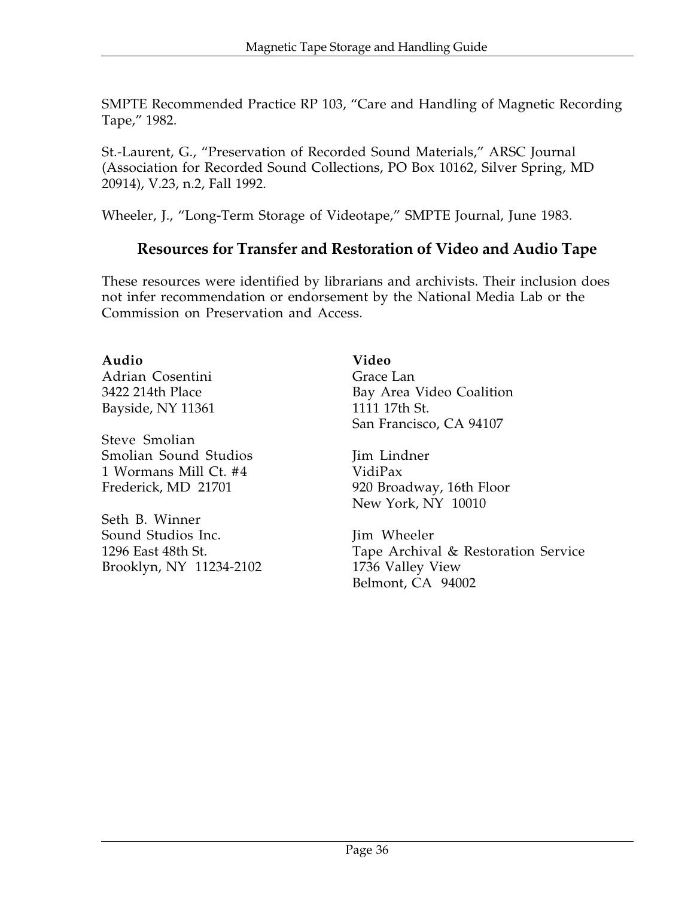SMPTE Recommended Practice RP 103, "Care and Handling of Magnetic Recording Tape," 1982.

St.-Laurent, G., "Preservation of Recorded Sound Materials," ARSC Journal (Association for Recorded Sound Collections, PO Box 10162, Silver Spring, MD 20914), V.23, n.2, Fall 1992.

Wheeler, J., "Long-Term Storage of Videotape," SMPTE Journal, June 1983.

## Resources for Transfer and Restoration of Video and Audio Tape

These resources were identified by librarians and archivists. Their inclusion does not infer recommendation or endorsement by the National Media Lab or the Commission on Preservation and Access.

**Audio**

Adrian Cosentini
3422 214th Place
Bayside, NY 11361

Steve Smolian
Smolian Sound Studios
1 Wormans Mill Ct. #4
Frederick, MD 21701

Seth B. Winner
Sound Studios Inc.
1296 East 48th St.
Brooklyn, NY 11234-2102

**Video**

Grace Lan
Bay Area Video Coalition
1111 17th St.
San Francisco, CA 94107

Jim Lindner
VidiPax
920 Broadway, 16th Floor
New York, NY 10010

Jim Wheeler
Tape Archival & Restoration Service
1736 Valley View
Belmont, CA 94002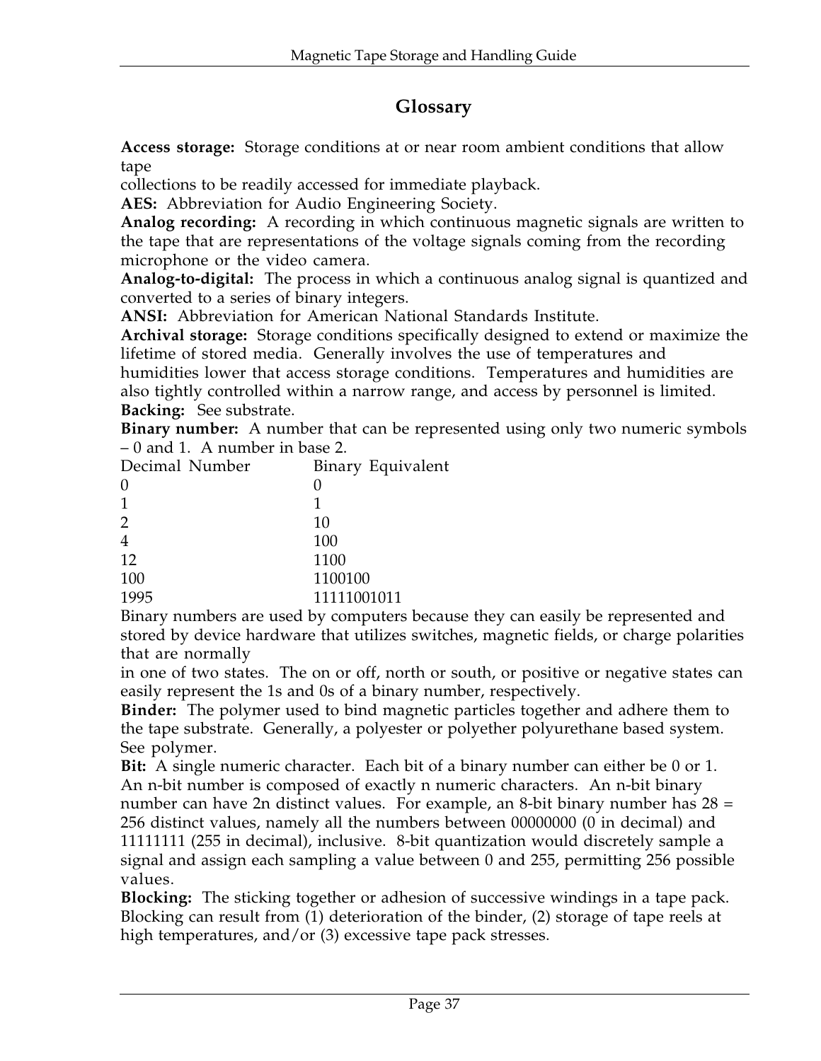## Glossary

**Access storage:** Storage conditions at or near room ambient conditions that allow tape collections to be readily accessed for immediate playback.

**AES:** Abbreviation for Audio Engineering Society.

**Analog recording:** A recording in which continuous magnetic signals are written to the tape that are representations of the voltage signals coming from the recording microphone or the video camera.

**Analog-to-digital:** The process in which a continuous analog signal is quantized and converted to a series of binary integers.

**ANSI:** Abbreviation for American National Standards Institute.

**Archival storage:** Storage conditions specifically designed to extend or maximize the lifetime of stored media. Generally involves the use of temperatures and humidities lower that access storage conditions. Temperatures and humidities are also tightly controlled within a narrow range, and access by personnel is limited.

**Backing:** See substrate.

**Binary number:** A number that can be represented using only two numeric symbols – 0 and 1. A number in base 2.

| Decimal Number | Binary Equivalent |
|---|---|
| 0 | 0 |
| 1 | 1 |
| 2 | 10 |
| 4 | 100 |
| 12 | 1100 |
| 100 | 1100100 |
| 1995 | 11111001011 |

Binary numbers are used by computers because they can easily be represented and stored by device hardware that utilizes switches, magnetic fields, or charge polarities that are normally in one of two states. The on or off, north or south, or positive or negative states can easily represent the 1s and 0s of a binary number, respectively.

**Binder:** The polymer used to bind magnetic particles together and adhere them to the tape substrate. Generally, a polyester or polyether polyurethane based system. See polymer.

**Bit:** A single numeric character. Each bit of a binary number can either be 0 or 1. An n-bit number is composed of exactly n numeric characters. An n-bit binary number can have 2n distinct values. For example, an 8-bit binary number has 28 = 256 distinct values, namely all the numbers between 00000000 (0 in decimal) and 11111111 (255 in decimal), inclusive. 8-bit quantization would discretely sample a signal and assign each sampling a value between 0 and 255, permitting 256 possible values.

**Blocking:** The sticking together or adhesion of successive windings in a tape pack. Blocking can result from (1) deterioration of the binder, (2) storage of tape reels at high temperatures, and/or (3) excessive tape pack stresses.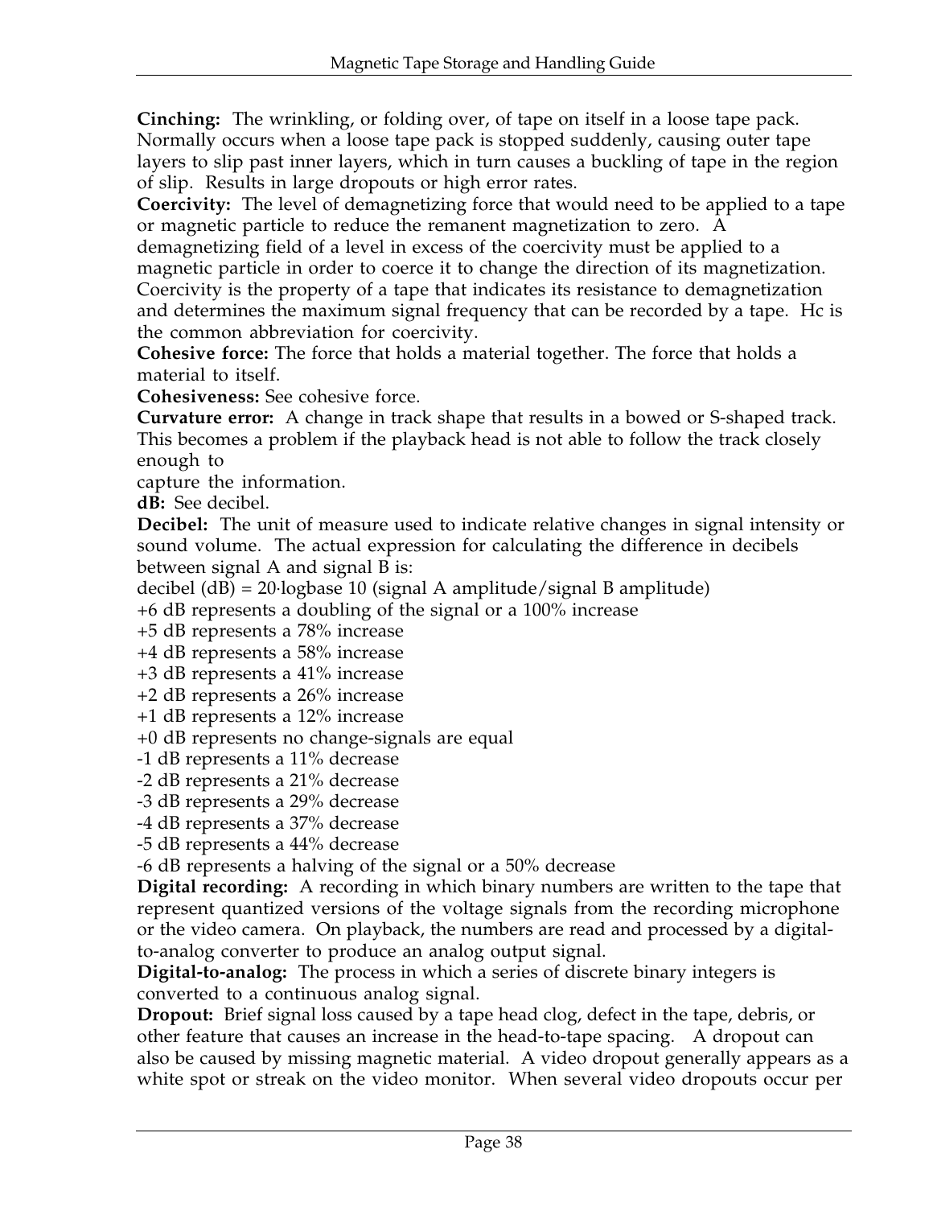**Cinching:** The wrinkling, or folding over, of tape on itself in a loose tape pack. Normally occurs when a loose tape pack is stopped suddenly, causing outer tape layers to slip past inner layers, which in turn causes a buckling of tape in the region of slip. Results in large dropouts or high error rates.

**Coercivity:** The level of demagnetizing force that would need to be applied to a tape or magnetic particle to reduce the remanent magnetization to zero. A demagnetizing field of a level in excess of the coercivity must be applied to a magnetic particle in order to coerce it to change the direction of its magnetization. Coercivity is the property of a tape that indicates its resistance to demagnetization and determines the maximum signal frequency that can be recorded by a tape. Hc is the common abbreviation for coercivity.

**Cohesive force:** The force that holds a material together. The force that holds a material to itself.

**Cohesiveness:** See cohesive force.

**Curvature error:** A change in track shape that results in a bowed or S-shaped track. This becomes a problem if the playback head is not able to follow the track closely enough to capture the information.

**dB:** See decibel.

**Decibel:** The unit of measure used to indicate relative changes in signal intensity or sound volume. The actual expression for calculating the difference in decibels between signal A and signal B is:

decibel (dB) = 20·logbase 10 (signal A amplitude/signal B amplitude)

+6 dB represents a doubling of the signal or a 100% increase
+5 dB represents a 78% increase
+4 dB represents a 58% increase
+3 dB represents a 41% increase
+2 dB represents a 26% increase
+1 dB represents a 12% increase
+0 dB represents no change-signals are equal
-1 dB represents a 11% decrease
-2 dB represents a 21% decrease
-3 dB represents a 29% decrease
-4 dB represents a 37% decrease
-5 dB represents a 44% decrease
-6 dB represents a halving of the signal or a 50% decrease

**Digital recording:** A recording in which binary numbers are written to the tape that represent quantized versions of the voltage signals from the recording microphone or the video camera. On playback, the numbers are read and processed by a digital-to-analog converter to produce an analog output signal.

**Digital-to-analog:** The process in which a series of discrete binary integers is converted to a continuous analog signal.

**Dropout:** Brief signal loss caused by a tape head clog, defect in the tape, debris, or other feature that causes an increase in the head-to-tape spacing. A dropout can also be caused by missing magnetic material. A video dropout generally appears as a white spot or streak on the video monitor. When several video dropouts occur per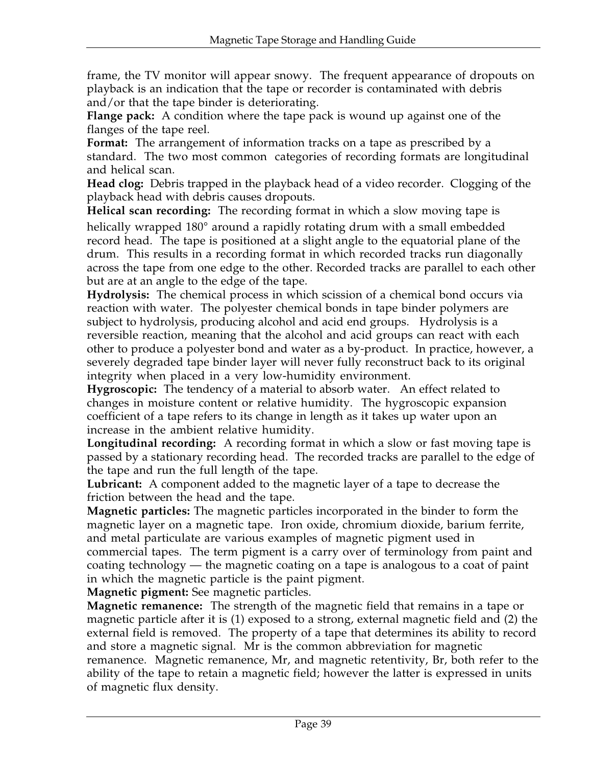frame, the TV monitor will appear snowy. The frequent appearance of dropouts on playback is an indication that the tape or recorder is contaminated with debris and/or that the tape binder is deteriorating.

**Flange pack:** A condition where the tape pack is wound up against one of the flanges of the tape reel.

**Format:** The arrangement of information tracks on a tape as prescribed by a standard. The two most common categories of recording formats are longitudinal and helical scan.

**Head clog:** Debris trapped in the playback head of a video recorder. Clogging of the playback head with debris causes dropouts.

**Helical scan recording:** The recording format in which a slow moving tape is helically wrapped 180° around a rapidly rotating drum with a small embedded record head. The tape is positioned at a slight angle to the equatorial plane of the drum. This results in a recording format in which recorded tracks run diagonally across the tape from one edge to the other. Recorded tracks are parallel to each other but are at an angle to the edge of the tape.

**Hydrolysis:** The chemical process in which scission of a chemical bond occurs via reaction with water. The polyester chemical bonds in tape binder polymers are subject to hydrolysis, producing alcohol and acid end groups. Hydrolysis is a reversible reaction, meaning that the alcohol and acid groups can react with each other to produce a polyester bond and water as a by-product. In practice, however, a severely degraded tape binder layer will never fully reconstruct back to its original integrity when placed in a very low-humidity environment.

**Hygroscopic:** The tendency of a material to absorb water. An effect related to changes in moisture content or relative humidity. The hygroscopic expansion coefficient of a tape refers to its change in length as it takes up water upon an increase in the ambient relative humidity.

**Longitudinal recording:** A recording format in which a slow or fast moving tape is passed by a stationary recording head. The recorded tracks are parallel to the edge of the tape and run the full length of the tape.

**Lubricant:** A component added to the magnetic layer of a tape to decrease the friction between the head and the tape.

**Magnetic particles:** The magnetic particles incorporated in the binder to form the magnetic layer on a magnetic tape. Iron oxide, chromium dioxide, barium ferrite, and metal particulate are various examples of magnetic pigment used in commercial tapes. The term pigment is a carry over of terminology from paint and coating technology — the magnetic coating on a tape is analogous to a coat of paint in which the magnetic particle is the paint pigment.

**Magnetic pigment:** See magnetic particles.

**Magnetic remanence:** The strength of the magnetic field that remains in a tape or magnetic particle after it is (1) exposed to a strong, external magnetic field and (2) the external field is removed. The property of a tape that determines its ability to record and store a magnetic signal. Mr is the common abbreviation for magnetic remanence. Magnetic remanence, Mr, and magnetic retentivity, Br, both refer to the ability of the tape to retain a magnetic field; however the latter is expressed in units of magnetic flux density.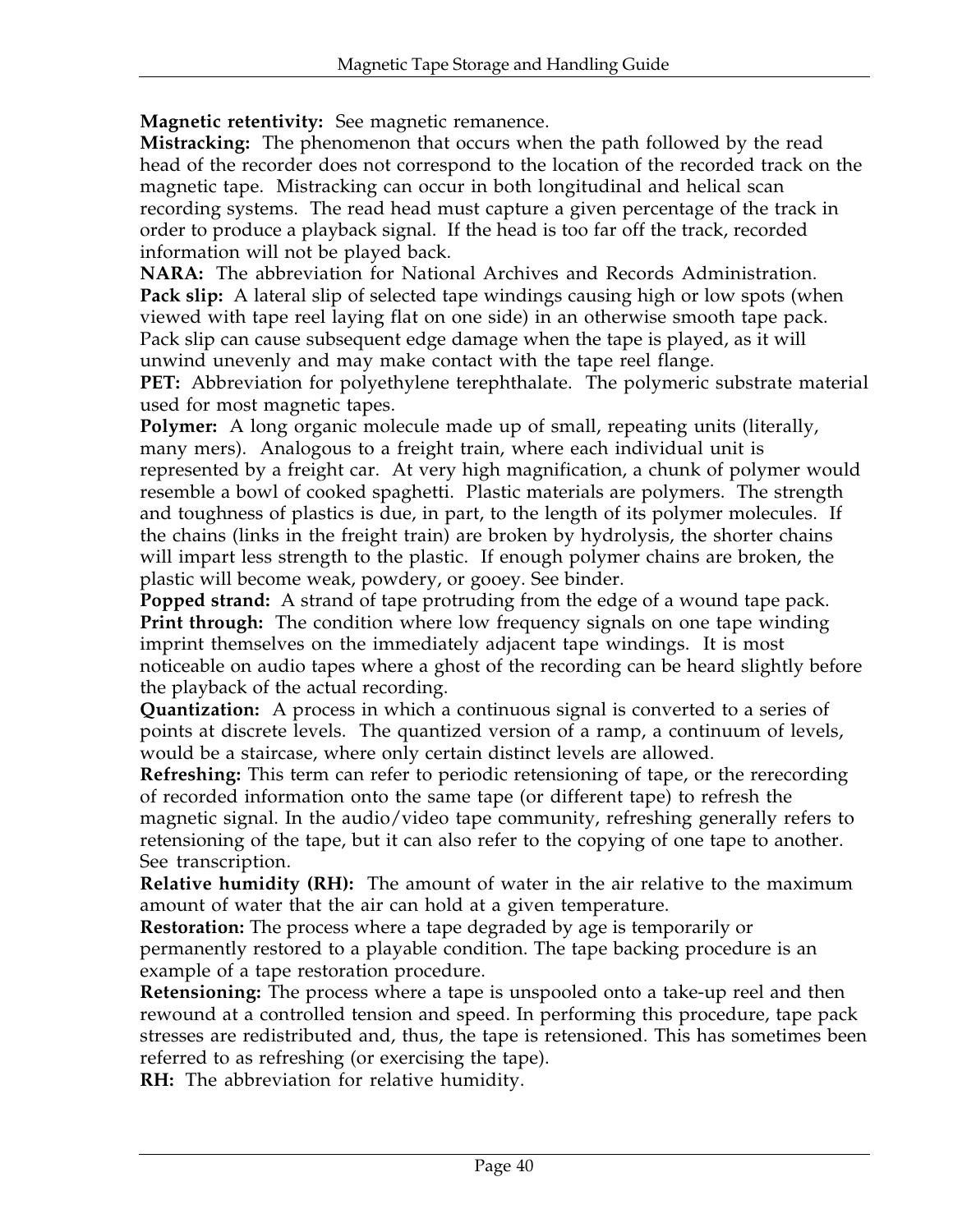**Magnetic retentivity:** See magnetic remanence.

**Mistracking:** The phenomenon that occurs when the path followed by the read head of the recorder does not correspond to the location of the recorded track on the magnetic tape. Mistracking can occur in both longitudinal and helical scan recording systems. The read head must capture a given percentage of the track in order to produce a playback signal. If the head is too far off the track, recorded information will not be played back.

**NARA:** The abbreviation for National Archives and Records Administration.

**Pack slip:** A lateral slip of selected tape windings causing high or low spots (when viewed with tape reel laying flat on one side) in an otherwise smooth tape pack. Pack slip can cause subsequent edge damage when the tape is played, as it will unwind unevenly and may make contact with the tape reel flange.

**PET:** Abbreviation for polyethylene terephthalate. The polymeric substrate material used for most magnetic tapes.

**Polymer:** A long organic molecule made up of small, repeating units (literally, many mers). Analogous to a freight train, where each individual unit is represented by a freight car. At very high magnification, a chunk of polymer would resemble a bowl of cooked spaghetti. Plastic materials are polymers. The strength and toughness of plastics is due, in part, to the length of its polymer molecules. If the chains (links in the freight train) are broken by hydrolysis, the shorter chains will impart less strength to the plastic. If enough polymer chains are broken, the plastic will become weak, powdery, or gooey. See binder.

**Popped strand:** A strand of tape protruding from the edge of a wound tape pack.

**Print through:** The condition where low frequency signals on one tape winding imprint themselves on the immediately adjacent tape windings. It is most noticeable on audio tapes where a ghost of the recording can be heard slightly before the playback of the actual recording.

**Quantization:** A process in which a continuous signal is converted to a series of points at discrete levels. The quantized version of a ramp, a continuum of levels, would be a staircase, where only certain distinct levels are allowed.

**Refreshing:** This term can refer to periodic retensioning of tape, or the rerecording of recorded information onto the same tape (or different tape) to refresh the magnetic signal. In the audio/video tape community, refreshing generally refers to retensioning of the tape, but it can also refer to the copying of one tape to another. See transcription.

**Relative humidity (RH):** The amount of water in the air relative to the maximum amount of water that the air can hold at a given temperature.

**Restoration:** The process where a tape degraded by age is temporarily or permanently restored to a playable condition. The tape backing procedure is an example of a tape restoration procedure.

**Retensioning:** The process where a tape is unspooled onto a take-up reel and then rewound at a controlled tension and speed. In performing this procedure, tape pack stresses are redistributed and, thus, the tape is retensioned. This has sometimes been referred to as refreshing (or exercising the tape).

**RH:** The abbreviation for relative humidity.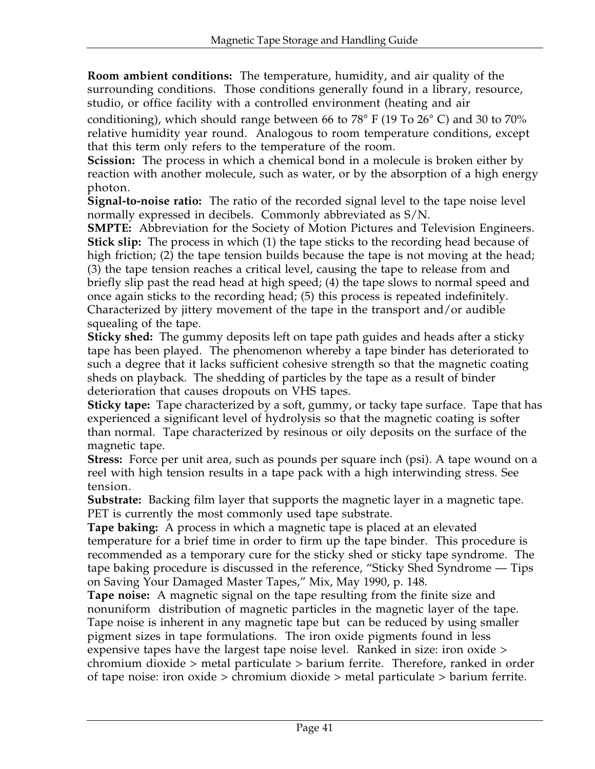**Room ambient conditions:** The temperature, humidity, and air quality of the surrounding conditions. Those conditions generally found in a library, resource, studio, or office facility with a controlled environment (heating and air conditioning), which should range between 66 to 78° F (19 To 26° C) and 30 to 70% relative humidity year round. Analogous to room temperature conditions, except that this term only refers to the temperature of the room.

**Scission:** The process in which a chemical bond in a molecule is broken either by reaction with another molecule, such as water, or by the absorption of a high energy photon.

**Signal-to-noise ratio:** The ratio of the recorded signal level to the tape noise level normally expressed in decibels. Commonly abbreviated as S/N.

**SMPTE:** Abbreviation for the Society of Motion Pictures and Television Engineers.

**Stick slip:** The process in which (1) the tape sticks to the recording head because of high friction; (2) the tape tension builds because the tape is not moving at the head; (3) the tape tension reaches a critical level, causing the tape to release from and briefly slip past the read head at high speed; (4) the tape slows to normal speed and once again sticks to the recording head; (5) this process is repeated indefinitely. Characterized by jittery movement of the tape in the transport and/or audible squealing of the tape.

**Sticky shed:** The gummy deposits left on tape path guides and heads after a sticky tape has been played. The phenomenon whereby a tape binder has deteriorated to such a degree that it lacks sufficient cohesive strength so that the magnetic coating sheds on playback. The shedding of particles by the tape as a result of binder deterioration that causes dropouts on VHS tapes.

**Sticky tape:** Tape characterized by a soft, gummy, or tacky tape surface. Tape that has experienced a significant level of hydrolysis so that the magnetic coating is softer than normal. Tape characterized by resinous or oily deposits on the surface of the magnetic tape.

**Stress:** Force per unit area, such as pounds per square inch (psi). A tape wound on a reel with high tension results in a tape pack with a high interwinding stress. See tension.

**Substrate:** Backing film layer that supports the magnetic layer in a magnetic tape. PET is currently the most commonly used tape substrate.

**Tape baking:** A process in which a magnetic tape is placed at an elevated temperature for a brief time in order to firm up the tape binder. This procedure is recommended as a temporary cure for the sticky shed or sticky tape syndrome. The tape baking procedure is discussed in the reference, "Sticky Shed Syndrome — Tips on Saving Your Damaged Master Tapes," Mix, May 1990, p. 148.

**Tape noise:** A magnetic signal on the tape resulting from the finite size and nonuniform distribution of magnetic particles in the magnetic layer of the tape. Tape noise is inherent in any magnetic tape but can be reduced by using smaller pigment sizes in tape formulations. The iron oxide pigments found in less expensive tapes have the largest tape noise level. Ranked in size: iron oxide > chromium dioxide > metal particulate > barium ferrite. Therefore, ranked in order of tape noise: iron oxide > chromium dioxide > metal particulate > barium ferrite.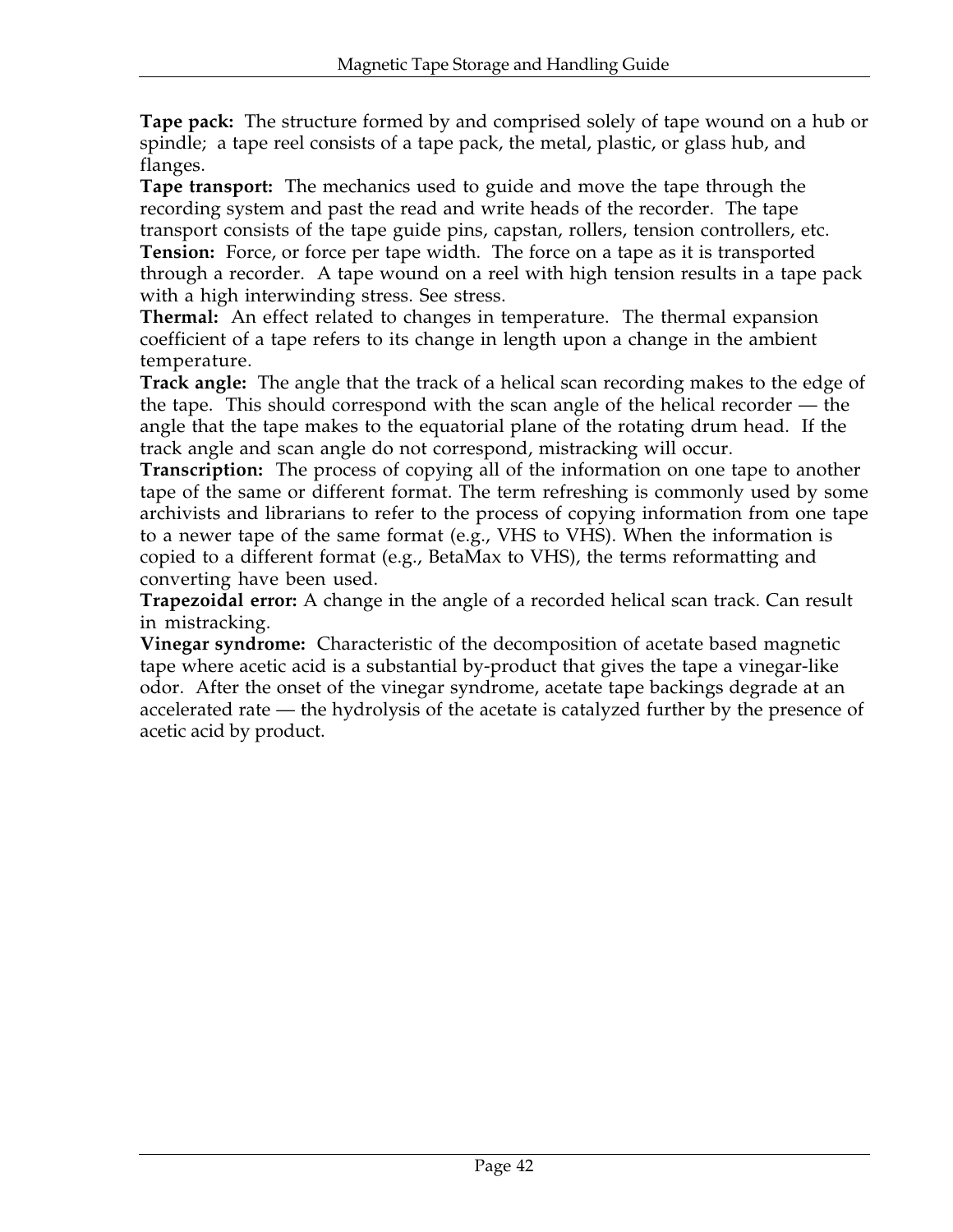**Tape pack:** The structure formed by and comprised solely of tape wound on a hub or spindle; a tape reel consists of a tape pack, the metal, plastic, or glass hub, and flanges.

**Tape transport:** The mechanics used to guide and move the tape through the recording system and past the read and write heads of the recorder. The tape transport consists of the tape guide pins, capstan, rollers, tension controllers, etc.

**Tension:** Force, or force per tape width. The force on a tape as it is transported through a recorder. A tape wound on a reel with high tension results in a tape pack with a high interwinding stress. See stress.

**Thermal:** An effect related to changes in temperature. The thermal expansion coefficient of a tape refers to its change in length upon a change in the ambient temperature.

**Track angle:** The angle that the track of a helical scan recording makes to the edge of the tape. This should correspond with the scan angle of the helical recorder — the angle that the tape makes to the equatorial plane of the rotating drum head. If the track angle and scan angle do not correspond, mistracking will occur.

**Transcription:** The process of copying all of the information on one tape to another tape of the same or different format. The term refreshing is commonly used by some archivists and librarians to refer to the process of copying information from one tape to a newer tape of the same format (e.g., VHS to VHS). When the information is copied to a different format (e.g., BetaMax to VHS), the terms reformatting and converting have been used.

**Trapezoidal error:** A change in the angle of a recorded helical scan track. Can result in mistracking.

**Vinegar syndrome:** Characteristic of the decomposition of acetate based magnetic tape where acetic acid is a substantial by-product that gives the tape a vinegar-like odor. After the onset of the vinegar syndrome, acetate tape backings degrade at an accelerated rate — the hydrolysis of the acetate is catalyzed further by the presence of acetic acid by product.